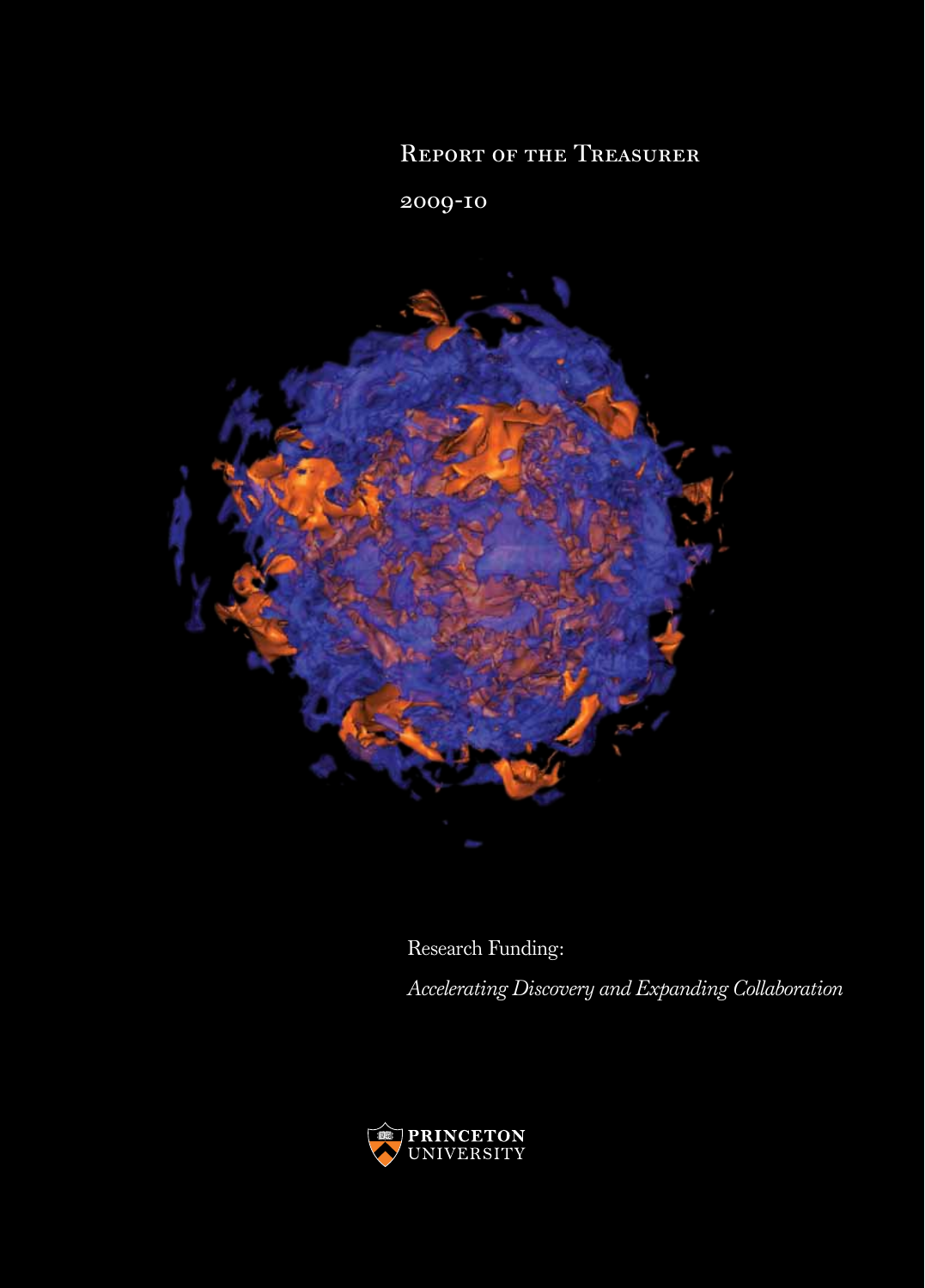# Report of the Treasurer

2009-10

Research Funding:

*Accelerating Discovery and Expanding Collaboration*

PRINCETON UNIVERSITY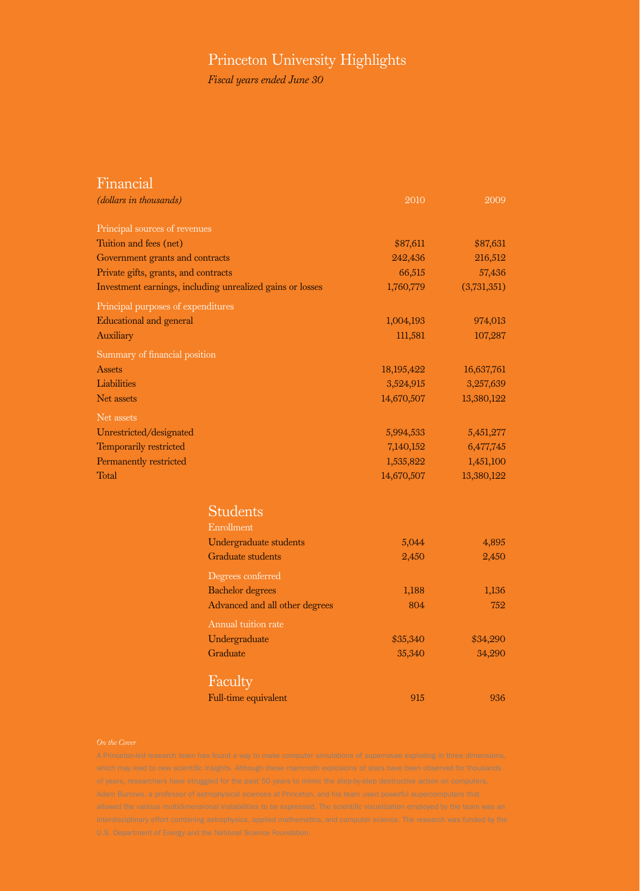# Princeton University Highlights

*Fiscal years ended June 30*

## Financial

| *(dollars in thousands)* | 2010 | 2009 |
|---|---|---|
| Principal sources of revenues | | |
| Tuition and fees (net) | $87,611 | $87,631 |
| Government grants and contracts | 242,436 | 216,512 |
| Private gifts, grants, and contracts | 66,515 | 57,436 |
| Investment earnings, including unrealized gains or losses | 1,760,779 | (3,731,351) |
| Principal purposes of expenditures | | |
| Educational and general | 1,004,193 | 974,013 |
| Auxiliary | 111,581 | 107,287 |
| Summary of financial position | | |
| Assets | 18,195,422 | 16,637,761 |
| Liabilities | 3,524,915 | 3,257,639 |
| Net assets | 14,670,507 | 13,380,122 |
| Net assets | | |
| Unrestricted/designated | 5,994,533 | 5,451,277 |
| Temporarily restricted | 7,140,152 | 6,477,745 |
| Permanently restricted | 1,535,822 | 1,451,100 |
| Total | 14,670,507 | 13,380,122 |

## Students

| | 2010 | 2009 |
|---|---|---|
| Enrollment | | |
| Undergraduate students | 5,044 | 4,895 |
| Graduate students | 2,450 | 2,450 |
| Degrees conferred | | |
| Bachelor degrees | 1,188 | 1,136 |
| Advanced and all other degrees | 804 | 752 |
| Annual tuition rate | | |
| Undergraduate | $35,340 | $34,290 |
| Graduate | 35,340 | 34,290 |

## Faculty

| | 2010 | 2009 |
|---|---|---|
| Full-time equivalent | 915 | 936 |

*On the Cover*

A Princeton-led research team has found a way to make computer simulations of supernovae exploding in three dimensions, which may lead to new scientific insights. Although these mammoth explosions of stars have been observed for thousands of years, researchers have struggled for the past 50 years to mimic the step-by-step destructive action on computers. Adam Burrows, a professor of astrophysical sciences at Princeton, and his team used powerful supercomputers that allowed the various multidimensional instabilities to be expressed. The scientific visualization employed by the team was an interdisciplinary effort combining astrophysics, applied mathematics, and computer science. The research was funded by the U.S. Department of Energy and the National Science Foundation.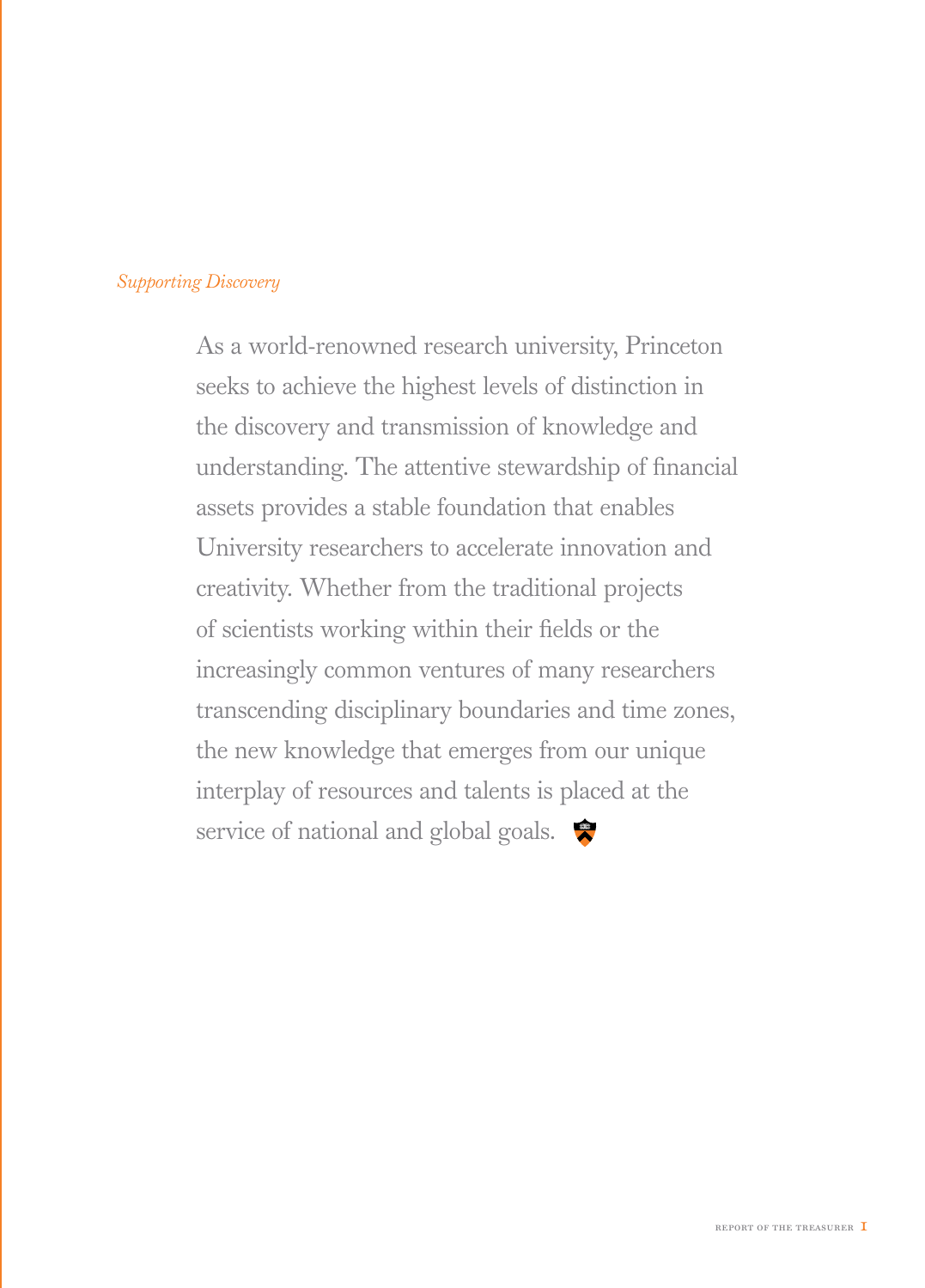*Supporting Discovery*

As a world-renowned research university, Princeton seeks to achieve the highest levels of distinction in the discovery and transmission of knowledge and understanding. The attentive stewardship of financial assets provides a stable foundation that enables University researchers to accelerate innovation and creativity. Whether from the traditional projects of scientists working within their fields or the increasingly common ventures of many researchers transcending disciplinary boundaries and time zones, the new knowledge that emerges from our unique interplay of resources and talents is placed at the service of national and global goals.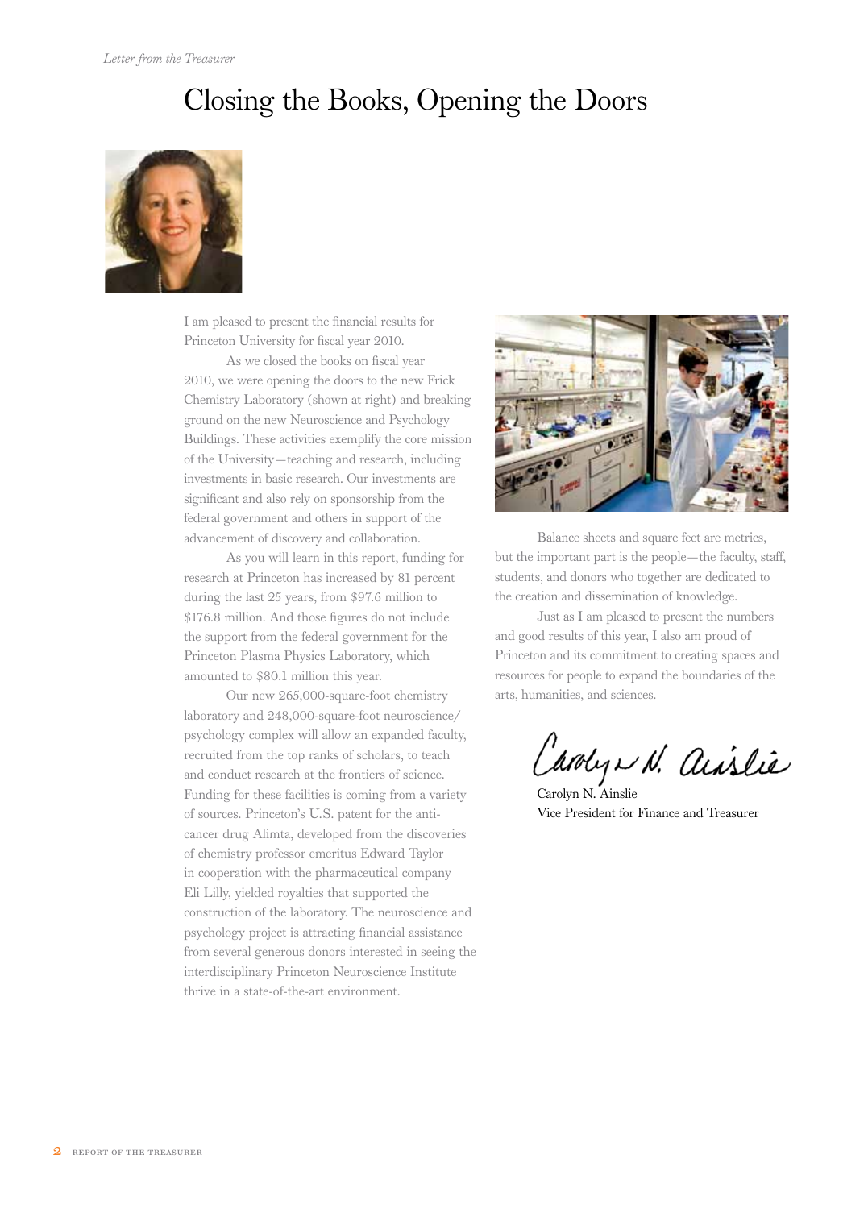*Letter from the Treasurer*

# Closing the Books, Opening the Doors

I am pleased to present the financial results for Princeton University for fiscal year 2010.

As we closed the books on fiscal year 2010, we were opening the doors to the new Frick Chemistry Laboratory (shown at right) and breaking ground on the new Neuroscience and Psychology Buildings. These activities exemplify the core mission of the University—teaching and research, including investments in basic research. Our investments are significant and also rely on sponsorship from the federal government and others in support of the advancement of discovery and collaboration.

As you will learn in this report, funding for research at Princeton has increased by 81 percent during the last 25 years, from $97.6 million to $176.8 million. And those figures do not include the support from the federal government for the Princeton Plasma Physics Laboratory, which amounted to $80.1 million this year.

Our new 265,000-square-foot chemistry laboratory and 248,000-square-foot neuroscience/psychology complex will allow an expanded faculty, recruited from the top ranks of scholars, to teach and conduct research at the frontiers of science. Funding for these facilities is coming from a variety of sources. Princeton's U.S. patent for the anti-cancer drug Alimta, developed from the discoveries of chemistry professor emeritus Edward Taylor in cooperation with the pharmaceutical company Eli Lilly, yielded royalties that supported the construction of the laboratory. The neuroscience and psychology project is attracting financial assistance from several generous donors interested in seeing the interdisciplinary Princeton Neuroscience Institute thrive in a state-of-the-art environment.

Balance sheets and square feet are metrics, but the important part is the people—the faculty, staff, students, and donors who together are dedicated to the creation and dissemination of knowledge.

Just as I am pleased to present the numbers and good results of this year, I also am proud of Princeton and its commitment to creating spaces and resources for people to expand the boundaries of the arts, humanities, and sciences.

Carolyn N. Ainslie
Vice President for Finance and Treasurer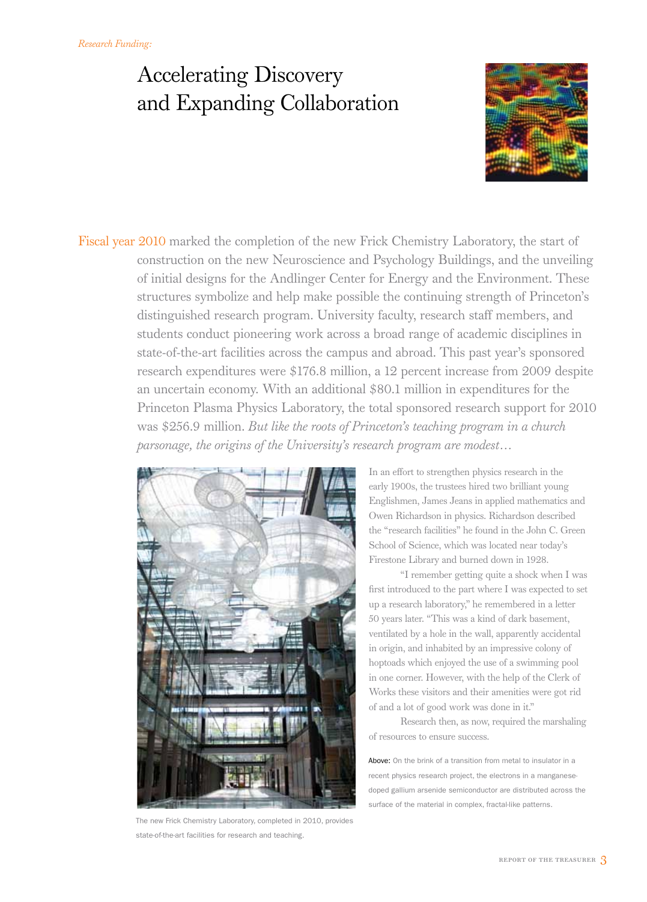*Research Funding:*

# Accelerating Discovery and Expanding Collaboration

Fiscal year 2010 marked the completion of the new Frick Chemistry Laboratory, the start of construction on the new Neuroscience and Psychology Buildings, and the unveiling of initial designs for the Andlinger Center for Energy and the Environment. These structures symbolize and help make possible the continuing strength of Princeton's distinguished research program. University faculty, research staff members, and students conduct pioneering work across a broad range of academic disciplines in state-of-the-art facilities across the campus and abroad. This past year's sponsored research expenditures were $176.8 million, a 12 percent increase from 2009 despite an uncertain economy. With an additional $80.1 million in expenditures for the Princeton Plasma Physics Laboratory, the total sponsored research support for 2010 was $256.9 million. *But like the roots of Princeton's teaching program in a church parsonage, the origins of the University's research program are modest…*

The new Frick Chemistry Laboratory, completed in 2010, provides state-of-the-art facilities for research and teaching.

In an effort to strengthen physics research in the early 1900s, the trustees hired two brilliant young Englishmen, James Jeans in applied mathematics and Owen Richardson in physics. Richardson described the "research facilities" he found in the John C. Green School of Science, which was located near today's Firestone Library and burned down in 1928.

"I remember getting quite a shock when I was first introduced to the part where I was expected to set up a research laboratory," he remembered in a letter 50 years later. "This was a kind of dark basement, ventilated by a hole in the wall, apparently accidental in origin, and inhabited by an impressive colony of hoptoads which enjoyed the use of a swimming pool in one corner. However, with the help of the Clerk of Works these visitors and their amenities were got rid of and a lot of good work was done in it."

Research then, as now, required the marshaling of resources to ensure success.

Above: On the brink of a transition from metal to insulator in a recent physics research project, the electrons in a manganese-doped gallium arsenide semiconductor are distributed across the surface of the material in complex, fractal-like patterns.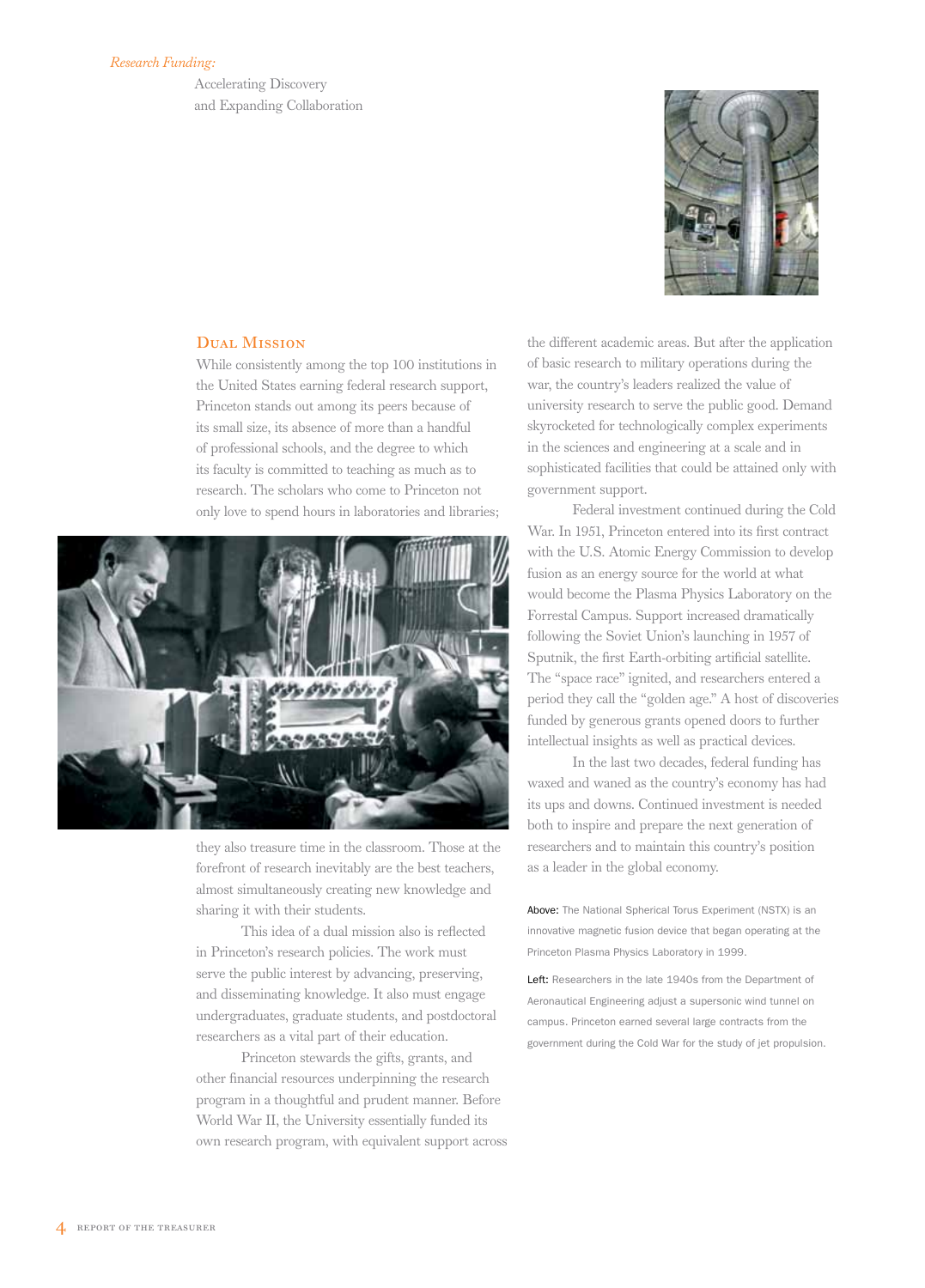*Research Funding:*

Accelerating Discovery
and Expanding Collaboration

## Dual Mission

While consistently among the top 100 institutions in the United States earning federal research support, Princeton stands out among its peers because of its small size, its absence of more than a handful of professional schools, and the degree to which its faculty is committed to teaching as much as to research. The scholars who come to Princeton not only love to spend hours in laboratories and libraries; they also treasure time in the classroom. Those at the forefront of research inevitably are the best teachers, almost simultaneously creating new knowledge and sharing it with their students.

This idea of a dual mission also is reflected in Princeton's research policies. The work must serve the public interest by advancing, preserving, and disseminating knowledge. It also must engage undergraduates, graduate students, and postdoctoral researchers as a vital part of their education.

Princeton stewards the gifts, grants, and other financial resources underpinning the research program in a thoughtful and prudent manner. Before World War II, the University essentially funded its own research program, with equivalent support across the different academic areas. But after the application of basic research to military operations during the war, the country's leaders realized the value of university research to serve the public good. Demand skyrocketed for technologically complex experiments in the sciences and engineering at a scale and in sophisticated facilities that could be attained only with government support.

Federal investment continued during the Cold War. In 1951, Princeton entered into its first contract with the U.S. Atomic Energy Commission to develop fusion as an energy source for the world at what would become the Plasma Physics Laboratory on the Forrestal Campus. Support increased dramatically following the Soviet Union's launching in 1957 of Sputnik, the first Earth-orbiting artificial satellite. The "space race" ignited, and researchers entered a period they call the "golden age." A host of discoveries funded by generous grants opened doors to further intellectual insights as well as practical devices.

In the last two decades, federal funding has waxed and waned as the country's economy has had its ups and downs. Continued investment is needed both to inspire and prepare the next generation of researchers and to maintain this country's position as a leader in the global economy.

**Above:** The National Spherical Torus Experiment (NSTX) is an innovative magnetic fusion device that began operating at the Princeton Plasma Physics Laboratory in 1999.

**Left:** Researchers in the late 1940s from the Department of Aeronautical Engineering adjust a supersonic wind tunnel on campus. Princeton earned several large contracts from the government during the Cold War for the study of jet propulsion.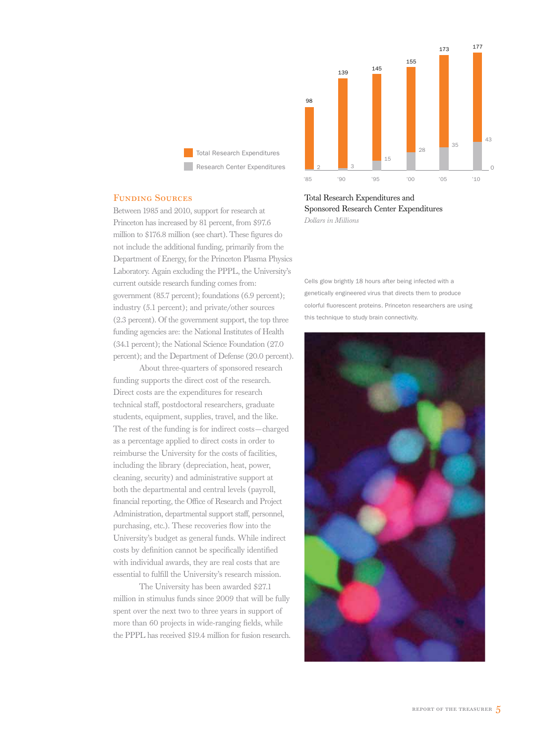## Funding Sources

Between 1985 and 2010, support for research at Princeton has increased by 81 percent, from $97.6 million to $176.8 million (see chart). These figures do not include the additional funding, primarily from the Department of Energy, for the Princeton Plasma Physics Laboratory. Again excluding the PPPL, the University's current outside research funding comes from: government (85.7 percent); foundations (6.9 percent); industry (5.1 percent); and private/other sources (2.3 percent). Of the government support, the top three funding agencies are: the National Institutes of Health (34.1 percent); the National Science Foundation (27.0 percent); and the Department of Defense (20.0 percent).

About three-quarters of sponsored research funding supports the direct cost of the research. Direct costs are the expenditures for research technical staff, postdoctoral researchers, graduate students, equipment, supplies, travel, and the like. The rest of the funding is for indirect costs—charged as a percentage applied to direct costs in order to reimburse the University for the costs of facilities, including the library (depreciation, heat, power, cleaning, security) and administrative support at both the departmental and central levels (payroll, financial reporting, the Office of Research and Project Administration, departmental support staff, personnel, purchasing, etc.). These recoveries flow into the University's budget as general funds. While indirect costs by definition cannot be specifically identified with individual awards, they are real costs that are essential to fulfill the University's research mission.

The University has been awarded $27.1 million in stimulus funds since 2009 that will be fully spent over the next two to three years in support of more than 60 projects in wide-ranging fields, while the PPPL has received $19.4 million for fusion research.

| Year | Total Research Expenditures | Research Center Expenditures |
|---|---|---|
| '85 | 98 | 2 |
| '90 | 139 | 3 |
| '95 | 145 | 15 |
| '00 | 155 | 28 |
| '05 | 173 | 35 |
| '10 | 177 | 43 |

Total Research Expenditures and Sponsored Research Center Expenditures
*Dollars in Millions*

Cells glow brightly 18 hours after being infected with a genetically engineered virus that directs them to produce colorful fluorescent proteins. Princeton researchers are using this technique to study brain connectivity.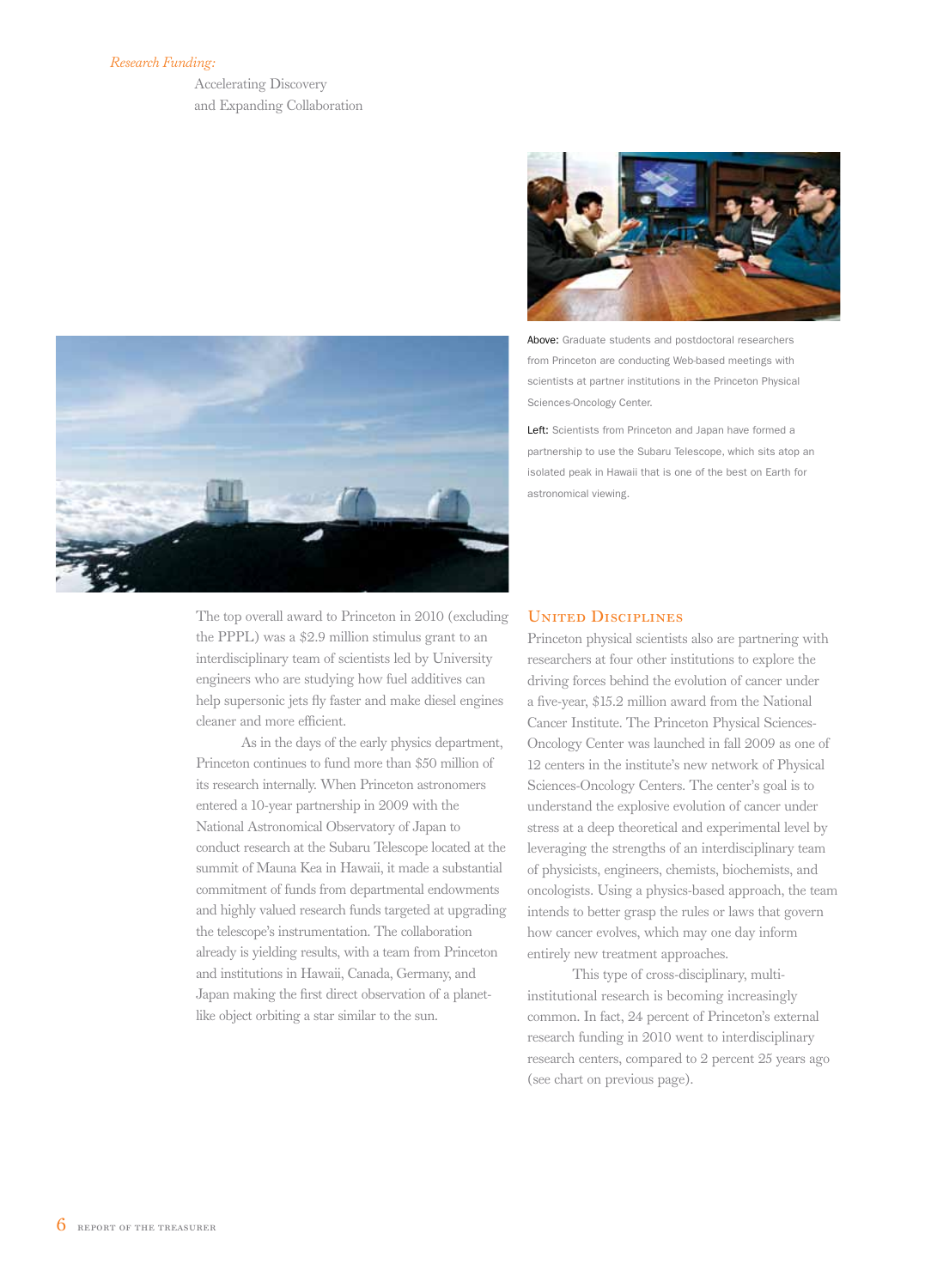*Research Funding:*

Accelerating Discovery and Expanding Collaboration

**Above:** Graduate students and postdoctoral researchers from Princeton are conducting Web-based meetings with scientists at partner institutions in the Princeton Physical Sciences-Oncology Center.

**Left:** Scientists from Princeton and Japan have formed a partnership to use the Subaru Telescope, which sits atop an isolated peak in Hawaii that is one of the best on Earth for astronomical viewing.

The top overall award to Princeton in 2010 (excluding the PPPL) was a $2.9 million stimulus grant to an interdisciplinary team of scientists led by University engineers who are studying how fuel additives can help supersonic jets fly faster and make diesel engines cleaner and more efficient.

As in the days of the early physics department, Princeton continues to fund more than $50 million of its research internally. When Princeton astronomers entered a 10-year partnership in 2009 with the National Astronomical Observatory of Japan to conduct research at the Subaru Telescope located at the summit of Mauna Kea in Hawaii, it made a substantial commitment of funds from departmental endowments and highly valued research funds targeted at upgrading the telescope's instrumentation. The collaboration already is yielding results, with a team from Princeton and institutions in Hawaii, Canada, Germany, and Japan making the first direct observation of a planet-like object orbiting a star similar to the sun.

## United Disciplines

Princeton physical scientists also are partnering with researchers at four other institutions to explore the driving forces behind the evolution of cancer under a five-year, $15.2 million award from the National Cancer Institute. The Princeton Physical Sciences-Oncology Center was launched in fall 2009 as one of 12 centers in the institute's new network of Physical Sciences-Oncology Centers. The center's goal is to understand the explosive evolution of cancer under stress at a deep theoretical and experimental level by leveraging the strengths of an interdisciplinary team of physicists, engineers, chemists, biochemists, and oncologists. Using a physics-based approach, the team intends to better grasp the rules or laws that govern how cancer evolves, which may one day inform entirely new treatment approaches.

This type of cross-disciplinary, multi-institutional research is becoming increasingly common. In fact, 24 percent of Princeton's external research funding in 2010 went to interdisciplinary research centers, compared to 2 percent 25 years ago (see chart on previous page).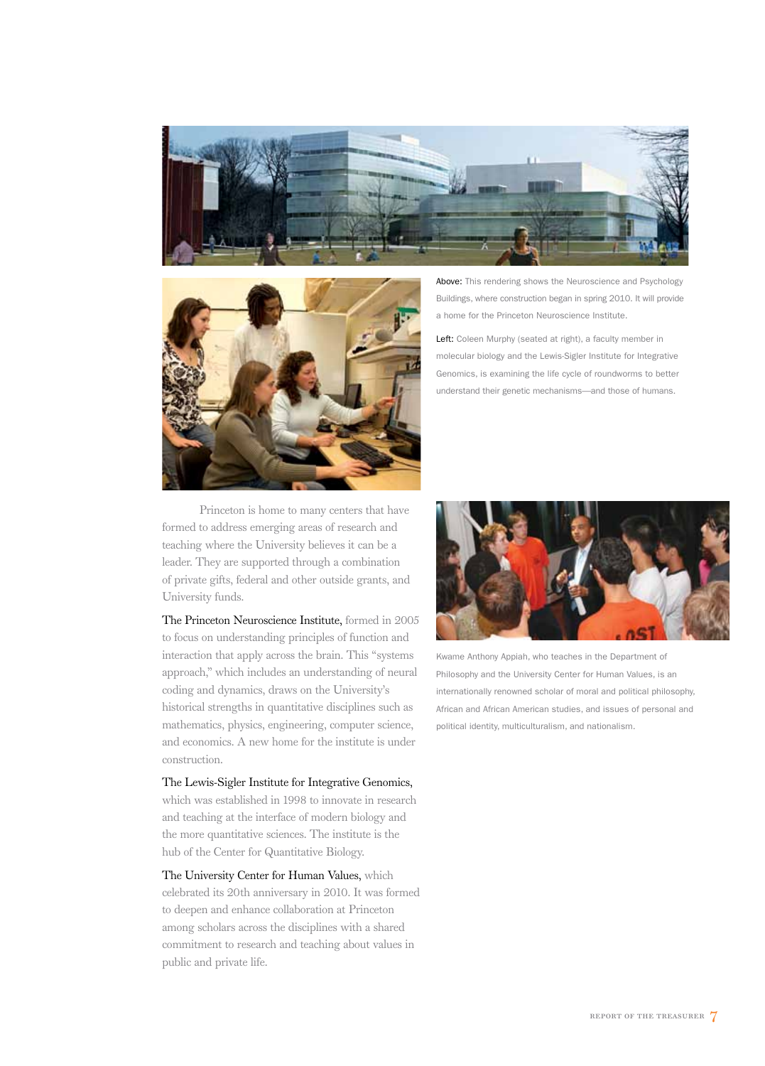**Above:** This rendering shows the Neuroscience and Psychology Buildings, where construction began in spring 2010. It will provide a home for the Princeton Neuroscience Institute.

**Left:** Coleen Murphy (seated at right), a faculty member in molecular biology and the Lewis-Sigler Institute for Integrative Genomics, is examining the life cycle of roundworms to better understand their genetic mechanisms—and those of humans.

Princeton is home to many centers that have formed to address emerging areas of research and teaching where the University believes it can be a leader. They are supported through a combination of private gifts, federal and other outside grants, and University funds.

The Princeton Neuroscience Institute, formed in 2005 to focus on understanding principles of function and interaction that apply across the brain. This "systems approach," which includes an understanding of neural coding and dynamics, draws on the University's historical strengths in quantitative disciplines such as mathematics, physics, engineering, computer science, and economics. A new home for the institute is under construction.

The Lewis-Sigler Institute for Integrative Genomics, which was established in 1998 to innovate in research and teaching at the interface of modern biology and the more quantitative sciences. The institute is the hub of the Center for Quantitative Biology.

The University Center for Human Values, which celebrated its 20th anniversary in 2010. It was formed to deepen and enhance collaboration at Princeton among scholars across the disciplines with a shared commitment to research and teaching about values in public and private life.

Kwame Anthony Appiah, who teaches in the Department of Philosophy and the University Center for Human Values, is an internationally renowned scholar of moral and political philosophy, African and African American studies, and issues of personal and political identity, multiculturalism, and nationalism.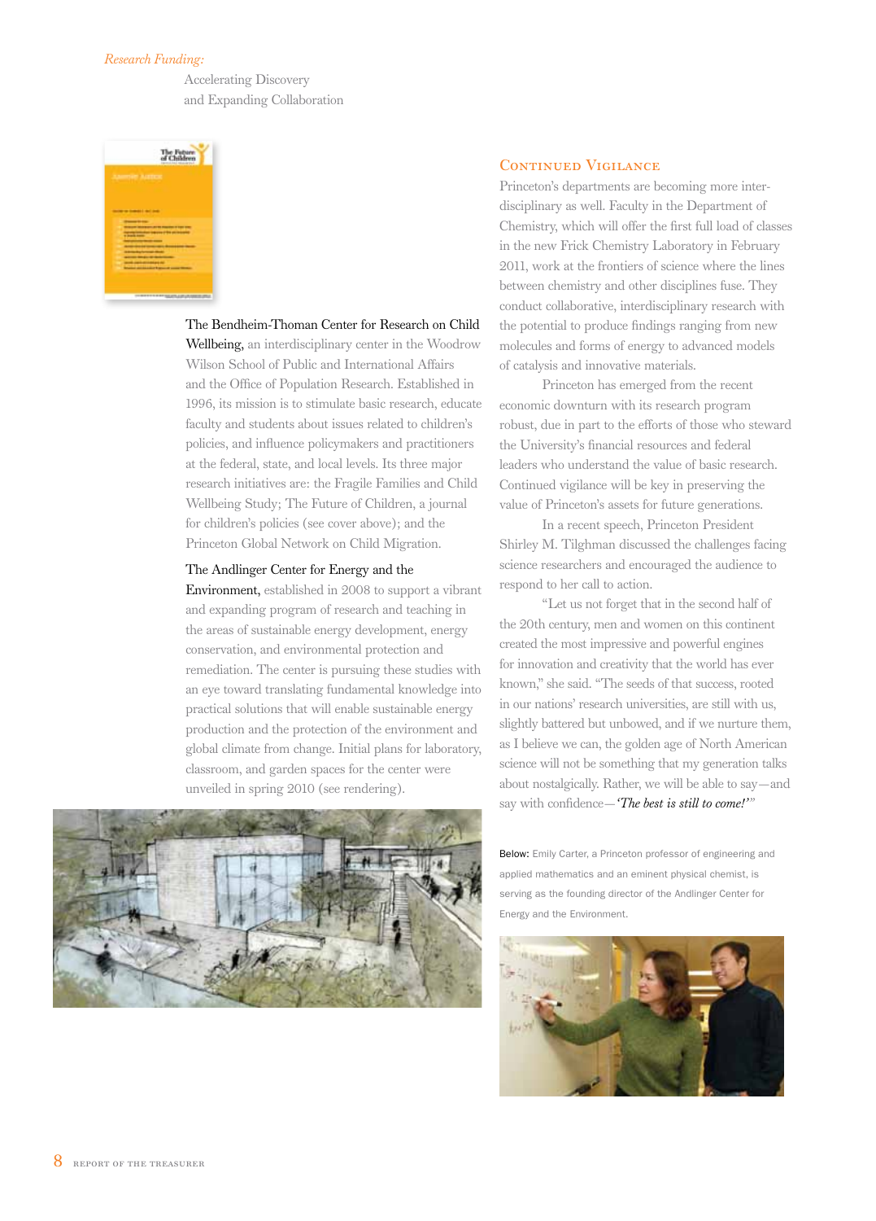*Research Funding:*

Accelerating Discovery
and Expanding Collaboration

The Bendheim-Thoman Center for Research on Child Wellbeing, an interdisciplinary center in the Woodrow Wilson School of Public and International Affairs and the Office of Population Research. Established in 1996, its mission is to stimulate basic research, educate faculty and students about issues related to children's policies, and influence policymakers and practitioners at the federal, state, and local levels. Its three major research initiatives are: the Fragile Families and Child Wellbeing Study; The Future of Children, a journal for children's policies (see cover above); and the Princeton Global Network on Child Migration.

The Andlinger Center for Energy and the Environment, established in 2008 to support a vibrant and expanding program of research and teaching in the areas of sustainable energy development, energy conservation, and environmental protection and remediation. The center is pursuing these studies with an eye toward translating fundamental knowledge into practical solutions that will enable sustainable energy production and the protection of the environment and global climate from change. Initial plans for laboratory, classroom, and garden spaces for the center were unveiled in spring 2010 (see rendering).

## Continued Vigilance

Princeton's departments are becoming more interdisciplinary as well. Faculty in the Department of Chemistry, which will offer the first full load of classes in the new Frick Chemistry Laboratory in February 2011, work at the frontiers of science where the lines between chemistry and other disciplines fuse. They conduct collaborative, interdisciplinary research with the potential to produce findings ranging from new molecules and forms of energy to advanced models of catalysis and innovative materials.

Princeton has emerged from the recent economic downturn with its research program robust, due in part to the efforts of those who steward the University's financial resources and federal leaders who understand the value of basic research. Continued vigilance will be key in preserving the value of Princeton's assets for future generations.

In a recent speech, Princeton President Shirley M. Tilghman discussed the challenges facing science researchers and encouraged the audience to respond to her call to action.

"Let us not forget that in the second half of the 20th century, men and women on this continent created the most impressive and powerful engines for innovation and creativity that the world has ever known," she said. "The seeds of that success, rooted in our nations' research universities, are still with us, slightly battered but unbowed, and if we nurture them, as I believe we can, the golden age of North American science will not be something that my generation talks about nostalgically. Rather, we will be able to say—and say with confidence—*'The best is still to come!'*"

Below: Emily Carter, a Princeton professor of engineering and applied mathematics and an eminent physical chemist, is serving as the founding director of the Andlinger Center for Energy and the Environment.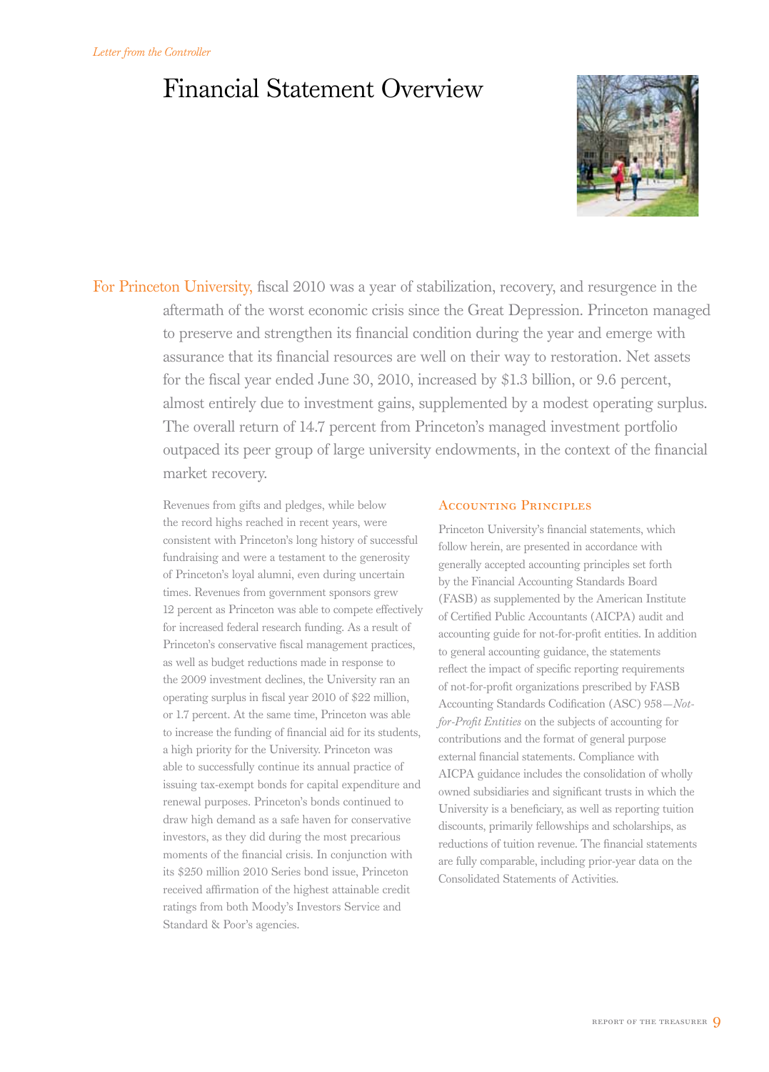*Letter from the Controller*

# Financial Statement Overview

For Princeton University, fiscal 2010 was a year of stabilization, recovery, and resurgence in the aftermath of the worst economic crisis since the Great Depression. Princeton managed to preserve and strengthen its financial condition during the year and emerge with assurance that its financial resources are well on their way to restoration. Net assets for the fiscal year ended June 30, 2010, increased by $1.3 billion, or 9.6 percent, almost entirely due to investment gains, supplemented by a modest operating surplus. The overall return of 14.7 percent from Princeton's managed investment portfolio outpaced its peer group of large university endowments, in the context of the financial market recovery.

Revenues from gifts and pledges, while below the record highs reached in recent years, were consistent with Princeton's long history of successful fundraising and were a testament to the generosity of Princeton's loyal alumni, even during uncertain times. Revenues from government sponsors grew 12 percent as Princeton was able to compete effectively for increased federal research funding. As a result of Princeton's conservative fiscal management practices, as well as budget reductions made in response to the 2009 investment declines, the University ran an operating surplus in fiscal year 2010 of $22 million, or 1.7 percent. At the same time, Princeton was able to increase the funding of financial aid for its students, a high priority for the University. Princeton was able to successfully continue its annual practice of issuing tax-exempt bonds for capital expenditure and renewal purposes. Princeton's bonds continued to draw high demand as a safe haven for conservative investors, as they did during the most precarious moments of the financial crisis. In conjunction with its $250 million 2010 Series bond issue, Princeton received affirmation of the highest attainable credit ratings from both Moody's Investors Service and Standard & Poor's agencies.

## Accounting Principles

Princeton University's financial statements, which follow herein, are presented in accordance with generally accepted accounting principles set forth by the Financial Accounting Standards Board (FASB) as supplemented by the American Institute of Certified Public Accountants (AICPA) audit and accounting guide for not-for-profit entities. In addition to general accounting guidance, the statements reflect the impact of specific reporting requirements of not-for-profit organizations prescribed by FASB Accounting Standards Codification (ASC) 958—*Not-for-Profit Entities* on the subjects of accounting for contributions and the format of general purpose external financial statements. Compliance with AICPA guidance includes the consolidation of wholly owned subsidiaries and significant trusts in which the University is a beneficiary, as well as reporting tuition discounts, primarily fellowships and scholarships, as reductions of tuition revenue. The financial statements are fully comparable, including prior-year data on the Consolidated Statements of Activities.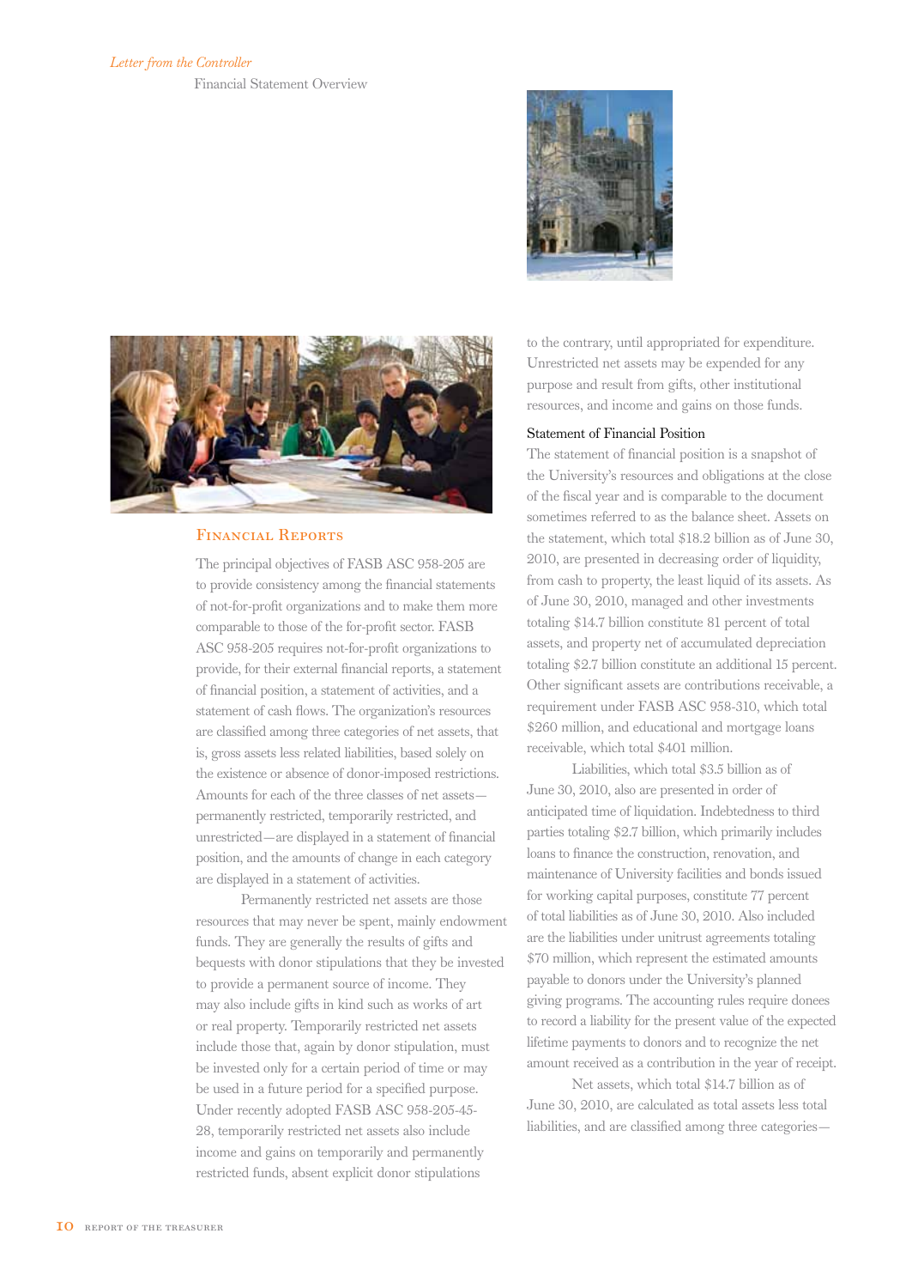## Financial Reports

The principal objectives of FASB ASC 958-205 are to provide consistency among the financial statements of not-for-profit organizations and to make them more comparable to those of the for-profit sector. FASB ASC 958-205 requires not-for-profit organizations to provide, for their external financial reports, a statement of financial position, a statement of activities, and a statement of cash flows. The organization's resources are classified among three categories of net assets, that is, gross assets less related liabilities, based solely on the existence or absence of donor-imposed restrictions. Amounts for each of the three classes of net assets—permanently restricted, temporarily restricted, and unrestricted—are displayed in a statement of financial position, and the amounts of change in each category are displayed in a statement of activities.

Permanently restricted net assets are those resources that may never be spent, mainly endowment funds. They are generally the results of gifts and bequests with donor stipulations that they be invested to provide a permanent source of income. They may also include gifts in kind such as works of art or real property. Temporarily restricted net assets include those that, again by donor stipulation, must be invested only for a certain period of time or may be used in a future period for a specified purpose. Under recently adopted FASB ASC 958-205-45-28, temporarily restricted net assets also include income and gains on temporarily and permanently restricted funds, absent explicit donor stipulations to the contrary, until appropriated for expenditure. Unrestricted net assets may be expended for any purpose and result from gifts, other institutional resources, and income and gains on those funds.

### Statement of Financial Position

The statement of financial position is a snapshot of the University's resources and obligations at the close of the fiscal year and is comparable to the document sometimes referred to as the balance sheet. Assets on the statement, which total $18.2 billion as of June 30, 2010, are presented in decreasing order of liquidity, from cash to property, the least liquid of its assets. As of June 30, 2010, managed and other investments totaling $14.7 billion constitute 81 percent of total assets, and property net of accumulated depreciation totaling $2.7 billion constitute an additional 15 percent. Other significant assets are contributions receivable, a requirement under FASB ASC 958-310, which total $260 million, and educational and mortgage loans receivable, which total $401 million.

Liabilities, which total $3.5 billion as of June 30, 2010, also are presented in order of anticipated time of liquidation. Indebtedness to third parties totaling $2.7 billion, which primarily includes loans to finance the construction, renovation, and maintenance of University facilities and bonds issued for working capital purposes, constitute 77 percent of total liabilities as of June 30, 2010. Also included are the liabilities under unitrust agreements totaling $70 million, which represent the estimated amounts payable to donors under the University's planned giving programs. The accounting rules require donees to record a liability for the present value of the expected lifetime payments to donors and to recognize the net amount received as a contribution in the year of receipt.

Net assets, which total $14.7 billion as of June 30, 2010, are calculated as total assets less total liabilities, and are classified among three categories—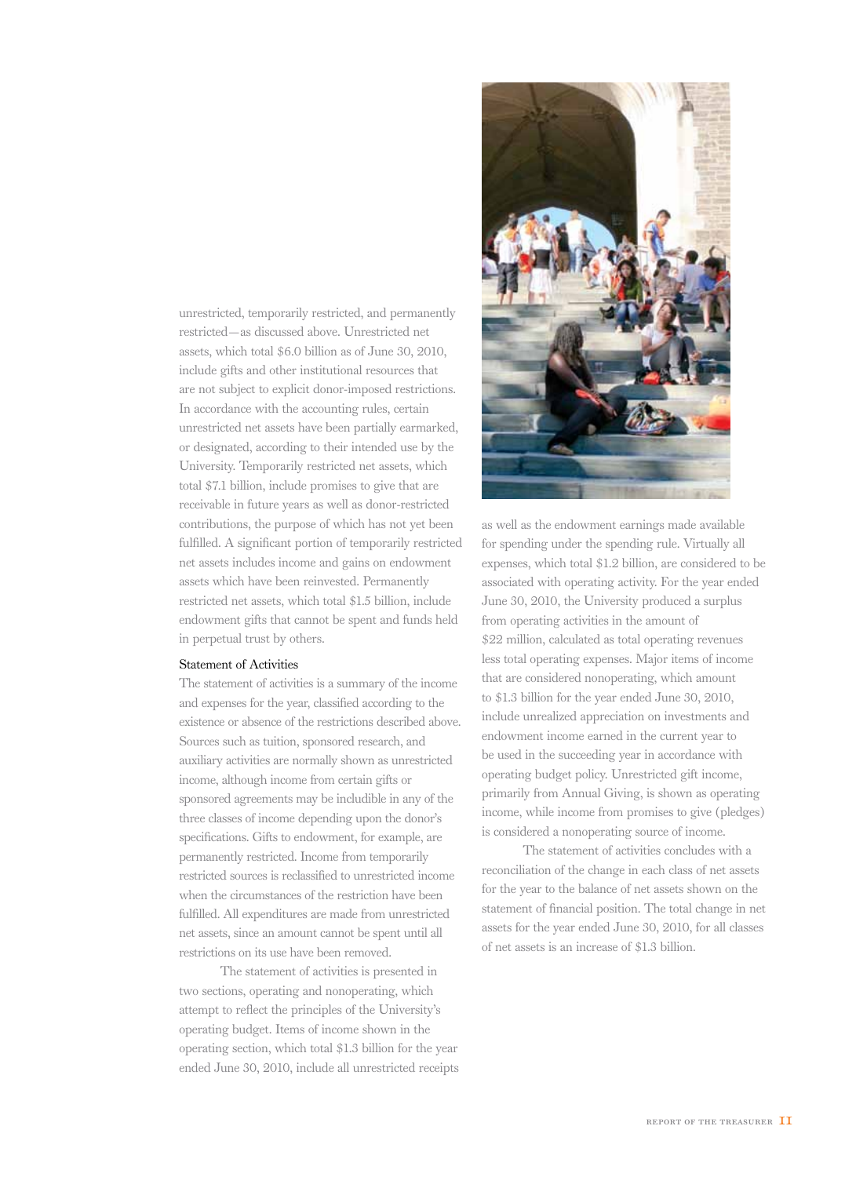unrestricted, temporarily restricted, and permanently restricted—as discussed above. Unrestricted net assets, which total $6.0 billion as of June 30, 2010, include gifts and other institutional resources that are not subject to explicit donor-imposed restrictions. In accordance with the accounting rules, certain unrestricted net assets have been partially earmarked, or designated, according to their intended use by the University. Temporarily restricted net assets, which total $7.1 billion, include promises to give that are receivable in future years as well as donor-restricted contributions, the purpose of which has not yet been fulfilled. A significant portion of temporarily restricted net assets includes income and gains on endowment assets which have been reinvested. Permanently restricted net assets, which total $1.5 billion, include endowment gifts that cannot be spent and funds held in perpetual trust by others.

### Statement of Activities

The statement of activities is a summary of the income and expenses for the year, classified according to the existence or absence of the restrictions described above. Sources such as tuition, sponsored research, and auxiliary activities are normally shown as unrestricted income, although income from certain gifts or sponsored agreements may be includible in any of the three classes of income depending upon the donor's specifications. Gifts to endowment, for example, are permanently restricted. Income from temporarily restricted sources is reclassified to unrestricted income when the circumstances of the restriction have been fulfilled. All expenditures are made from unrestricted net assets, since an amount cannot be spent until all restrictions on its use have been removed.

The statement of activities is presented in two sections, operating and nonoperating, which attempt to reflect the principles of the University's operating budget. Items of income shown in the operating section, which total $1.3 billion for the year ended June 30, 2010, include all unrestricted receipts as well as the endowment earnings made available for spending under the spending rule. Virtually all expenses, which total $1.2 billion, are considered to be associated with operating activity. For the year ended June 30, 2010, the University produced a surplus from operating activities in the amount of $22 million, calculated as total operating revenues less total operating expenses. Major items of income that are considered nonoperating, which amount to $1.3 billion for the year ended June 30, 2010, include unrealized appreciation on investments and endowment income earned in the current year to be used in the succeeding year in accordance with operating budget policy. Unrestricted gift income, primarily from Annual Giving, is shown as operating income, while income from promises to give (pledges) is considered a nonoperating source of income.

The statement of activities concludes with a reconciliation of the change in each class of net assets for the year to the balance of net assets shown on the statement of financial position. The total change in net assets for the year ended June 30, 2010, for all classes of net assets is an increase of $1.3 billion.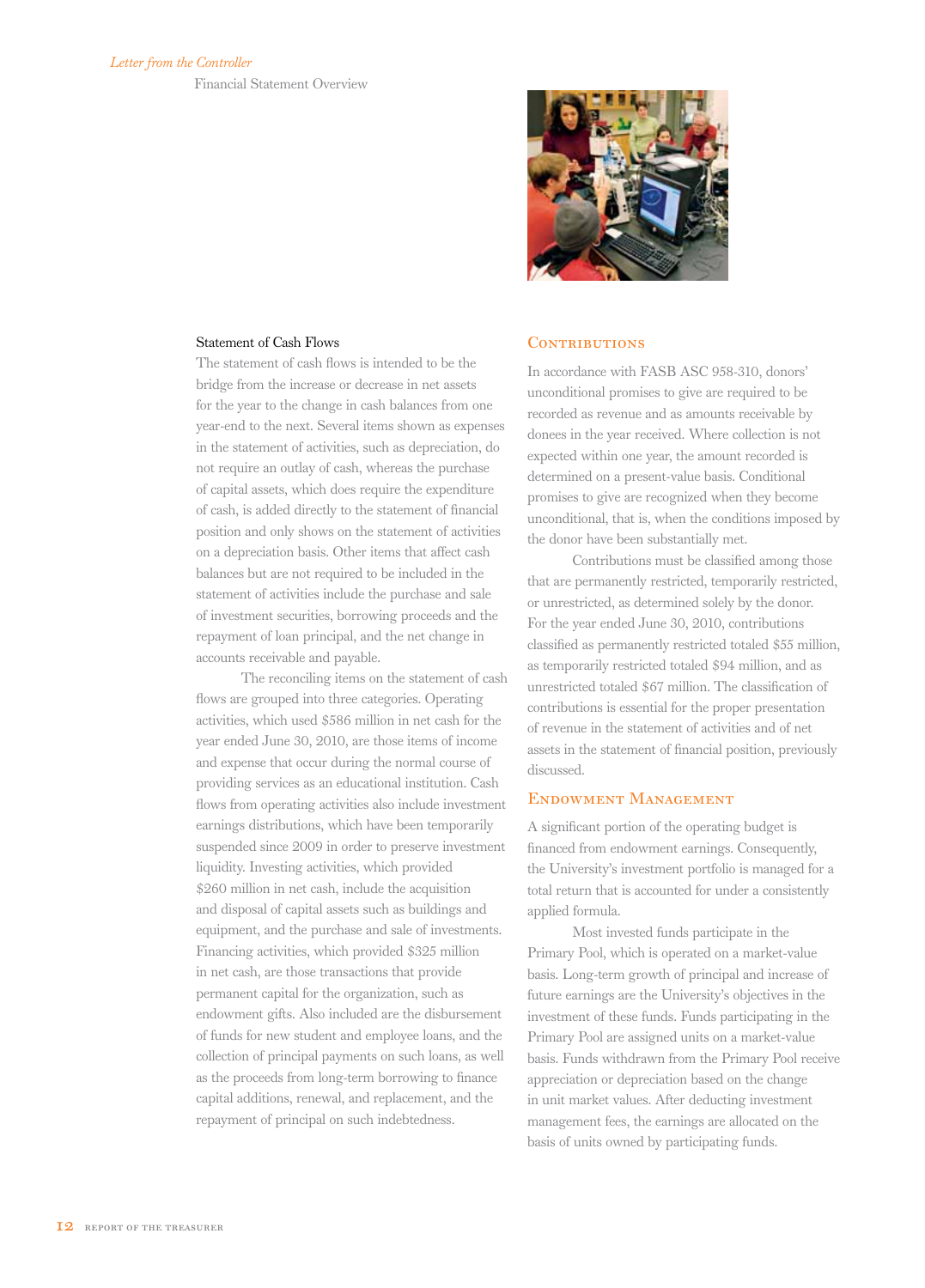*Letter from the Controller*

Financial Statement Overview

### Statement of Cash Flows

The statement of cash flows is intended to be the bridge from the increase or decrease in net assets for the year to the change in cash balances from one year-end to the next. Several items shown as expenses in the statement of activities, such as depreciation, do not require an outlay of cash, whereas the purchase of capital assets, which does require the expenditure of cash, is added directly to the statement of financial position and only shows on the statement of activities on a depreciation basis. Other items that affect cash balances but are not required to be included in the statement of activities include the purchase and sale of investment securities, borrowing proceeds and the repayment of loan principal, and the net change in accounts receivable and payable.

The reconciling items on the statement of cash flows are grouped into three categories. Operating activities, which used $586 million in net cash for the year ended June 30, 2010, are those items of income and expense that occur during the normal course of providing services as an educational institution. Cash flows from operating activities also include investment earnings distributions, which have been temporarily suspended since 2009 in order to preserve investment liquidity. Investing activities, which provided $260 million in net cash, include the acquisition and disposal of capital assets such as buildings and equipment, and the purchase and sale of investments. Financing activities, which provided $325 million in net cash, are those transactions that provide permanent capital for the organization, such as endowment gifts. Also included are the disbursement of funds for new student and employee loans, and the collection of principal payments on such loans, as well as the proceeds from long-term borrowing to finance capital additions, renewal, and replacement, and the repayment of principal on such indebtedness.

## Contributions

In accordance with FASB ASC 958-310, donors' unconditional promises to give are required to be recorded as revenue and as amounts receivable by donees in the year received. Where collection is not expected within one year, the amount recorded is determined on a present-value basis. Conditional promises to give are recognized when they become unconditional, that is, when the conditions imposed by the donor have been substantially met.

Contributions must be classified among those that are permanently restricted, temporarily restricted, or unrestricted, as determined solely by the donor. For the year ended June 30, 2010, contributions classified as permanently restricted totaled $55 million, as temporarily restricted totaled $94 million, and as unrestricted totaled $67 million. The classification of contributions is essential for the proper presentation of revenue in the statement of activities and of net assets in the statement of financial position, previously discussed.

## Endowment Management

A significant portion of the operating budget is financed from endowment earnings. Consequently, the University's investment portfolio is managed for a total return that is accounted for under a consistently applied formula.

Most invested funds participate in the Primary Pool, which is operated on a market-value basis. Long-term growth of principal and increase of future earnings are the University's objectives in the investment of these funds. Funds participating in the Primary Pool are assigned units on a market-value basis. Funds withdrawn from the Primary Pool receive appreciation or depreciation based on the change in unit market values. After deducting investment management fees, the earnings are allocated on the basis of units owned by participating funds.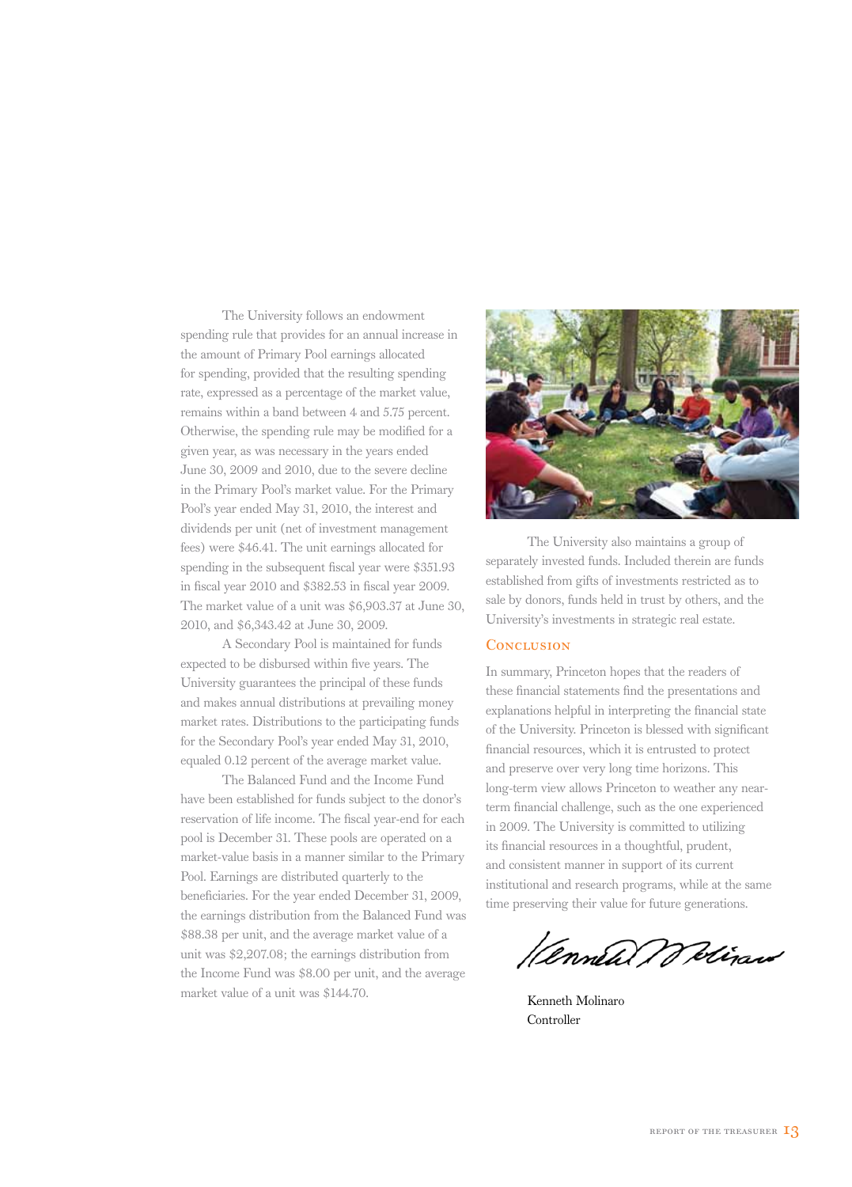The University follows an endowment spending rule that provides for an annual increase in the amount of Primary Pool earnings allocated for spending, provided that the resulting spending rate, expressed as a percentage of the market value, remains within a band between 4 and 5.75 percent. Otherwise, the spending rule may be modified for a given year, as was necessary in the years ended June 30, 2009 and 2010, due to the severe decline in the Primary Pool's market value. For the Primary Pool's year ended May 31, 2010, the interest and dividends per unit (net of investment management fees) were $46.41. The unit earnings allocated for spending in the subsequent fiscal year were $351.93 in fiscal year 2010 and $382.53 in fiscal year 2009. The market value of a unit was $6,903.37 at June 30, 2010, and $6,343.42 at June 30, 2009.

A Secondary Pool is maintained for funds expected to be disbursed within five years. The University guarantees the principal of these funds and makes annual distributions at prevailing money market rates. Distributions to the participating funds for the Secondary Pool's year ended May 31, 2010, equaled 0.12 percent of the average market value.

The Balanced Fund and the Income Fund have been established for funds subject to the donor's reservation of life income. The fiscal year-end for each pool is December 31. These pools are operated on a market-value basis in a manner similar to the Primary Pool. Earnings are distributed quarterly to the beneficiaries. For the year ended December 31, 2009, the earnings distribution from the Balanced Fund was $88.38 per unit, and the average market value of a unit was $2,207.08; the earnings distribution from the Income Fund was $8.00 per unit, and the average market value of a unit was $144.70.

The University also maintains a group of separately invested funds. Included therein are funds established from gifts of investments restricted as to sale by donors, funds held in trust by others, and the University's investments in strategic real estate.

## Conclusion

In summary, Princeton hopes that the readers of these financial statements find the presentations and explanations helpful in interpreting the financial state of the University. Princeton is blessed with significant financial resources, which it is entrusted to protect and preserve over very long time horizons. This long-term view allows Princeton to weather any near-term financial challenge, such as the one experienced in 2009. The University is committed to utilizing its financial resources in a thoughtful, prudent, and consistent manner in support of its current institutional and research programs, while at the same time preserving their value for future generations.

Kenneth Molinaro
Controller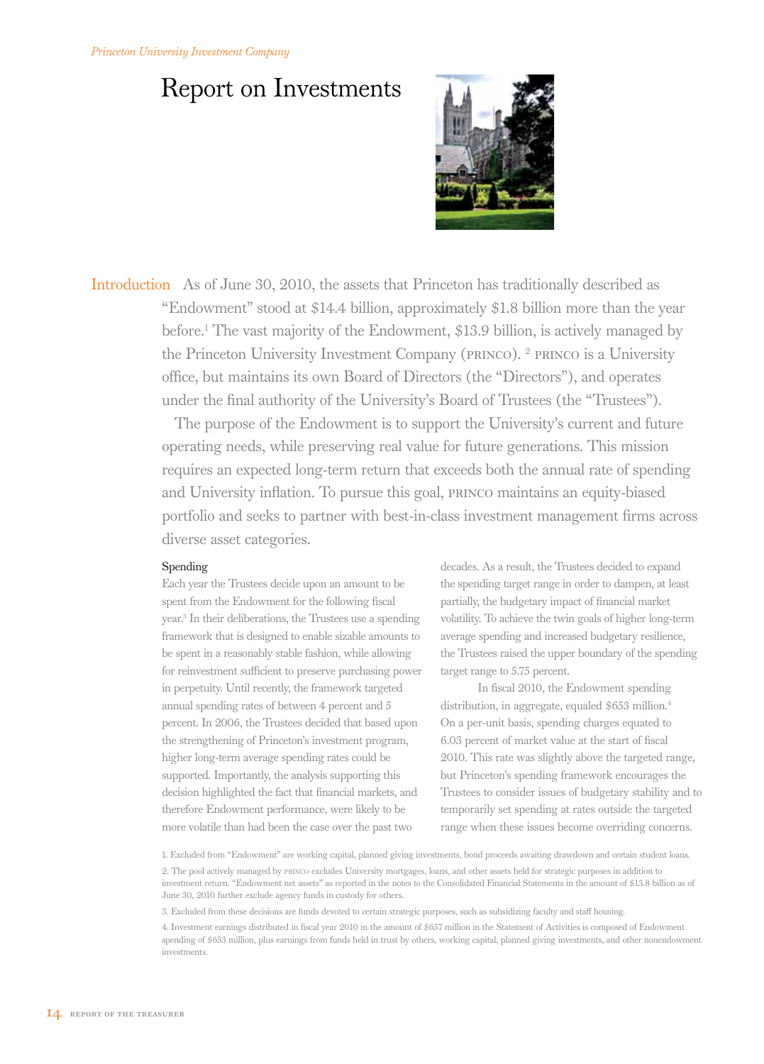# Report on Investments

## Introduction

As of June 30, 2010, the assets that Princeton has traditionally described as "Endowment" stood at $14.4 billion, approximately $1.8 billion more than the year before.[1] The vast majority of the Endowment, $13.9 billion, is actively managed by the Princeton University Investment Company (PRINCO). [2] PRINCO is a University office, but maintains its own Board of Directors (the "Directors"), and operates under the final authority of the University's Board of Trustees (the "Trustees").

The purpose of the Endowment is to support the University's current and future operating needs, while preserving real value for future generations. This mission requires an expected long-term return that exceeds both the annual rate of spending and University inflation. To pursue this goal, PRINCO maintains an equity-biased portfolio and seeks to partner with best-in-class investment management firms across diverse asset categories.

### Spending

Each year the Trustees decide upon an amount to be spent from the Endowment for the following fiscal year.[3] In their deliberations, the Trustees use a spending framework that is designed to enable sizable amounts to be spent in a reasonably stable fashion, while allowing for reinvestment sufficient to preserve purchasing power in perpetuity. Until recently, the framework targeted annual spending rates of between 4 percent and 5 percent. In 2006, the Trustees decided that based upon the strengthening of Princeton's investment program, higher long-term average spending rates could be supported. Importantly, the analysis supporting this decision highlighted the fact that financial markets, and therefore Endowment performance, were likely to be more volatile than had been the case over the past two decades. As a result, the Trustees decided to expand the spending target range in order to dampen, at least partially, the budgetary impact of financial market volatility. To achieve the twin goals of higher long-term average spending and increased budgetary resilience, the Trustees raised the upper boundary of the spending target range to 5.75 percent.

In fiscal 2010, the Endowment spending distribution, in aggregate, equaled $653 million.[4] On a per-unit basis, spending charges equated to 6.03 percent of market value at the start of fiscal 2010. This rate was slightly above the targeted range, but Princeton's spending framework encourages the Trustees to consider issues of budgetary stability and to temporarily set spending at rates outside the targeted range when these issues become overriding concerns.

1. Excluded from "Endowment" are working capital, planned giving investments, bond proceeds awaiting drawdown and certain student loans.

2. The pool actively managed by PRINCO excludes University mortgages, loans, and other assets held for strategic purposes in addition to investment return. "Endowment net assets" as reported in the notes to the Consolidated Financial Statements in the amount of $13.8 billion as of June 30, 2010 further exclude agency funds in custody for others.

3. Excluded from these decisions are funds devoted to certain strategic purposes, such as subsidizing faculty and staff housing.

4. Investment earnings distributed in fiscal year 2010 in the amount of $657 million in the Statement of Activities is composed of Endowment spending of $653 million, plus earnings from funds held in trust by others, working capital, planned giving investments, and other nonendowment investments.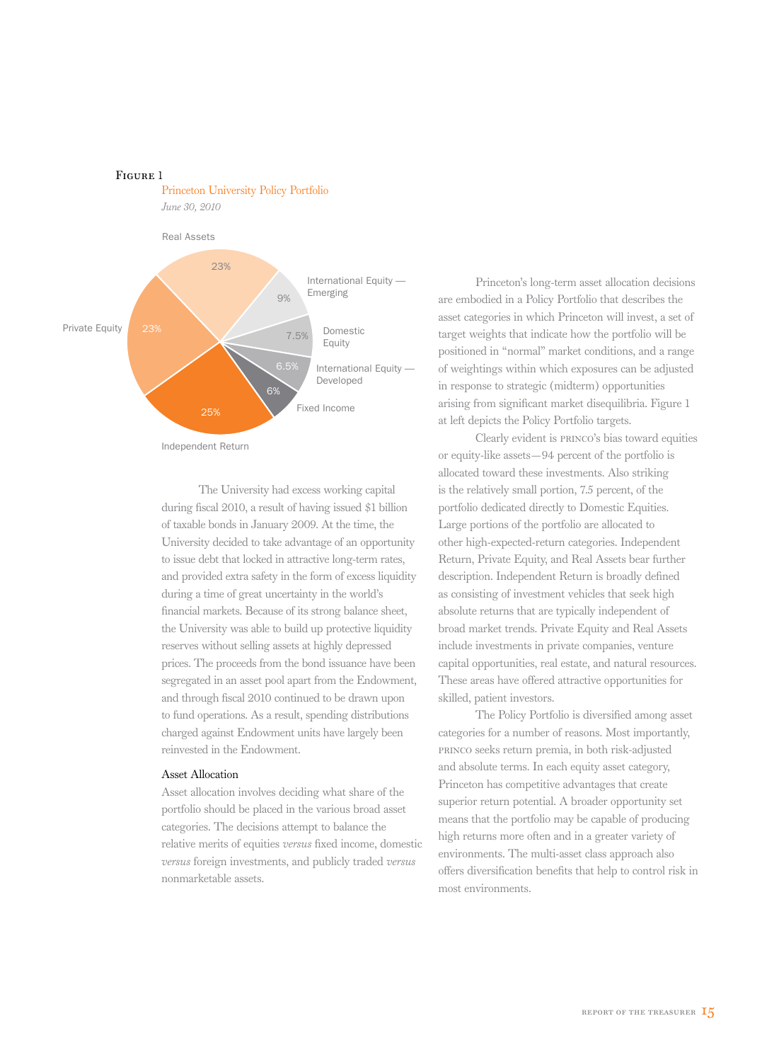Figure 1

Princeton University Policy Portfolio

*June 30, 2010*

| Asset Category | Allocation |
|---|---|
| Real Assets | 23% |
| International Equity — Emerging | 9% |
| Domestic Equity | 7.5% |
| International Equity — Developed | 6.5% |
| Fixed Income | 6% |
| Independent Return | 25% |
| Private Equity | 23% |

The University had excess working capital during fiscal 2010, a result of having issued $1 billion of taxable bonds in January 2009. At the time, the University decided to take advantage of an opportunity to issue debt that locked in attractive long-term rates, and provided extra safety in the form of excess liquidity during a time of great uncertainty in the world's financial markets. Because of its strong balance sheet, the University was able to build up protective liquidity reserves without selling assets at highly depressed prices. The proceeds from the bond issuance have been segregated in an asset pool apart from the Endowment, and through fiscal 2010 continued to be drawn upon to fund operations. As a result, spending distributions charged against Endowment units have largely been reinvested in the Endowment.

## Asset Allocation

Asset allocation involves deciding what share of the portfolio should be placed in the various broad asset categories. The decisions attempt to balance the relative merits of equities *versus* fixed income, domestic *versus* foreign investments, and publicly traded *versus* nonmarketable assets.

Princeton's long-term asset allocation decisions are embodied in a Policy Portfolio that describes the asset categories in which Princeton will invest, a set of target weights that indicate how the portfolio will be positioned in "normal" market conditions, and a range of weightings within which exposures can be adjusted in response to strategic (midterm) opportunities arising from significant market disequilibria. Figure 1 at left depicts the Policy Portfolio targets.

Clearly evident is PRINCO's bias toward equities or equity-like assets—94 percent of the portfolio is allocated toward these investments. Also striking is the relatively small portion, 7.5 percent, of the portfolio dedicated directly to Domestic Equities. Large portions of the portfolio are allocated to other high-expected-return categories. Independent Return, Private Equity, and Real Assets bear further description. Independent Return is broadly defined as consisting of investment vehicles that seek high absolute returns that are typically independent of broad market trends. Private Equity and Real Assets include investments in private companies, venture capital opportunities, real estate, and natural resources. These areas have offered attractive opportunities for skilled, patient investors.

The Policy Portfolio is diversified among asset categories for a number of reasons. Most importantly, PRINCO seeks return premia, in both risk-adjusted and absolute terms. In each equity asset category, Princeton has competitive advantages that create superior return potential. A broader opportunity set means that the portfolio may be capable of producing high returns more often and in a greater variety of environments. The multi-asset class approach also offers diversification benefits that help to control risk in most environments.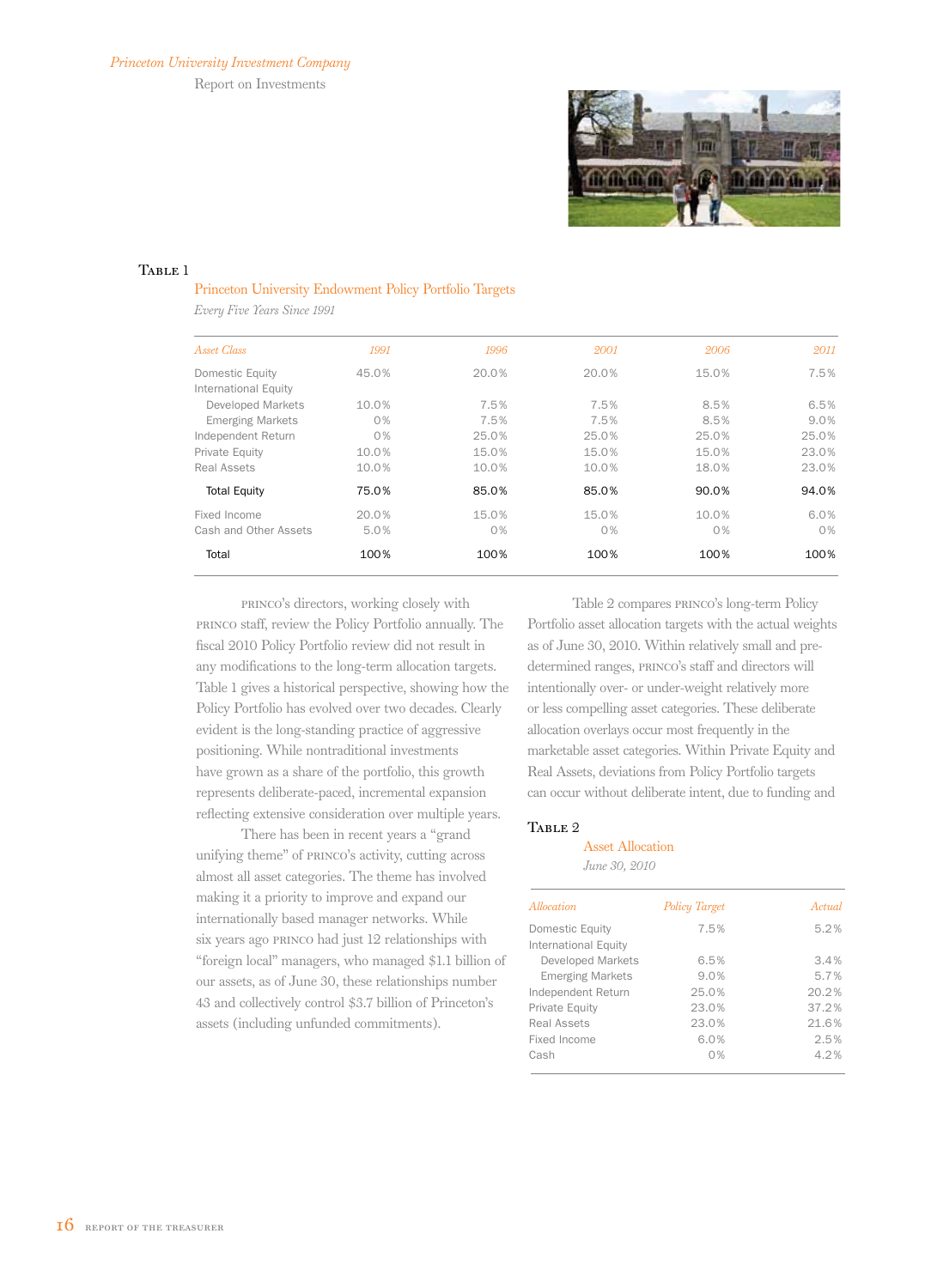**Table 1**

Princeton University Endowment Policy Portfolio Targets

*Every Five Years Since 1991*

| *Asset Class* | *1991* | *1996* | *2001* | *2006* | *2011* |
|---|---|---|---|---|---|
| Domestic Equity | 45.0% | 20.0% | 20.0% | 15.0% | 7.5% |
| International Equity | | | | | |
| Developed Markets | 10.0% | 7.5% | 7.5% | 8.5% | 6.5% |
| Emerging Markets | 0% | 7.5% | 7.5% | 8.5% | 9.0% |
| Independent Return | 0% | 25.0% | 25.0% | 25.0% | 25.0% |
| Private Equity | 10.0% | 15.0% | 15.0% | 15.0% | 23.0% |
| Real Assets | 10.0% | 10.0% | 10.0% | 18.0% | 23.0% |
| Total Equity | 75.0% | 85.0% | 85.0% | 90.0% | 94.0% |
| Fixed Income | 20.0% | 15.0% | 15.0% | 10.0% | 6.0% |
| Cash and Other Assets | 5.0% | 0% | 0% | 0% | 0% |
| Total | 100% | 100% | 100% | 100% | 100% |

PRINCO's directors, working closely with PRINCO staff, review the Policy Portfolio annually. The fiscal 2010 Policy Portfolio review did not result in any modifications to the long-term allocation targets. Table 1 gives a historical perspective, showing how the Policy Portfolio has evolved over two decades. Clearly evident is the long-standing practice of aggressive positioning. While nontraditional investments have grown as a share of the portfolio, this growth represents deliberate-paced, incremental expansion reflecting extensive consideration over multiple years.

There has been in recent years a "grand unifying theme" of PRINCO's activity, cutting across almost all asset categories. The theme has involved making it a priority to improve and expand our internationally based manager networks. While six years ago PRINCO had just 12 relationships with "foreign local" managers, who managed $1.1 billion of our assets, as of June 30, these relationships number 43 and collectively control $3.7 billion of Princeton's assets (including unfunded commitments).

Table 2 compares PRINCO's long-term Policy Portfolio asset allocation targets with the actual weights as of June 30, 2010. Within relatively small and pre-determined ranges, PRINCO's staff and directors will intentionally over- or under-weight relatively more or less compelling asset categories. These deliberate allocation overlays occur most frequently in the marketable asset categories. Within Private Equity and Real Assets, deviations from Policy Portfolio targets can occur without deliberate intent, due to funding and

**Table 2**

Asset Allocation

*June 30, 2010*

| *Allocation* | *Policy Target* | *Actual* |
|---|---|---|
| Domestic Equity | 7.5% | 5.2% |
| International Equity | | |
| Developed Markets | 6.5% | 3.4% |
| Emerging Markets | 9.0% | 5.7% |
| Independent Return | 25.0% | 20.2% |
| Private Equity | 23.0% | 37.2% |
| Real Assets | 23.0% | 21.6% |
| Fixed Income | 6.0% | 2.5% |
| Cash | 0% | 4.2% |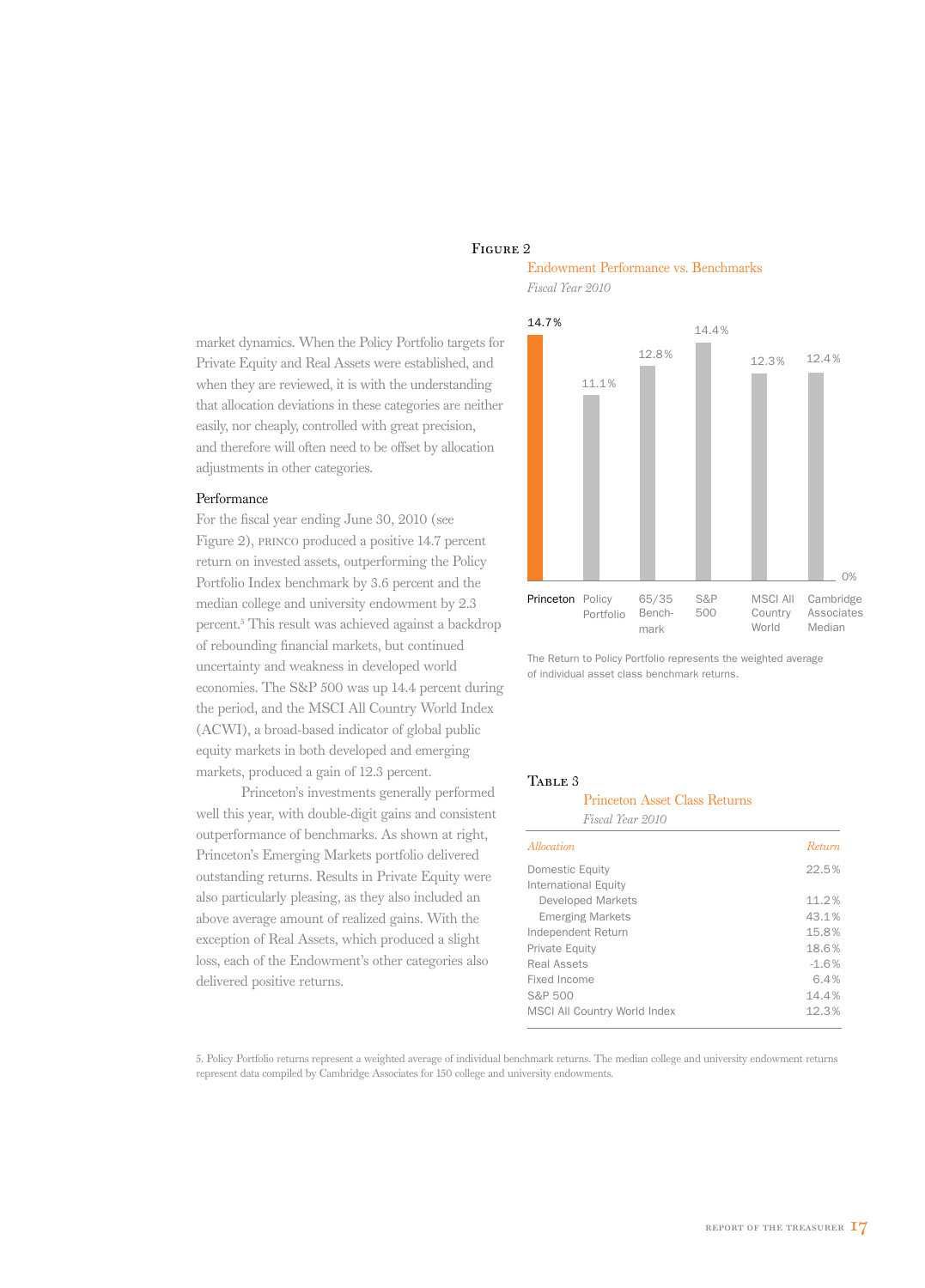market dynamics. When the Policy Portfolio targets for Private Equity and Real Assets were established, and when they are reviewed, it is with the understanding that allocation deviations in these categories are neither easily, nor cheaply, controlled with great precision, and therefore will often need to be offset by allocation adjustments in other categories.

### Performance

For the fiscal year ending June 30, 2010 (see Figure 2), PRINCO produced a positive 14.7 percent return on invested assets, outperforming the Policy Portfolio Index benchmark by 3.6 percent and the median college and university endowment by 2.3 percent.[5] This result was achieved against a backdrop of rebounding financial markets, but continued uncertainty and weakness in developed world economies. The S&P 500 was up 14.4 percent during the period, and the MSCI All Country World Index (ACWI), a broad-based indicator of global public equity markets in both developed and emerging markets, produced a gain of 12.3 percent.

Princeton's investments generally performed well this year, with double-digit gains and consistent outperformance of benchmarks. As shown at right, Princeton's Emerging Markets portfolio delivered outstanding returns. Results in Private Equity were also particularly pleasing, as they also included an above average amount of realized gains. With the exception of Real Assets, which produced a slight loss, each of the Endowment's other categories also delivered positive returns.

**Figure 2**

Endowment Performance vs. Benchmarks

*Fiscal Year 2010*

| Princeton | Policy Portfolio | 65/35 Benchmark | S&P 500 | MSCI All Country World | Cambridge Associates Median |
|---|---|---|---|---|---|
| 14.7% | 11.1% | 12.8% | 14.4% | 12.3% | 12.4% |

The Return to Policy Portfolio represents the weighted average of individual asset class benchmark returns.

**Table 3**

Princeton Asset Class Returns

*Fiscal Year 2010*

| *Allocation* | *Return* |
|---|---|
| Domestic Equity | 22.5% |
| International Equity | |
| Developed Markets | 11.2% |
| Emerging Markets | 43.1% |
| Independent Return | 15.8% |
| Private Equity | 18.6% |
| Real Assets | -1.6% |
| Fixed Income | 6.4% |
| S&P 500 | 14.4% |
| MSCI All Country World Index | 12.3% |

5. Policy Portfolio returns represent a weighted average of individual benchmark returns. The median college and university endowment returns represent data compiled by Cambridge Associates for 150 college and university endowments.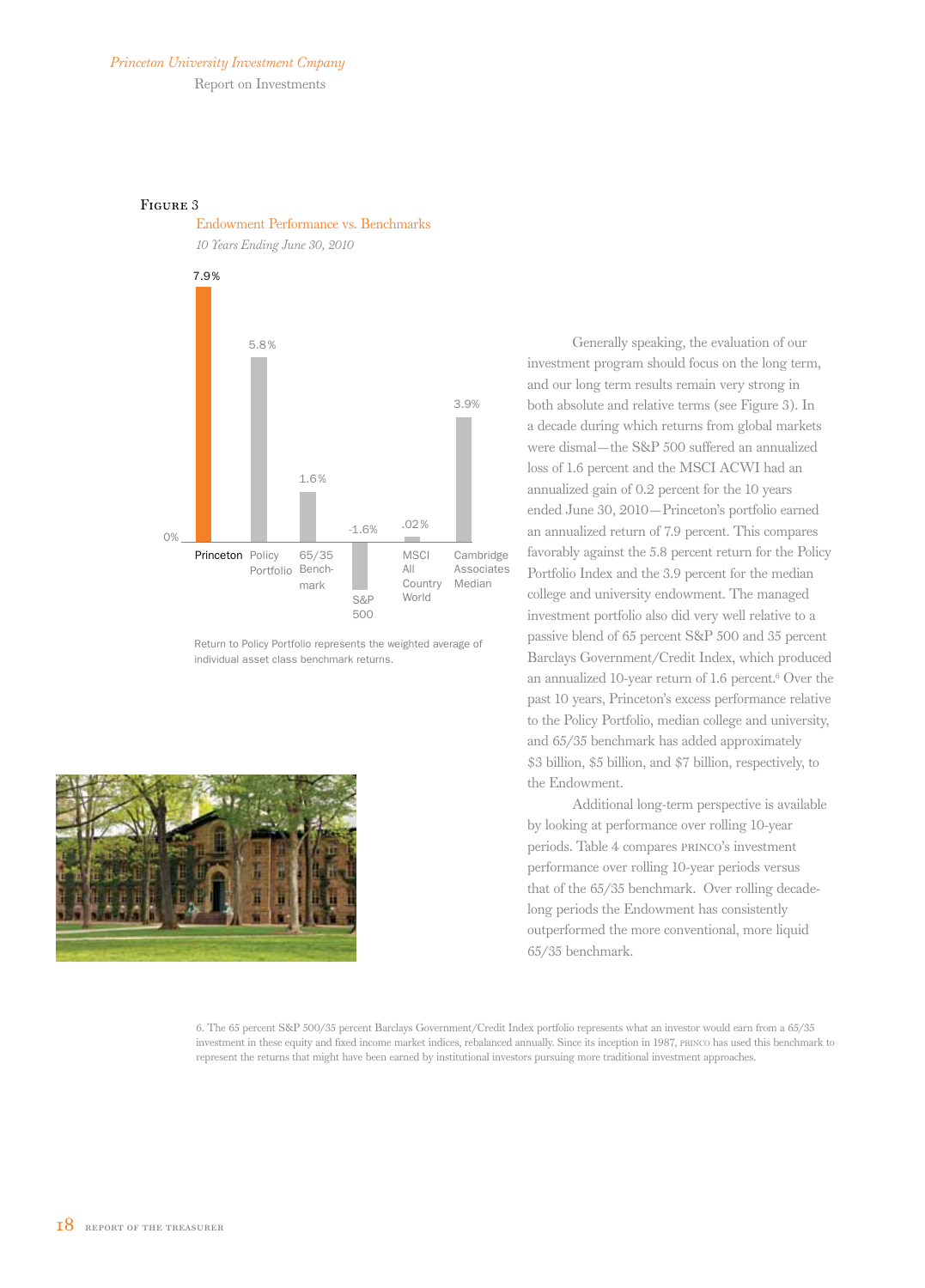Figure 3

Endowment Performance vs. Benchmarks

*10 Years Ending June 30, 2010*

| Princeton | Policy Portfolio | 65/35 Benchmark | S&P 500 | MSCI All Country World | Cambridge Associates Median |
|---|---|---|---|---|---|
| 7.9% | 5.8% | 1.6% | -1.6% | .02% | 3.9% |

Return to Policy Portfolio represents the weighted average of individual asset class benchmark returns.

Generally speaking, the evaluation of our investment program should focus on the long term, and our long term results remain very strong in both absolute and relative terms (see Figure 3). In a decade during which returns from global markets were dismal—the S&P 500 suffered an annualized loss of 1.6 percent and the MSCI ACWI had an annualized gain of 0.2 percent for the 10 years ended June 30, 2010—Princeton's portfolio earned an annualized return of 7.9 percent. This compares favorably against the 5.8 percent return for the Policy Portfolio Index and the 3.9 percent for the median college and university endowment. The managed investment portfolio also did very well relative to a passive blend of 65 percent S&P 500 and 35 percent Barclays Government/Credit Index, which produced an annualized 10-year return of 1.6 percent.[6] Over the past 10 years, Princeton's excess performance relative to the Policy Portfolio, median college and university, and 65/35 benchmark has added approximately $3 billion, $5 billion, and $7 billion, respectively, to the Endowment.

Additional long-term perspective is available by looking at performance over rolling 10-year periods. Table 4 compares PRINCO's investment performance over rolling 10-year periods versus that of the 65/35 benchmark. Over rolling decade-long periods the Endowment has consistently outperformed the more conventional, more liquid 65/35 benchmark.

6. The 65 percent S&P 500/35 percent Barclays Government/Credit Index portfolio represents what an investor would earn from a 65/35 investment in these equity and fixed income market indices, rebalanced annually. Since its inception in 1987, PRINCO has used this benchmark to represent the returns that might have been earned by institutional investors pursuing more traditional investment approaches.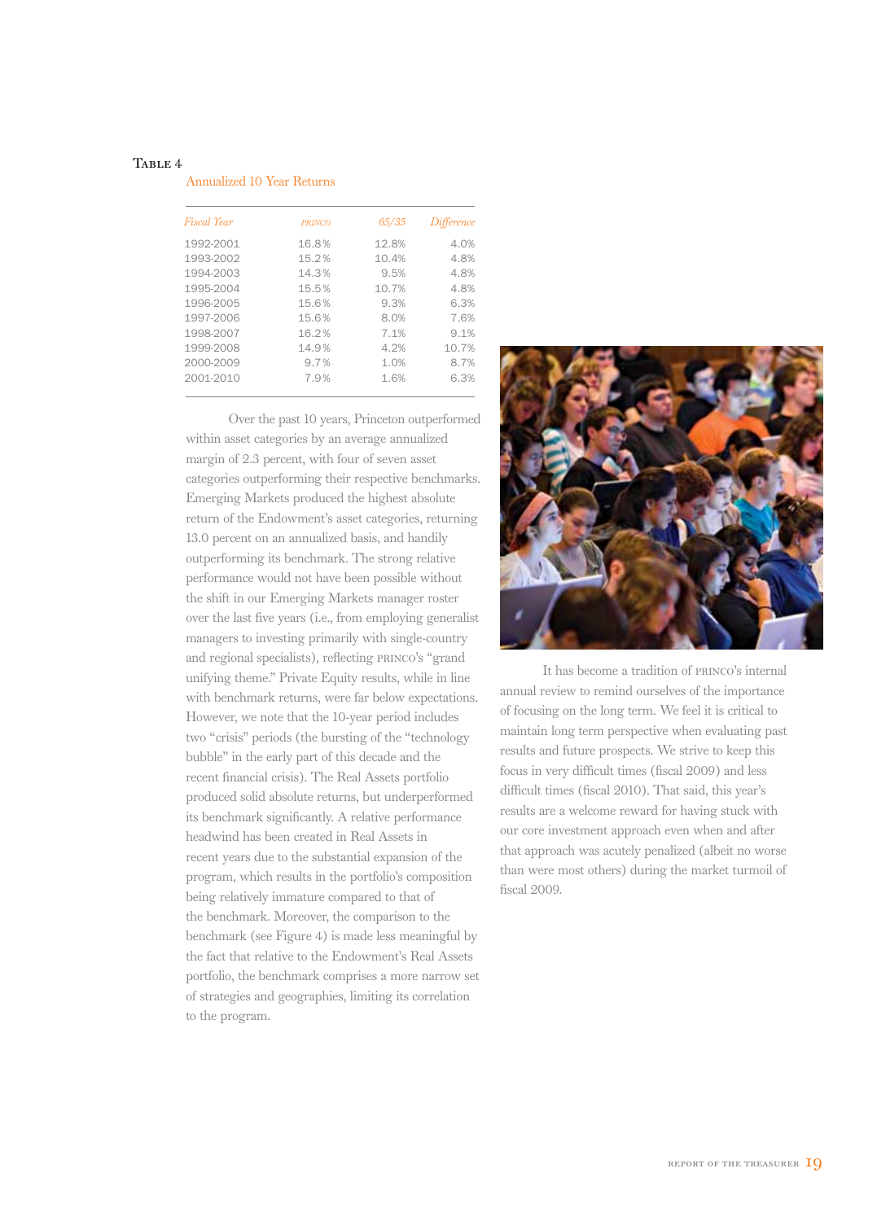**Table 4**

Annualized 10 Year Returns

| *Fiscal Year* | *PRINCO* | *65/35* | *Difference* |
|---|---|---|---|
| 1992-2001 | 16.8% | 12.8% | 4.0% |
| 1993-2002 | 15.2% | 10.4% | 4.8% |
| 1994-2003 | 14.3% | 9.5% | 4.8% |
| 1995-2004 | 15.5% | 10.7% | 4.8% |
| 1996-2005 | 15.6% | 9.3% | 6.3% |
| 1997-2006 | 15.6% | 8.0% | 7.6% |
| 1998-2007 | 16.2% | 7.1% | 9.1% |
| 1999-2008 | 14.9% | 4.2% | 10.7% |
| 2000-2009 | 9.7% | 1.0% | 8.7% |
| 2001-2010 | 7.9% | 1.6% | 6.3% |

Over the past 10 years, Princeton outperformed within asset categories by an average annualized margin of 2.3 percent, with four of seven asset categories outperforming their respective benchmarks. Emerging Markets produced the highest absolute return of the Endowment's asset categories, returning 13.0 percent on an annualized basis, and handily outperforming its benchmark. The strong relative performance would not have been possible without the shift in our Emerging Markets manager roster over the last five years (i.e., from employing generalist managers to investing primarily with single-country and regional specialists), reflecting PRINCO's "grand unifying theme." Private Equity results, while in line with benchmark returns, were far below expectations. However, we note that the 10-year period includes two "crisis" periods (the bursting of the "technology bubble" in the early part of this decade and the recent financial crisis). The Real Assets portfolio produced solid absolute returns, but underperformed its benchmark significantly. A relative performance headwind has been created in Real Assets in recent years due to the substantial expansion of the program, which results in the portfolio's composition being relatively immature compared to that of the benchmark. Moreover, the comparison to the benchmark (see Figure 4) is made less meaningful by the fact that relative to the Endowment's Real Assets portfolio, the benchmark comprises a more narrow set of strategies and geographies, limiting its correlation to the program.

It has become a tradition of PRINCO's internal annual review to remind ourselves of the importance of focusing on the long term. We feel it is critical to maintain long term perspective when evaluating past results and future prospects. We strive to keep this focus in very difficult times (fiscal 2009) and less difficult times (fiscal 2010). That said, this year's results are a welcome reward for having stuck with our core investment approach even when and after that approach was acutely penalized (albeit no worse than were most others) during the market turmoil of fiscal 2009.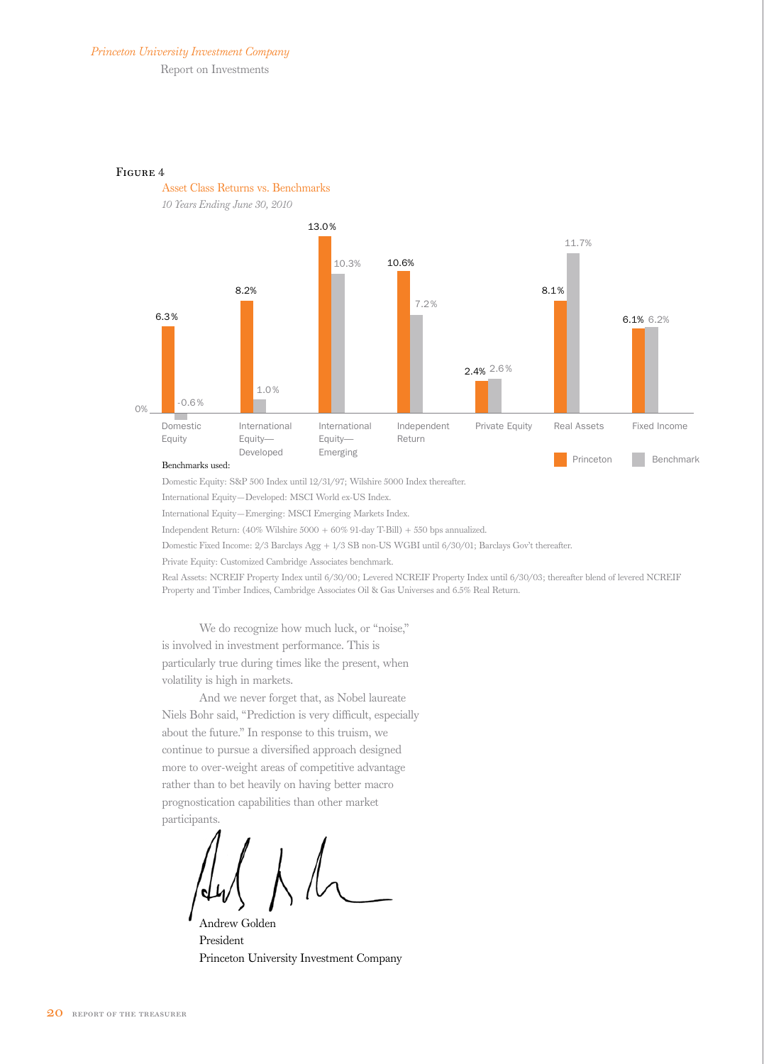**Figure 4**

Asset Class Returns vs. Benchmarks

*10 Years Ending June 30, 2010*

| Asset Class | Princeton | Benchmark |
|---|---|---|
| Domestic Equity | 6.3% | -0.6% |
| International Equity—Developed | 8.2% | 1.0% |
| International Equity—Emerging | 13.0% | 10.3% |
| Independent Return | 10.6% | 7.2% |
| Private Equity | 2.4% | 2.6% |
| Real Assets | 8.1% | 11.7% |
| Fixed Income | 6.1% | 6.2% |

Benchmarks used:

Domestic Equity: S&P 500 Index until 12/31/97; Wilshire 5000 Index thereafter.

International Equity—Developed: MSCI World ex-US Index.

International Equity—Emerging: MSCI Emerging Markets Index.

Independent Return: (40% Wilshire 5000 + 60% 91-day T-Bill) + 550 bps annualized.

Domestic Fixed Income: 2/3 Barclays Agg + 1/3 SB non-US WGBI until 6/30/01; Barclays Gov't thereafter.

Private Equity: Customized Cambridge Associates benchmark.

Real Assets: NCREIF Property Index until 6/30/00; Levered NCREIF Property Index until 6/30/03; thereafter blend of levered NCREIF Property and Timber Indices, Cambridge Associates Oil & Gas Universes and 6.5% Real Return.

We do recognize how much luck, or "noise," is involved in investment performance. This is particularly true during times like the present, when volatility is high in markets.

And we never forget that, as Nobel laureate Niels Bohr said, "Prediction is very difficult, especially about the future." In response to this truism, we continue to pursue a diversified approach designed more to over-weight areas of competitive advantage rather than to bet heavily on having better macro prognostication capabilities than other market participants.

Andrew Golden
President
Princeton University Investment Company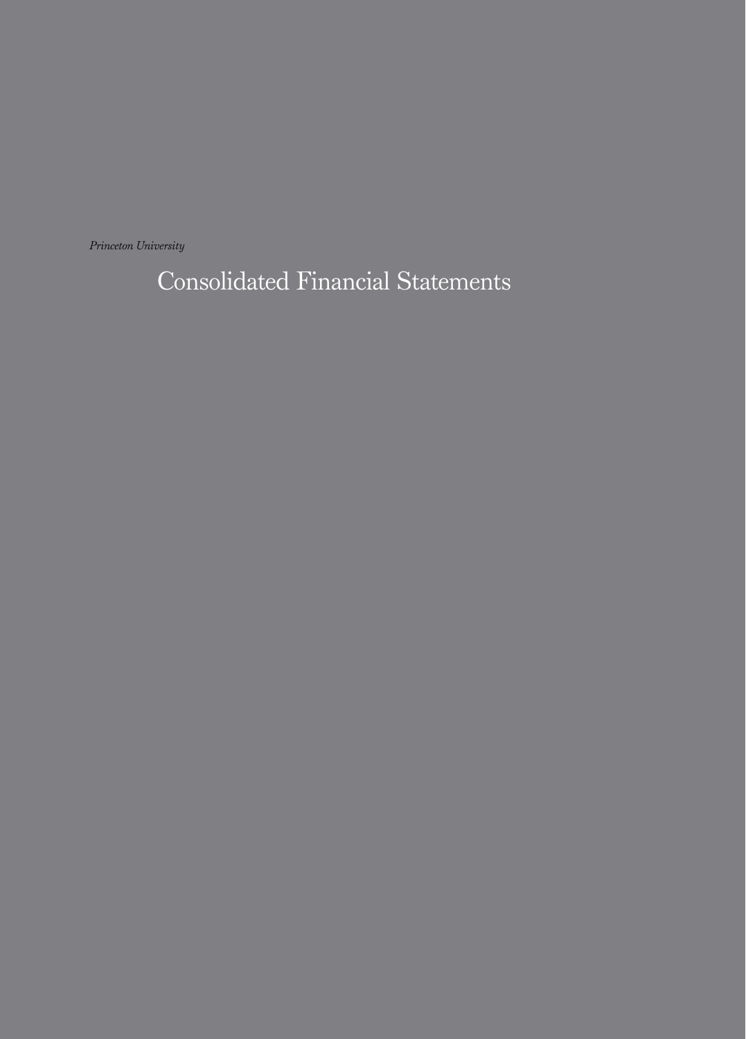*Princeton University*

# Consolidated Financial Statements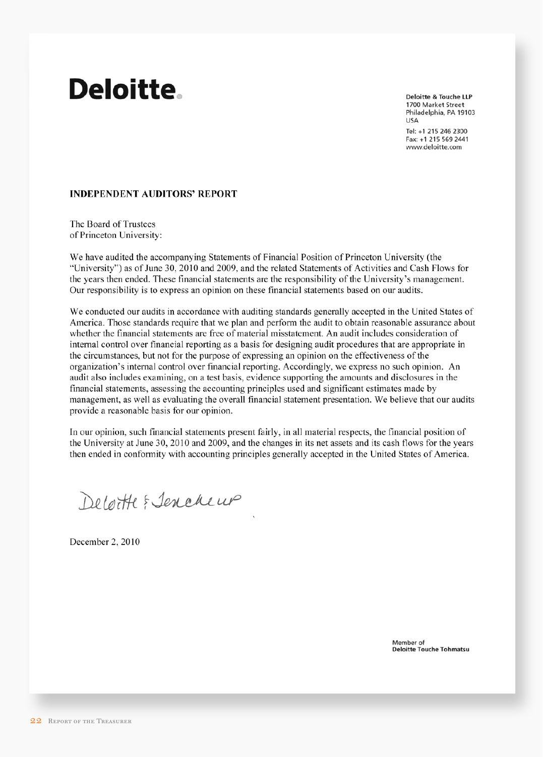Deloitte.

Deloitte & Touche LLP
1700 Market Street
Philadelphia, PA 19103
USA

Tel: +1 215 246 2300
Fax: +1 215 569 2441
www.deloitte.com

## INDEPENDENT AUDITORS' REPORT

The Board of Trustees
of Princeton University:

We have audited the accompanying Statements of Financial Position of Princeton University (the "University") as of June 30, 2010 and 2009, and the related Statements of Activities and Cash Flows for the years then ended. These financial statements are the responsibility of the University's management. Our responsibility is to express an opinion on these financial statements based on our audits.

We conducted our audits in accordance with auditing standards generally accepted in the United States of America. Those standards require that we plan and perform the audit to obtain reasonable assurance about whether the financial statements are free of material misstatement. An audit includes consideration of internal control over financial reporting as a basis for designing audit procedures that are appropriate in the circumstances, but not for the purpose of expressing an opinion on the effectiveness of the organization's internal control over financial reporting. Accordingly, we express no such opinion. An audit also includes examining, on a test basis, evidence supporting the amounts and disclosures in the financial statements, assessing the accounting principles used and significant estimates made by management, as well as evaluating the overall financial statement presentation. We believe that our audits provide a reasonable basis for our opinion.

In our opinion, such financial statements present fairly, in all material respects, the financial position of the University at June 30, 2010 and 2009, and the changes in its net assets and its cash flows for the years then ended in conformity with accounting principles generally accepted in the United States of America.

Deloitte & Touche LLP

December 2, 2010

Member of
Deloitte Touche Tohmatsu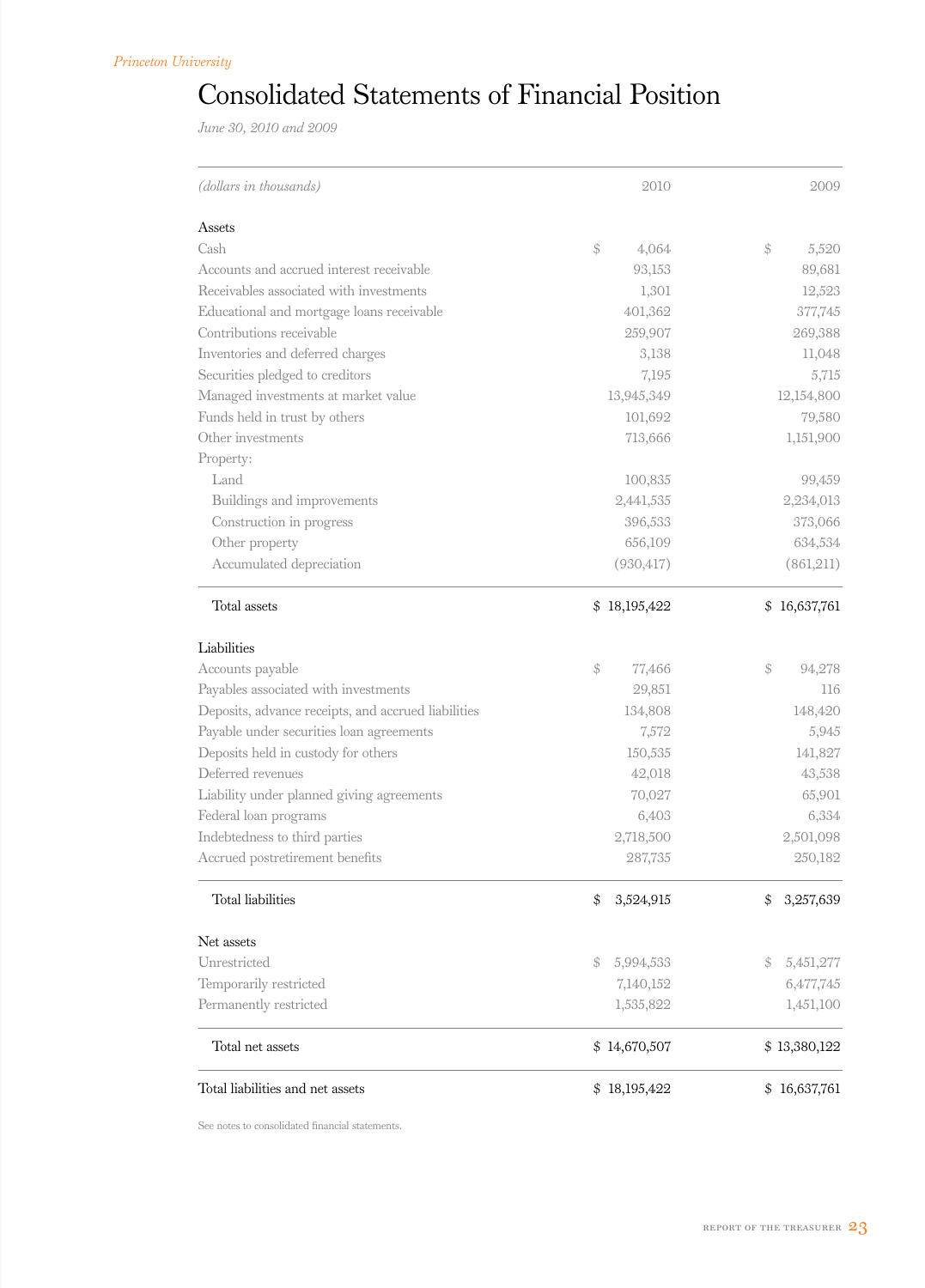# Consolidated Statements of Financial Position

*June 30, 2010 and 2009*

| *(dollars in thousands)* | 2010 | 2009 |
|---|---|---|
| **Assets** | | |
| Cash | $ 4,064 | $ 5,520 |
| Accounts and accrued interest receivable | 93,153 | 89,681 |
| Receivables associated with investments | 1,301 | 12,523 |
| Educational and mortgage loans receivable | 401,362 | 377,745 |
| Contributions receivable | 259,907 | 269,388 |
| Inventories and deferred charges | 3,138 | 11,048 |
| Securities pledged to creditors | 7,195 | 5,715 |
| Managed investments at market value | 13,945,349 | 12,154,800 |
| Funds held in trust by others | 101,692 | 79,580 |
| Other investments | 713,666 | 1,151,900 |
| Property: | | |
| Land | 100,835 | 99,459 |
| Buildings and improvements | 2,441,535 | 2,234,013 |
| Construction in progress | 396,533 | 373,066 |
| Other property | 656,109 | 634,534 |
| Accumulated depreciation | (930,417) | (861,211) |
| Total assets | $ 18,195,422 | $ 16,637,761 |
| **Liabilities** | | |
| Accounts payable | $ 77,466 | $ 94,278 |
| Payables associated with investments | 29,851 | 116 |
| Deposits, advance receipts, and accrued liabilities | 134,808 | 148,420 |
| Payable under securities loan agreements | 7,572 | 5,945 |
| Deposits held in custody for others | 150,535 | 141,827 |
| Deferred revenues | 42,018 | 43,538 |
| Liability under planned giving agreements | 70,027 | 65,901 |
| Federal loan programs | 6,403 | 6,334 |
| Indebtedness to third parties | 2,718,500 | 2,501,098 |
| Accrued postretirement benefits | 287,735 | 250,182 |
| Total liabilities | $ 3,524,915 | $ 3,257,639 |
| **Net assets** | | |
| Unrestricted | $ 5,994,533 | $ 5,451,277 |
| Temporarily restricted | 7,140,152 | 6,477,745 |
| Permanently restricted | 1,535,822 | 1,451,100 |
| Total net assets | $ 14,670,507 | $ 13,380,122 |
| Total liabilities and net assets | $ 18,195,422 | $ 16,637,761 |

See notes to consolidated financial statements.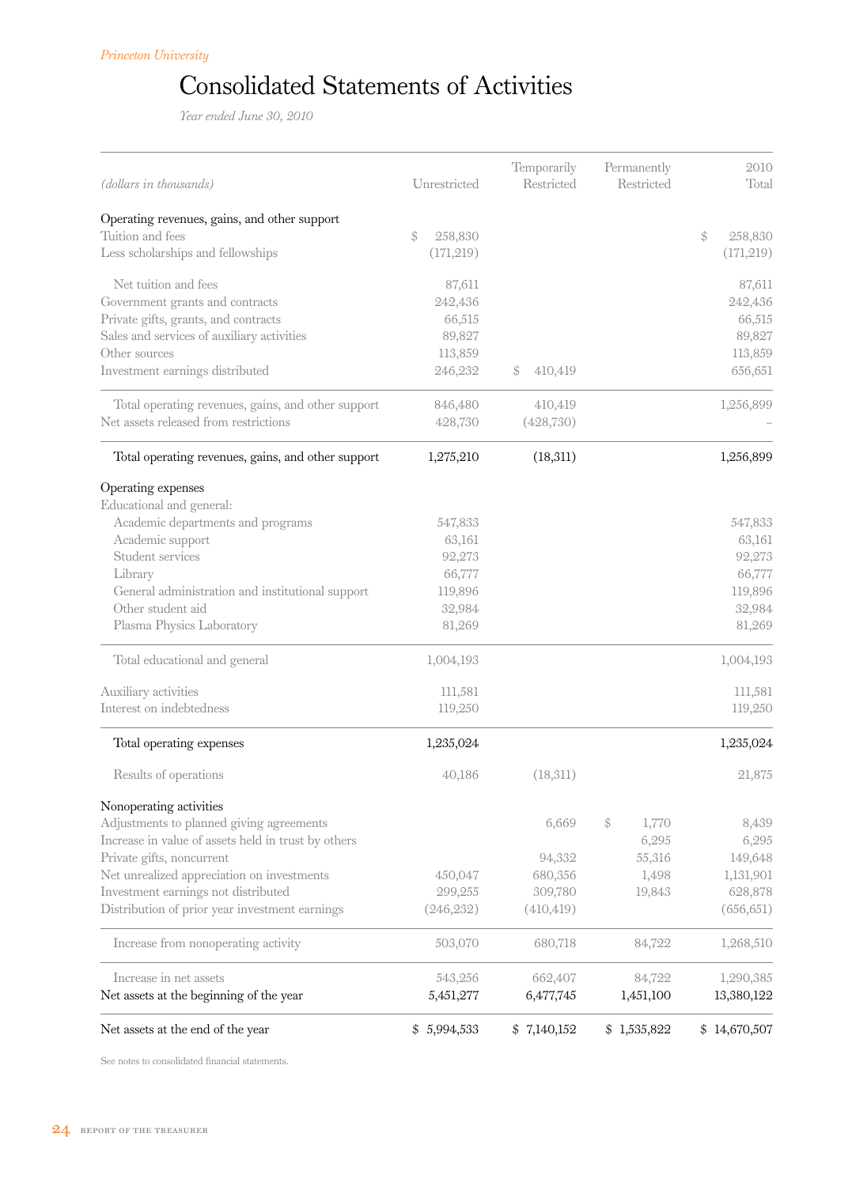Princeton University

# Consolidated Statements of Activities

*Year ended June 30, 2010*

| *(dollars in thousands)* | Unrestricted | Temporarily Restricted | Permanently Restricted | 2010 Total |
|---|---|---|---|---|
| **Operating revenues, gains, and other support** | | | | |
| Tuition and fees | $ 258,830 | | | $ 258,830 |
| Less scholarships and fellowships | (171,219) | | | (171,219) |
| Net tuition and fees | 87,611 | | | 87,611 |
| Government grants and contracts | 242,436 | | | 242,436 |
| Private gifts, grants, and contracts | 66,515 | | | 66,515 |
| Sales and services of auxiliary activities | 89,827 | | | 89,827 |
| Other sources | 113,859 | | | 113,859 |
| Investment earnings distributed | 246,232 | $ 410,419 | | 656,651 |
| Total operating revenues, gains, and other support | 846,480 | 410,419 | | 1,256,899 |
| Net assets released from restrictions | 428,730 | (428,730) | | – |
| Total operating revenues, gains, and other support | 1,275,210 | (18,311) | | 1,256,899 |
| **Operating expenses** | | | | |
| Educational and general: | | | | |
| Academic departments and programs | 547,833 | | | 547,833 |
| Academic support | 63,161 | | | 63,161 |
| Student services | 92,273 | | | 92,273 |
| Library | 66,777 | | | 66,777 |
| General administration and institutional support | 119,896 | | | 119,896 |
| Other student aid | 32,984 | | | 32,984 |
| Plasma Physics Laboratory | 81,269 | | | 81,269 |
| Total educational and general | 1,004,193 | | | 1,004,193 |
| Auxiliary activities | 111,581 | | | 111,581 |
| Interest on indebtedness | 119,250 | | | 119,250 |
| Total operating expenses | 1,235,024 | | | 1,235,024 |
| Results of operations | 40,186 | (18,311) | | 21,875 |
| **Nonoperating activities** | | | | |
| Adjustments to planned giving agreements | | 6,669 | $ 1,770 | 8,439 |
| Increase in value of assets held in trust by others | | | 6,295 | 6,295 |
| Private gifts, noncurrent | | 94,332 | 55,316 | 149,648 |
| Net unrealized appreciation on investments | 450,047 | 680,356 | 1,498 | 1,131,901 |
| Investment earnings not distributed | 299,255 | 309,780 | 19,843 | 628,878 |
| Distribution of prior year investment earnings | (246,232) | (410,419) | | (656,651) |
| Increase from nonoperating activity | 503,070 | 680,718 | 84,722 | 1,268,510 |
| Increase in net assets | 543,256 | 662,407 | 84,722 | 1,290,385 |
| Net assets at the beginning of the year | 5,451,277 | 6,477,745 | 1,451,100 | 13,380,122 |
| Net assets at the end of the year | $ 5,994,533 | $ 7,140,152 | $ 1,535,822 | $ 14,670,507 |

See notes to consolidated financial statements.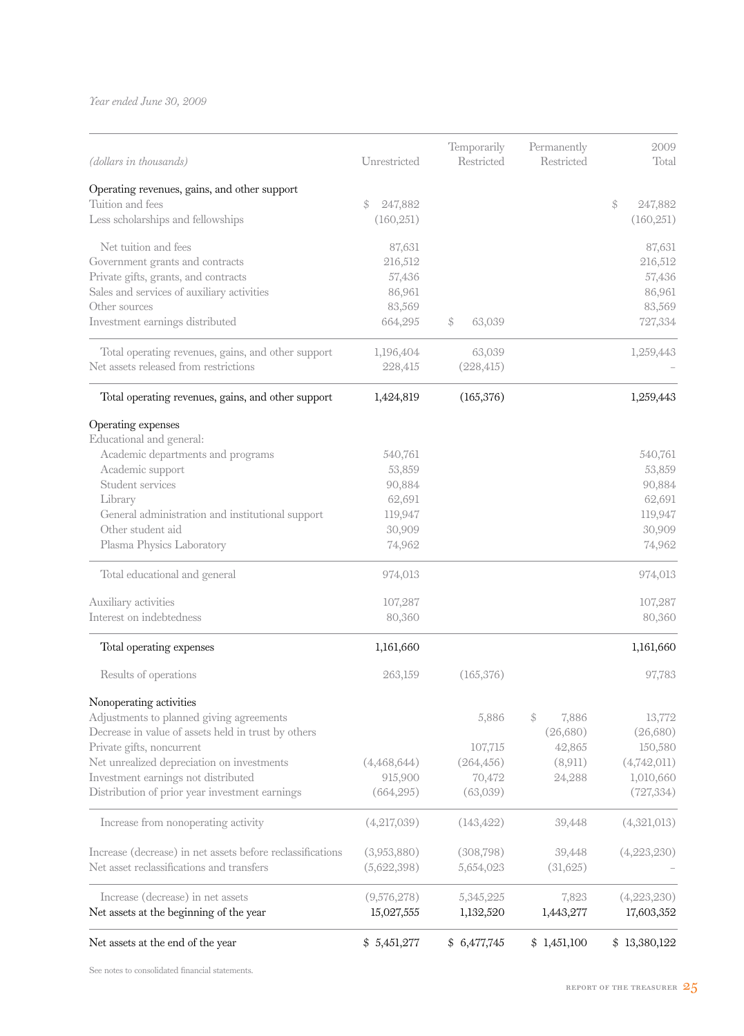*Year ended June 30, 2009*

| *(dollars in thousands)* | Unrestricted | Temporarily Restricted | Permanently Restricted | 2009 Total |
|---|---|---|---|---|
| Operating revenues, gains, and other support | | | | |
| Tuition and fees | $ 247,882 | | | $ 247,882 |
| Less scholarships and fellowships | (160,251) | | | (160,251) |
| Net tuition and fees | 87,631 | | | 87,631 |
| Government grants and contracts | 216,512 | | | 216,512 |
| Private gifts, grants, and contracts | 57,436 | | | 57,436 |
| Sales and services of auxiliary activities | 86,961 | | | 86,961 |
| Other sources | 83,569 | | | 83,569 |
| Investment earnings distributed | 664,295 | $ 63,039 | | 727,334 |
| Total operating revenues, gains, and other support | 1,196,404 | 63,039 | | 1,259,443 |
| Net assets released from restrictions | 228,415 | (228,415) | | – |
| Total operating revenues, gains, and other support | 1,424,819 | (165,376) | | 1,259,443 |
| Operating expenses | | | | |
| Educational and general: | | | | |
| Academic departments and programs | 540,761 | | | 540,761 |
| Academic support | 53,859 | | | 53,859 |
| Student services | 90,884 | | | 90,884 |
| Library | 62,691 | | | 62,691 |
| General administration and institutional support | 119,947 | | | 119,947 |
| Other student aid | 30,909 | | | 30,909 |
| Plasma Physics Laboratory | 74,962 | | | 74,962 |
| Total educational and general | 974,013 | | | 974,013 |
| Auxiliary activities | 107,287 | | | 107,287 |
| Interest on indebtedness | 80,360 | | | 80,360 |
| Total operating expenses | 1,161,660 | | | 1,161,660 |
| Results of operations | 263,159 | (165,376) | | 97,783 |
| Nonoperating activities | | | | |
| Adjustments to planned giving agreements | | 5,886 | $ 7,886 | 13,772 |
| Decrease in value of assets held in trust by others | | | (26,680) | (26,680) |
| Private gifts, noncurrent | | 107,715 | 42,865 | 150,580 |
| Net unrealized depreciation on investments | (4,468,644) | (264,456) | (8,911) | (4,742,011) |
| Investment earnings not distributed | 915,900 | 70,472 | 24,288 | 1,010,660 |
| Distribution of prior year investment earnings | (664,295) | (63,039) | | (727,334) |
| Increase from nonoperating activity | (4,217,039) | (143,422) | 39,448 | (4,321,013) |
| Increase (decrease) in net assets before reclassifications | (3,953,880) | (308,798) | 39,448 | (4,223,230) |
| Net asset reclassifications and transfers | (5,622,398) | 5,654,023 | (31,625) | – |
| Increase (decrease) in net assets | (9,576,278) | 5,345,225 | 7,823 | (4,223,230) |
| Net assets at the beginning of the year | 15,027,555 | 1,132,520 | 1,443,277 | 17,603,352 |
| Net assets at the end of the year | $ 5,451,277 | $ 6,477,745 | $ 1,451,100 | $ 13,380,122 |

See notes to consolidated financial statements.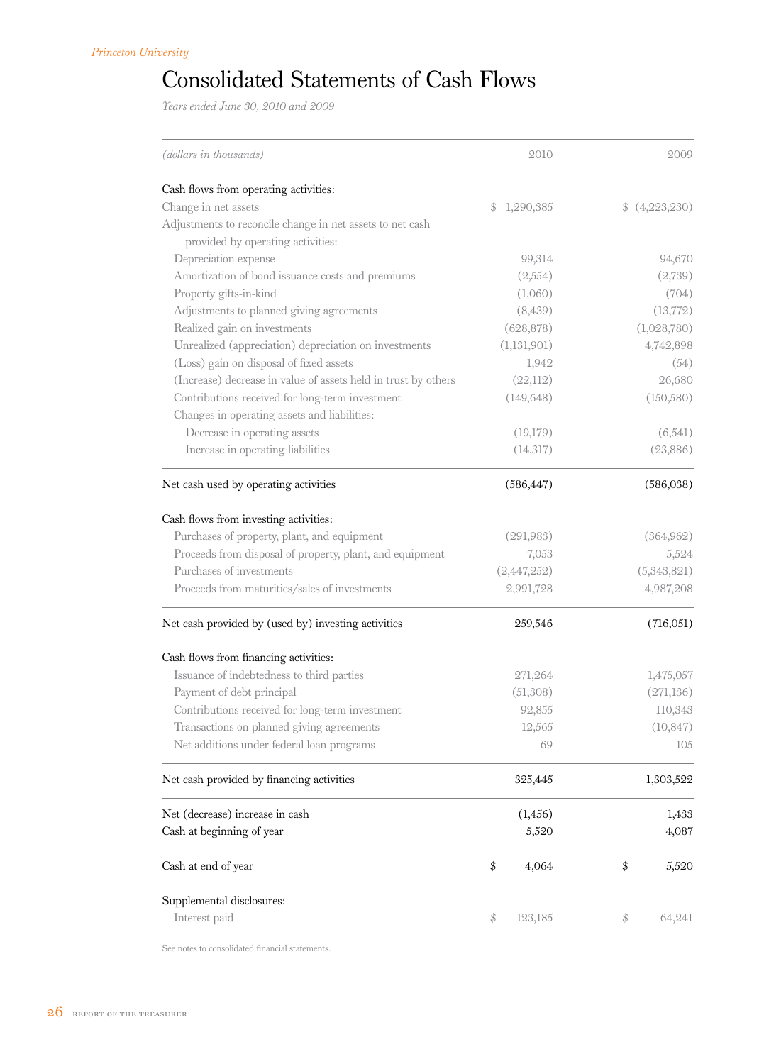# Consolidated Statements of Cash Flows

*Years ended June 30, 2010 and 2009*

| *(dollars in thousands)* | 2010 | 2009 |
|---|---|---|
| Cash flows from operating activities: | | |
| Change in net assets | $ 1,290,385 | $ (4,223,230) |
| Adjustments to reconcile change in net assets to net cash provided by operating activities: | | |
| Depreciation expense | 99,314 | 94,670 |
| Amortization of bond issuance costs and premiums | (2,554) | (2,739) |
| Property gifts-in-kind | (1,060) | (704) |
| Adjustments to planned giving agreements | (8,439) | (13,772) |
| Realized gain on investments | (628,878) | (1,028,780) |
| Unrealized (appreciation) depreciation on investments | (1,131,901) | 4,742,898 |
| (Loss) gain on disposal of fixed assets | 1,942 | (54) |
| (Increase) decrease in value of assets held in trust by others | (22,112) | 26,680 |
| Contributions received for long-term investment | (149,648) | (150,580) |
| Changes in operating assets and liabilities: | | |
| Decrease in operating assets | (19,179) | (6,541) |
| Increase in operating liabilities | (14,317) | (23,886) |
| Net cash used by operating activities | (586,447) | (586,038) |
| Cash flows from investing activities: | | |
| Purchases of property, plant, and equipment | (291,983) | (364,962) |
| Proceeds from disposal of property, plant, and equipment | 7,053 | 5,524 |
| Purchases of investments | (2,447,252) | (5,343,821) |
| Proceeds from maturities/sales of investments | 2,991,728 | 4,987,208 |
| Net cash provided by (used by) investing activities | 259,546 | (716,051) |
| Cash flows from financing activities: | | |
| Issuance of indebtedness to third parties | 271,264 | 1,475,057 |
| Payment of debt principal | (51,308) | (271,136) |
| Contributions received for long-term investment | 92,855 | 110,343 |
| Transactions on planned giving agreements | 12,565 | (10,847) |
| Net additions under federal loan programs | 69 | 105 |
| Net cash provided by financing activities | 325,445 | 1,303,522 |
| Net (decrease) increase in cash | (1,456) | 1,433 |
| Cash at beginning of year | 5,520 | 4,087 |
| Cash at end of year | $ 4,064 | $ 5,520 |
| Supplemental disclosures: | | |
| Interest paid | $ 123,185 | $ 64,241 |

See notes to consolidated financial statements.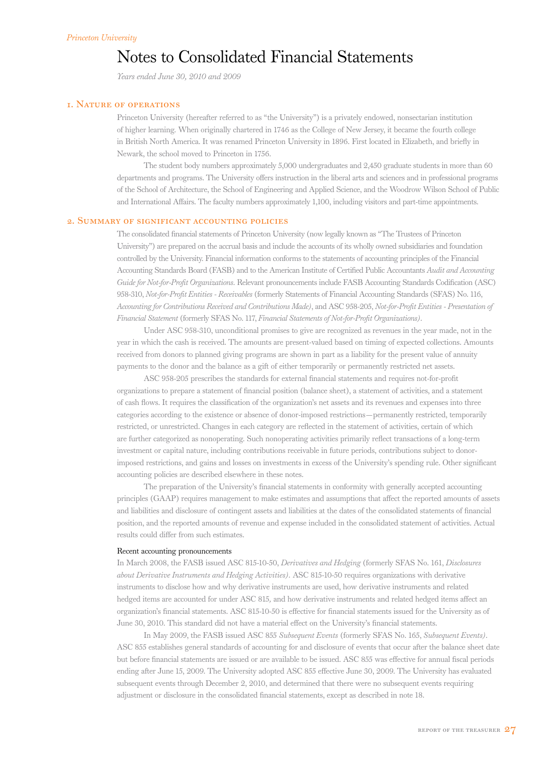# Notes to Consolidated Financial Statements

*Years ended June 30, 2010 and 2009*

## 1. Nature of operations

Princeton University (hereafter referred to as "the University") is a privately endowed, nonsectarian institution of higher learning. When originally chartered in 1746 as the College of New Jersey, it became the fourth college in British North America. It was renamed Princeton University in 1896. First located in Elizabeth, and briefly in Newark, the school moved to Princeton in 1756.

The student body numbers approximately 5,000 undergraduates and 2,450 graduate students in more than 60 departments and programs. The University offers instruction in the liberal arts and sciences and in professional programs of the School of Architecture, the School of Engineering and Applied Science, and the Woodrow Wilson School of Public and International Affairs. The faculty numbers approximately 1,100, including visitors and part-time appointments.

## 2. Summary of significant accounting policies

The consolidated financial statements of Princeton University (now legally known as "The Trustees of Princeton University") are prepared on the accrual basis and include the accounts of its wholly owned subsidiaries and foundation controlled by the University. Financial information conforms to the statements of accounting principles of the Financial Accounting Standards Board (FASB) and to the American Institute of Certified Public Accountants *Audit and Accounting Guide for Not-for-Profit Organizations*. Relevant pronouncements include FASB Accounting Standards Codification (ASC) 958-310, *Not-for-Profit Entities - Receivables* (formerly Statements of Financial Accounting Standards (SFAS) No. 116, *Accounting for Contributions Received and Contributions Made)*, and ASC 958-205, *Not-for-Profit Entities - Presentation of Financial Statement* (formerly SFAS No. 117, *Financial Statements of Not-for-Profit Organizations)*.

Under ASC 958-310, unconditional promises to give are recognized as revenues in the year made, not in the year in which the cash is received. The amounts are present-valued based on timing of expected collections. Amounts received from donors to planned giving programs are shown in part as a liability for the present value of annuity payments to the donor and the balance as a gift of either temporarily or permanently restricted net assets.

ASC 958-205 prescribes the standards for external financial statements and requires not-for-profit organizations to prepare a statement of financial position (balance sheet), a statement of activities, and a statement of cash flows. It requires the classification of the organization's net assets and its revenues and expenses into three categories according to the existence or absence of donor-imposed restrictions—permanently restricted, temporarily restricted, or unrestricted. Changes in each category are reflected in the statement of activities, certain of which are further categorized as nonoperating. Such nonoperating activities primarily reflect transactions of a long-term investment or capital nature, including contributions receivable in future periods, contributions subject to donor-imposed restrictions, and gains and losses on investments in excess of the University's spending rule. Other significant accounting policies are described elsewhere in these notes.

The preparation of the University's financial statements in conformity with generally accepted accounting principles (GAAP) requires management to make estimates and assumptions that affect the reported amounts of assets and liabilities and disclosure of contingent assets and liabilities at the dates of the consolidated statements of financial position, and the reported amounts of revenue and expense included in the consolidated statement of activities. Actual results could differ from such estimates.

### Recent accounting pronouncements

In March 2008, the FASB issued ASC 815-10-50, *Derivatives and Hedging* (formerly SFAS No. 161, *Disclosures about Derivative Instruments and Hedging Activities)*. ASC 815-10-50 requires organizations with derivative instruments to disclose how and why derivative instruments are used, how derivative instruments and related hedged items are accounted for under ASC 815, and how derivative instruments and related hedged items affect an organization's financial statements. ASC 815-10-50 is effective for financial statements issued for the University as of June 30, 2010. This standard did not have a material effect on the University's financial statements.

In May 2009, the FASB issued ASC 855 *Subsequent Events* (formerly SFAS No. 165, *Subsequent Events)*. ASC 855 establishes general standards of accounting for and disclosure of events that occur after the balance sheet date but before financial statements are issued or are available to be issued. ASC 855 was effective for annual fiscal periods ending after June 15, 2009. The University adopted ASC 855 effective June 30, 2009. The University has evaluated subsequent events through December 2, 2010, and determined that there were no subsequent events requiring adjustment or disclosure in the consolidated financial statements, except as described in note 18.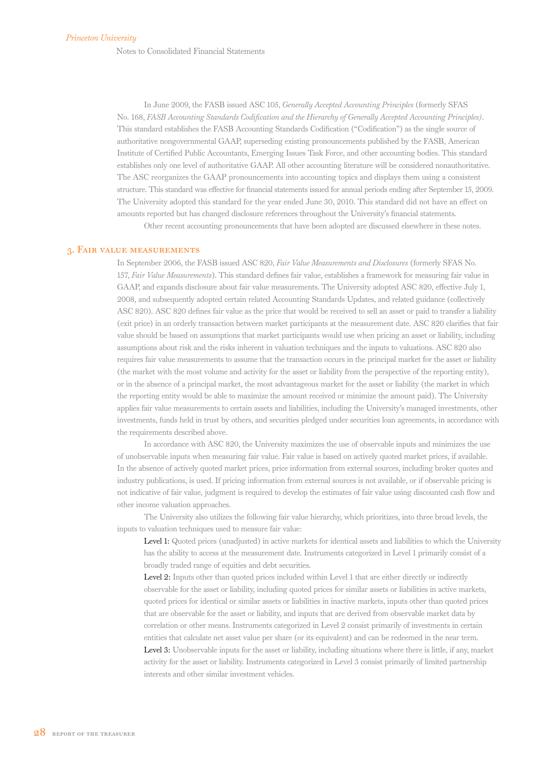In June 2009, the FASB issued ASC 105, *Generally Accepted Accounting Principles* (formerly SFAS No. 168, *FASB Accounting Standards Codification and the Hierarchy of Generally Accepted Accounting Principles)*. This standard establishes the FASB Accounting Standards Codification ("Codification") as the single source of authoritative nongovernmental GAAP, superseding existing pronouncements published by the FASB, American Institute of Certified Public Accountants, Emerging Issues Task Force, and other accounting bodies. This standard establishes only one level of authoritative GAAP. All other accounting literature will be considered nonauthoritative. The ASC reorganizes the GAAP pronouncements into accounting topics and displays them using a consistent structure. This standard was effective for financial statements issued for annual periods ending after September 15, 2009. The University adopted this standard for the year ended June 30, 2010. This standard did not have an effect on amounts reported but has changed disclosure references throughout the University's financial statements.

Other recent accounting pronouncements that have been adopted are discussed elsewhere in these notes.

## 3. Fair value measurements

In September 2006, the FASB issued ASC 820, *Fair Value Measurements and Disclosures* (formerly SFAS No. 157, *Fair Value Measurements*). This standard defines fair value, establishes a framework for measuring fair value in GAAP, and expands disclosure about fair value measurements. The University adopted ASC 820, effective July 1, 2008, and subsequently adopted certain related Accounting Standards Updates, and related guidance (collectively ASC 820). ASC 820 defines fair value as the price that would be received to sell an asset or paid to transfer a liability (exit price) in an orderly transaction between market participants at the measurement date. ASC 820 clarifies that fair value should be based on assumptions that market participants would use when pricing an asset or liability, including assumptions about risk and the risks inherent in valuation techniques and the inputs to valuations. ASC 820 also requires fair value measurements to assume that the transaction occurs in the principal market for the asset or liability (the market with the most volume and activity for the asset or liability from the perspective of the reporting entity), or in the absence of a principal market, the most advantageous market for the asset or liability (the market in which the reporting entity would be able to maximize the amount received or minimize the amount paid). The University applies fair value measurements to certain assets and liabilities, including the University's managed investments, other investments, funds held in trust by others, and securities pledged under securities loan agreements, in accordance with the requirements described above.

In accordance with ASC 820, the University maximizes the use of observable inputs and minimizes the use of unobservable inputs when measuring fair value. Fair value is based on actively quoted market prices, if available. In the absence of actively quoted market prices, price information from external sources, including broker quotes and industry publications, is used. If pricing information from external sources is not available, or if observable pricing is not indicative of fair value, judgment is required to develop the estimates of fair value using discounted cash flow and other income valuation approaches.

The University also utilizes the following fair value hierarchy, which prioritizes, into three broad levels, the inputs to valuation techniques used to measure fair value:

Level 1: Quoted prices (unadjusted) in active markets for identical assets and liabilities to which the University has the ability to access at the measurement date. Instruments categorized in Level 1 primarily consist of a broadly traded range of equities and debt securities.

Level 2: Inputs other than quoted prices included within Level 1 that are either directly or indirectly observable for the asset or liability, including quoted prices for similar assets or liabilities in active markets, quoted prices for identical or similar assets or liabilities in inactive markets, inputs other than quoted prices that are observable for the asset or liability, and inputs that are derived from observable market data by correlation or other means. Instruments categorized in Level 2 consist primarily of investments in certain entities that calculate net asset value per share (or its equivalent) and can be redeemed in the near term.

Level 3: Unobservable inputs for the asset or liability, including situations where there is little, if any, market activity for the asset or liability. Instruments categorized in Level 3 consist primarily of limited partnership interests and other similar investment vehicles.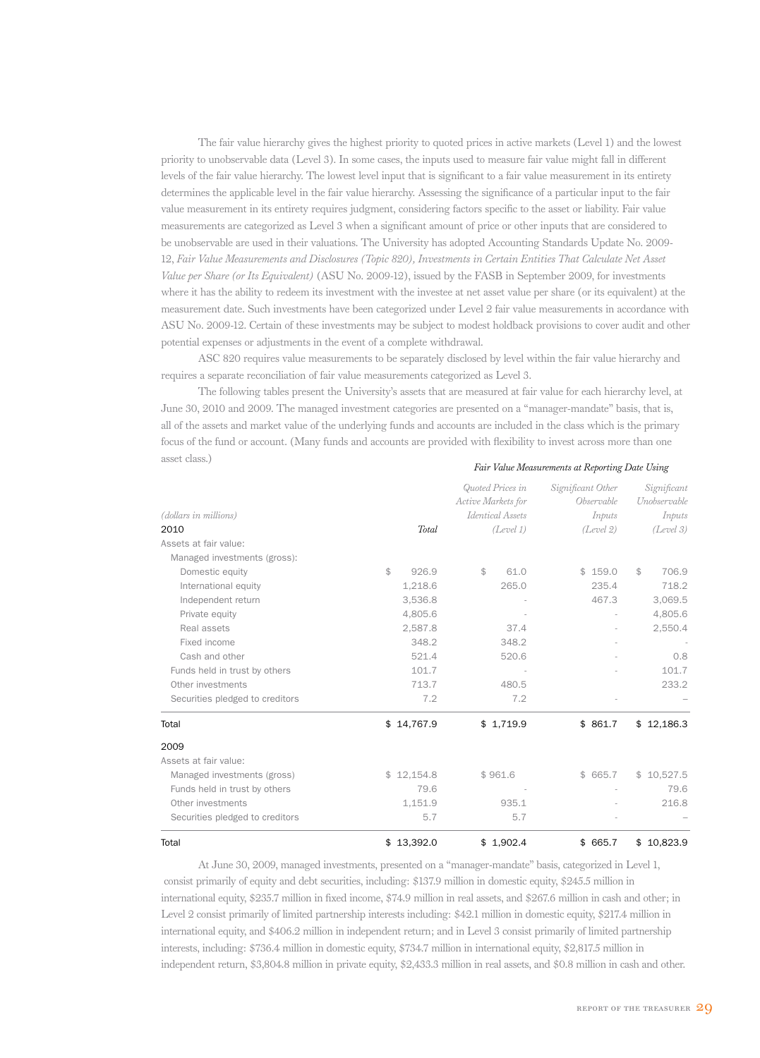The fair value hierarchy gives the highest priority to quoted prices in active markets (Level 1) and the lowest priority to unobservable data (Level 3). In some cases, the inputs used to measure fair value might fall in different levels of the fair value hierarchy. The lowest level input that is significant to a fair value measurement in its entirety determines the applicable level in the fair value hierarchy. Assessing the significance of a particular input to the fair value measurement in its entirety requires judgment, considering factors specific to the asset or liability. Fair value measurements are categorized as Level 3 when a significant amount of price or other inputs that are considered to be unobservable are used in their valuations. The University has adopted Accounting Standards Update No. 2009-12, *Fair Value Measurements and Disclosures (Topic 820), Investments in Certain Entities That Calculate Net Asset Value per Share (or Its Equivalent)* (ASU No. 2009-12), issued by the FASB in September 2009, for investments where it has the ability to redeem its investment with the investee at net asset value per share (or its equivalent) at the measurement date. Such investments have been categorized under Level 2 fair value measurements in accordance with ASU No. 2009-12. Certain of these investments may be subject to modest holdback provisions to cover audit and other potential expenses or adjustments in the event of a complete withdrawal.

ASC 820 requires value measurements to be separately disclosed by level within the fair value hierarchy and requires a separate reconciliation of fair value measurements categorized as Level 3.

The following tables present the University's assets that are measured at fair value for each hierarchy level, at June 30, 2010 and 2009. The managed investment categories are presented on a "manager-mandate" basis, that is, all of the assets and market value of the underlying funds and accounts are included in the class which is the primary focus of the fund or account. (Many funds and accounts are provided with flexibility to invest across more than one asset class.)

| | | *Fair Value Measurements at Reporting Date Using* | | |
|---|---|---|---|---|
| *(dollars in millions)* | | *Quoted Prices in Active Markets for Identical Assets* | *Significant Other Observable Inputs* | *Significant Unobservable Inputs* |
| 2010 | *Total* | *(Level 1)* | *(Level 2)* | *(Level 3)* |
| Assets at fair value: | | | | |
| Managed investments (gross): | | | | |
| Domestic equity | $ 926.9 | $ 61.0 | $ 159.0 | $ 706.9 |
| International equity | 1,218.6 | 265.0 | 235.4 | 718.2 |
| Independent return | 3,536.8 | - | 467.3 | 3,069.5 |
| Private equity | 4,805.6 | - | - | 4,805.6 |
| Real assets | 2,587.8 | 37.4 | - | 2,550.4 |
| Fixed income | 348.2 | 348.2 | - | - |
| Cash and other | 521.4 | 520.6 | - | 0.8 |
| Funds held in trust by others | 101.7 | - | - | 101.7 |
| Other investments | 713.7 | 480.5 | | 233.2 |
| Securities pledged to creditors | 7.2 | 7.2 | - | – |
| Total | $ 14,767.9 | $ 1,719.9 | $ 861.7 | $ 12,186.3 |
| 2009 | | | | |
| Assets at fair value: | | | | |
| Managed investments (gross) | $ 12,154.8 | $ 961.6 | $ 665.7 | $ 10,527.5 |
| Funds held in trust by others | 79.6 | - | - | 79.6 |
| Other investments | 1,151.9 | 935.1 | - | 216.8 |
| Securities pledged to creditors | 5.7 | 5.7 | - | – |
| Total | $ 13,392.0 | $ 1,902.4 | $ 665.7 | $ 10,823.9 |

At June 30, 2009, managed investments, presented on a "manager-mandate" basis, categorized in Level 1, consist primarily of equity and debt securities, including: $137.9 million in domestic equity, $245.5 million in international equity, $235.7 million in fixed income, $74.9 million in real assets, and $267.6 million in cash and other; in Level 2 consist primarily of limited partnership interests including: $42.1 million in domestic equity, $217.4 million in international equity, and $406.2 million in independent return; and in Level 3 consist primarily of limited partnership interests, including: $736.4 million in domestic equity, $734.7 million in international equity, $2,817.5 million in independent return, $3,804.8 million in private equity, $2,433.3 million in real assets, and $0.8 million in cash and other.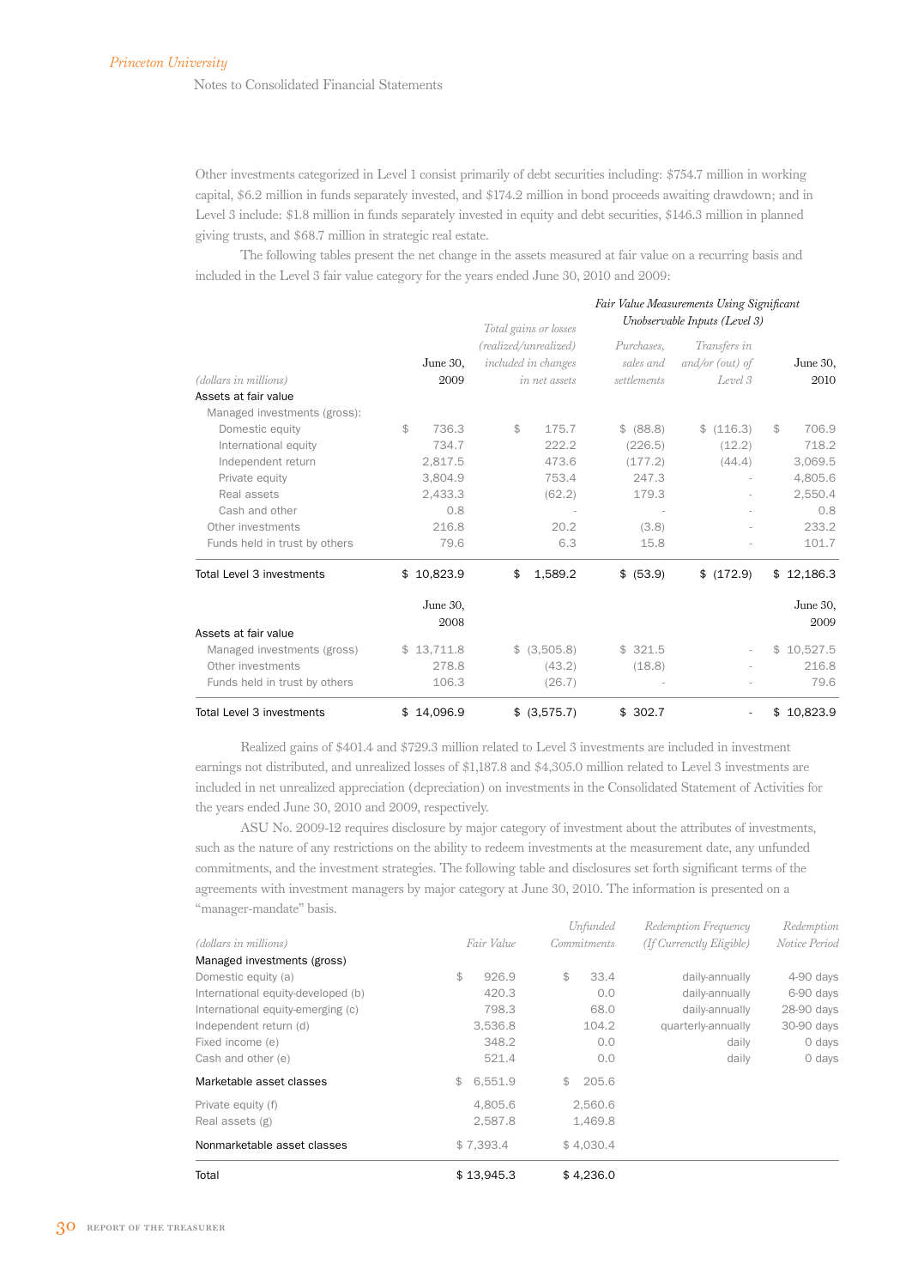Other investments categorized in Level 1 consist primarily of debt securities including: $754.7 million in working capital, $6.2 million in funds separately invested, and $174.2 million in bond proceeds awaiting drawdown; and in Level 3 include: $1.8 million in funds separately invested in equity and debt securities, $146.3 million in planned giving trusts, and $68.7 million in strategic real estate.

The following tables present the net change in the assets measured at fair value on a recurring basis and included in the Level 3 fair value category for the years ended June 30, 2010 and 2009:

| | | | *Fair Value Measurements Using Significant Unobservable Inputs (Level 3)* | | |
|---|---|---|---|---|---|
| *(dollars in millions)* | June 30, 2009 | *Total gains or losses (realized/unrealized) included in changes in net assets* | *Purchases, sales and settlements* | *Transfers in and/or (out) of Level 3* | June 30, 2010 |
| Assets at fair value | | | | | |
| Managed investments (gross): | | | | | |
| Domestic equity | $ 736.3 | $ 175.7 | $ (88.8) | $ (116.3) | $ 706.9 |
| International equity | 734.7 | 222.2 | (226.5) | (12.2) | 718.2 |
| Independent return | 2,817.5 | 473.6 | (177.2) | (44.4) | 3,069.5 |
| Private equity | 3,804.9 | 753.4 | 247.3 | - | 4,805.6 |
| Real assets | 2,433.3 | (62.2) | 179.3 | - | 2,550.4 |
| Cash and other | 0.8 | - | - | - | 0.8 |
| Other investments | 216.8 | 20.2 | (3.8) | - | 233.2 |
| Funds held in trust by others | 79.6 | 6.3 | 15.8 | - | 101.7 |
| Total Level 3 investments | $ 10,823.9 | $ 1,589.2 | $ (53.9) | $ (172.9) | $ 12,186.3 |
| | June 30, 2008 | | | | June 30, 2009 |
| Assets at fair value | | | | | |
| Managed investments (gross) | $ 13,711.8 | $ (3,505.8) | $ 321.5 | - | $ 10,527.5 |
| Other investments | 278.8 | (43.2) | (18.8) | - | 216.8 |
| Funds held in trust by others | 106.3 | (26.7) | - | - | 79.6 |
| Total Level 3 investments | $ 14,096.9 | $ (3,575.7) | $ 302.7 | - | $ 10,823.9 |

Realized gains of $401.4 and $729.3 million related to Level 3 investments are included in investment earnings not distributed, and unrealized losses of $1,187.8 and $4,305.0 million related to Level 3 investments are included in net unrealized appreciation (depreciation) on investments in the Consolidated Statement of Activities for the years ended June 30, 2010 and 2009, respectively.

ASU No. 2009-12 requires disclosure by major category of investment about the attributes of investments, such as the nature of any restrictions on the ability to redeem investments at the measurement date, any unfunded commitments, and the investment strategies. The following table and disclosures set forth significant terms of the agreements with investment managers by major category at June 30, 2010. The information is presented on a "manager-mandate" basis.

| *(dollars in millions)* | *Fair Value* | *Unfunded Commitments* | *Redemption Frequency (If Currenctly Eligible)* | *Redemption Notice Period* |
|---|---|---|---|---|
| Managed investments (gross) | | | | |
| Domestic equity (a) | $ 926.9 | $ 33.4 | daily-annually | 4-90 days |
| International equity-developed (b) | 420.3 | 0.0 | daily-annually | 6-90 days |
| International equity-emerging (c) | 798.3 | 68.0 | daily-annually | 28-90 days |
| Independent return (d) | 3,536.8 | 104.2 | quarterly-annually | 30-90 days |
| Fixed income (e) | 348.2 | 0.0 | daily | 0 days |
| Cash and other (e) | 521.4 | 0.0 | daily | 0 days |
| Marketable asset classes | $ 6,551.9 | $ 205.6 | | |
| Private equity (f) | 4,805.6 | 2,560.6 | | |
| Real assets (g) | 2,587.8 | 1,469.8 | | |
| Nonmarketable asset classes | $ 7,393.4 | $ 4,030.4 | | |
| Total | $ 13,945.3 | $ 4,236.0 | | |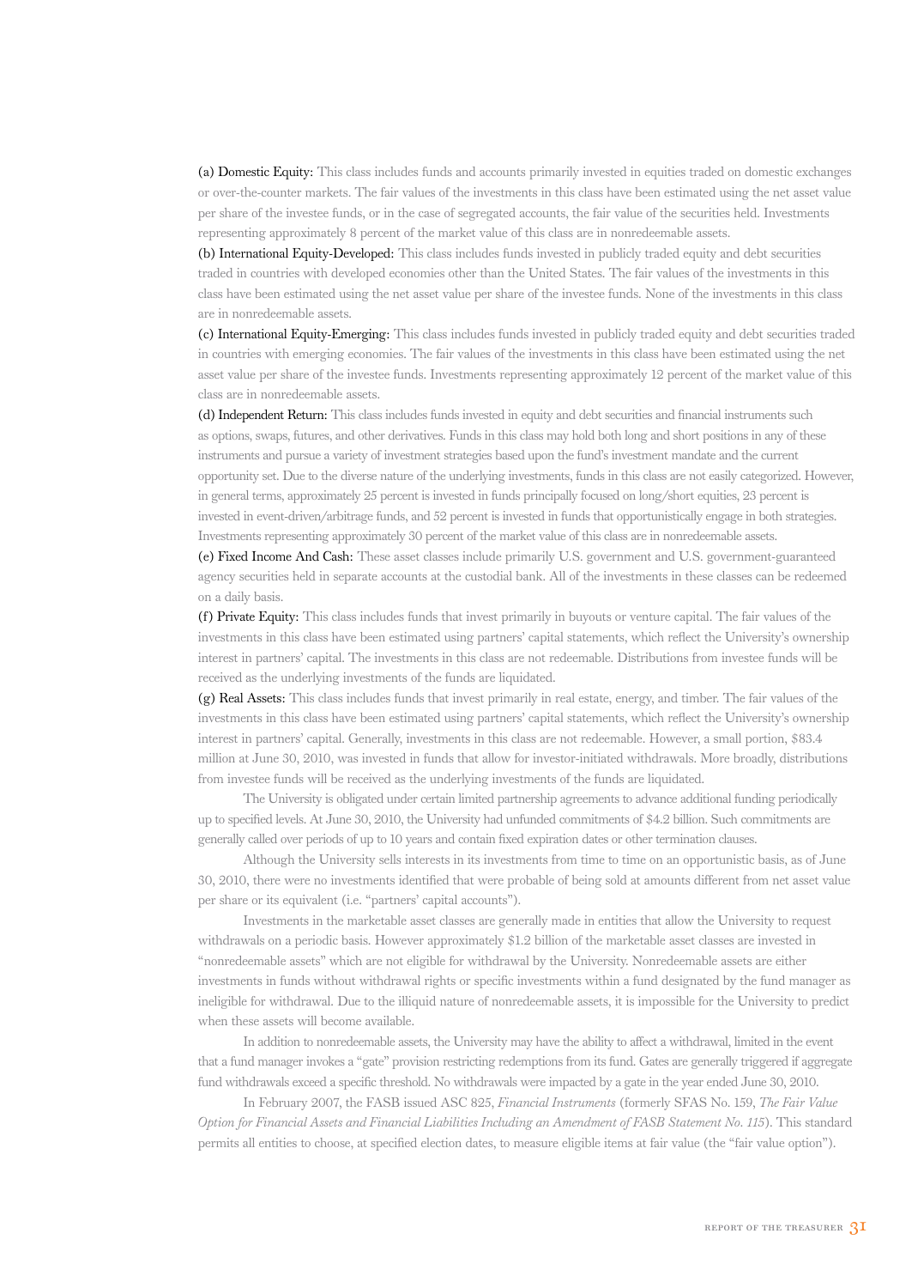(a) Domestic Equity: This class includes funds and accounts primarily invested in equities traded on domestic exchanges or over-the-counter markets. The fair values of the investments in this class have been estimated using the net asset value per share of the investee funds, or in the case of segregated accounts, the fair value of the securities held. Investments representing approximately 8 percent of the market value of this class are in nonredeemable assets.

(b) International Equity-Developed: This class includes funds invested in publicly traded equity and debt securities traded in countries with developed economies other than the United States. The fair values of the investments in this class have been estimated using the net asset value per share of the investee funds. None of the investments in this class are in nonredeemable assets.

(c) International Equity-Emerging: This class includes funds invested in publicly traded equity and debt securities traded in countries with emerging economies. The fair values of the investments in this class have been estimated using the net asset value per share of the investee funds. Investments representing approximately 12 percent of the market value of this class are in nonredeemable assets.

(d) Independent Return: This class includes funds invested in equity and debt securities and financial instruments such as options, swaps, futures, and other derivatives. Funds in this class may hold both long and short positions in any of these instruments and pursue a variety of investment strategies based upon the fund's investment mandate and the current opportunity set. Due to the diverse nature of the underlying investments, funds in this class are not easily categorized. However, in general terms, approximately 25 percent is invested in funds principally focused on long/short equities, 23 percent is invested in event-driven/arbitrage funds, and 52 percent is invested in funds that opportunistically engage in both strategies. Investments representing approximately 30 percent of the market value of this class are in nonredeemable assets.

(e) Fixed Income And Cash: These asset classes include primarily U.S. government and U.S. government-guaranteed agency securities held in separate accounts at the custodial bank. All of the investments in these classes can be redeemed on a daily basis.

(f) Private Equity: This class includes funds that invest primarily in buyouts or venture capital. The fair values of the investments in this class have been estimated using partners' capital statements, which reflect the University's ownership interest in partners' capital. The investments in this class are not redeemable. Distributions from investee funds will be received as the underlying investments of the funds are liquidated.

(g) Real Assets: This class includes funds that invest primarily in real estate, energy, and timber. The fair values of the investments in this class have been estimated using partners' capital statements, which reflect the University's ownership interest in partners' capital. Generally, investments in this class are not redeemable. However, a small portion, $83.4 million at June 30, 2010, was invested in funds that allow for investor-initiated withdrawals. More broadly, distributions from investee funds will be received as the underlying investments of the funds are liquidated.

The University is obligated under certain limited partnership agreements to advance additional funding periodically up to specified levels. At June 30, 2010, the University had unfunded commitments of $4.2 billion. Such commitments are generally called over periods of up to 10 years and contain fixed expiration dates or other termination clauses.

Although the University sells interests in its investments from time to time on an opportunistic basis, as of June 30, 2010, there were no investments identified that were probable of being sold at amounts different from net asset value per share or its equivalent (i.e. "partners' capital accounts").

Investments in the marketable asset classes are generally made in entities that allow the University to request withdrawals on a periodic basis. However approximately $1.2 billion of the marketable asset classes are invested in "nonredeemable assets" which are not eligible for withdrawal by the University. Nonredeemable assets are either investments in funds without withdrawal rights or specific investments within a fund designated by the fund manager as ineligible for withdrawal. Due to the illiquid nature of nonredeemable assets, it is impossible for the University to predict when these assets will become available.

In addition to nonredeemable assets, the University may have the ability to affect a withdrawal, limited in the event that a fund manager invokes a "gate" provision restricting redemptions from its fund. Gates are generally triggered if aggregate fund withdrawals exceed a specific threshold. No withdrawals were impacted by a gate in the year ended June 30, 2010.

In February 2007, the FASB issued ASC 825, *Financial Instruments* (formerly SFAS No. 159, *The Fair Value Option for Financial Assets and Financial Liabilities Including an Amendment of FASB Statement No. 115*). This standard permits all entities to choose, at specified election dates, to measure eligible items at fair value (the "fair value option").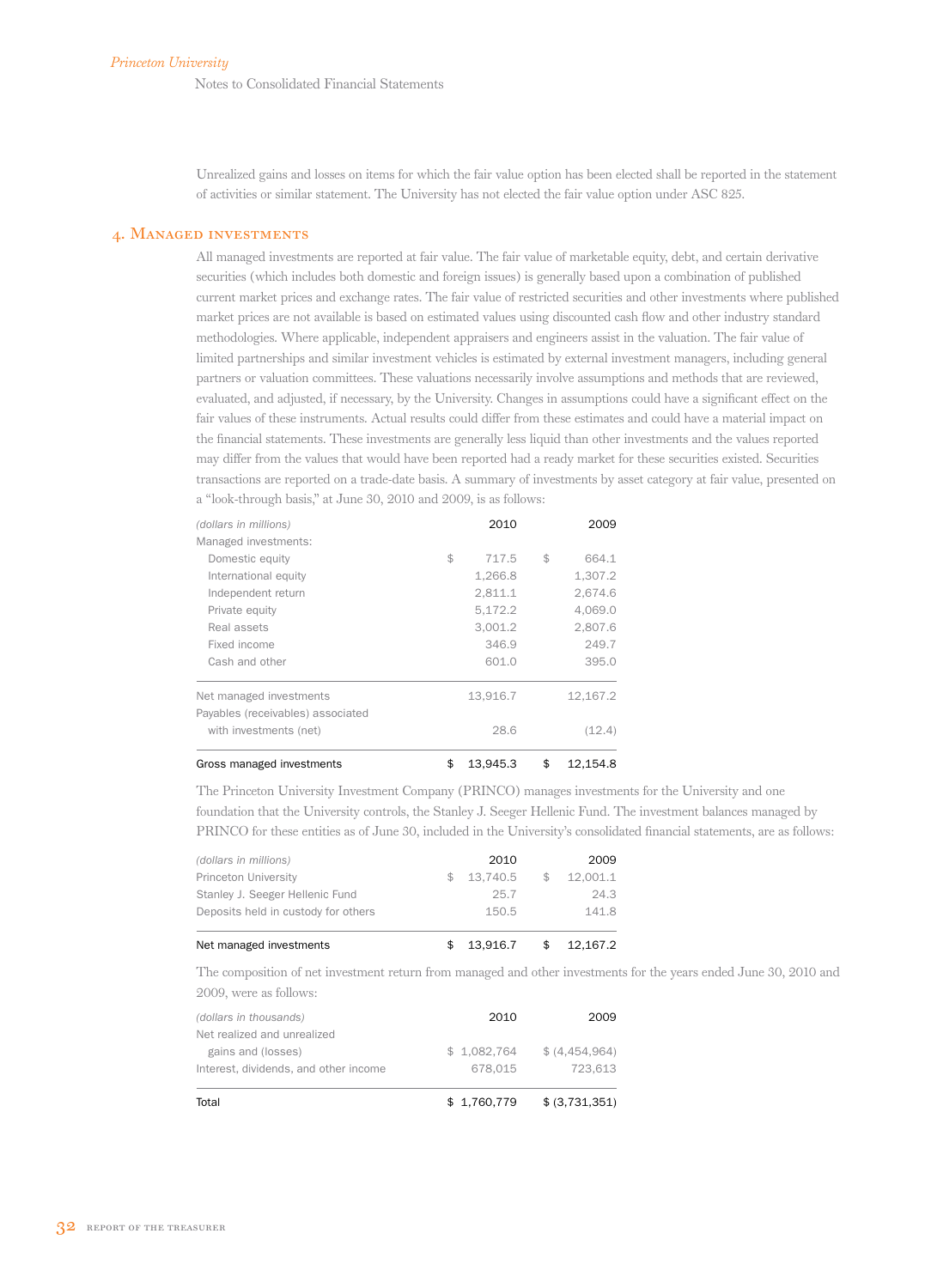Unrealized gains and losses on items for which the fair value option has been elected shall be reported in the statement of activities or similar statement. The University has not elected the fair value option under ASC 825.

## 4. Managed investments

All managed investments are reported at fair value. The fair value of marketable equity, debt, and certain derivative securities (which includes both domestic and foreign issues) is generally based upon a combination of published current market prices and exchange rates. The fair value of restricted securities and other investments where published market prices are not available is based on estimated values using discounted cash flow and other industry standard methodologies. Where applicable, independent appraisers and engineers assist in the valuation. The fair value of limited partnerships and similar investment vehicles is estimated by external investment managers, including general partners or valuation committees. These valuations necessarily involve assumptions and methods that are reviewed, evaluated, and adjusted, if necessary, by the University. Changes in assumptions could have a significant effect on the fair values of these instruments. Actual results could differ from these estimates and could have a material impact on the financial statements. These investments are generally less liquid than other investments and the values reported may differ from the values that would have been reported had a ready market for these securities existed. Securities transactions are reported on a trade-date basis. A summary of investments by asset category at fair value, presented on a "look-through basis," at June 30, 2010 and 2009, is as follows:

| *(dollars in millions)* | 2010 | 2009 |
|---|---|---|
| Managed investments: | | |
| Domestic equity | $ 717.5 | $ 664.1 |
| International equity | 1,266.8 | 1,307.2 |
| Independent return | 2,811.1 | 2,674.6 |
| Private equity | 5,172.2 | 4,069.0 |
| Real assets | 3,001.2 | 2,807.6 |
| Fixed income | 346.9 | 249.7 |
| Cash and other | 601.0 | 395.0 |
| Net managed investments | 13,916.7 | 12,167.2 |
| Payables (receivables) associated with investments (net) | 28.6 | (12.4) |
| Gross managed investments | $ 13,945.3 | $ 12,154.8 |

The Princeton University Investment Company (PRINCO) manages investments for the University and one foundation that the University controls, the Stanley J. Seeger Hellenic Fund. The investment balances managed by PRINCO for these entities as of June 30, included in the University's consolidated financial statements, are as follows:

| *(dollars in millions)* | 2010 | 2009 |
|---|---|---|
| Princeton University | $ 13,740.5 | $ 12,001.1 |
| Stanley J. Seeger Hellenic Fund | 25.7 | 24.3 |
| Deposits held in custody for others | 150.5 | 141.8 |
| Net managed investments | $ 13,916.7 | $ 12,167.2 |

The composition of net investment return from managed and other investments for the years ended June 30, 2010 and 2009, were as follows:

| *(dollars in thousands)* | 2010 | 2009 |
|---|---|---|
| Net realized and unrealized gains and (losses) | $ 1,082,764 | $ (4,454,964) |
| Interest, dividends, and other income | 678,015 | 723,613 |
| Total | $ 1,760,779 | $ (3,731,351) |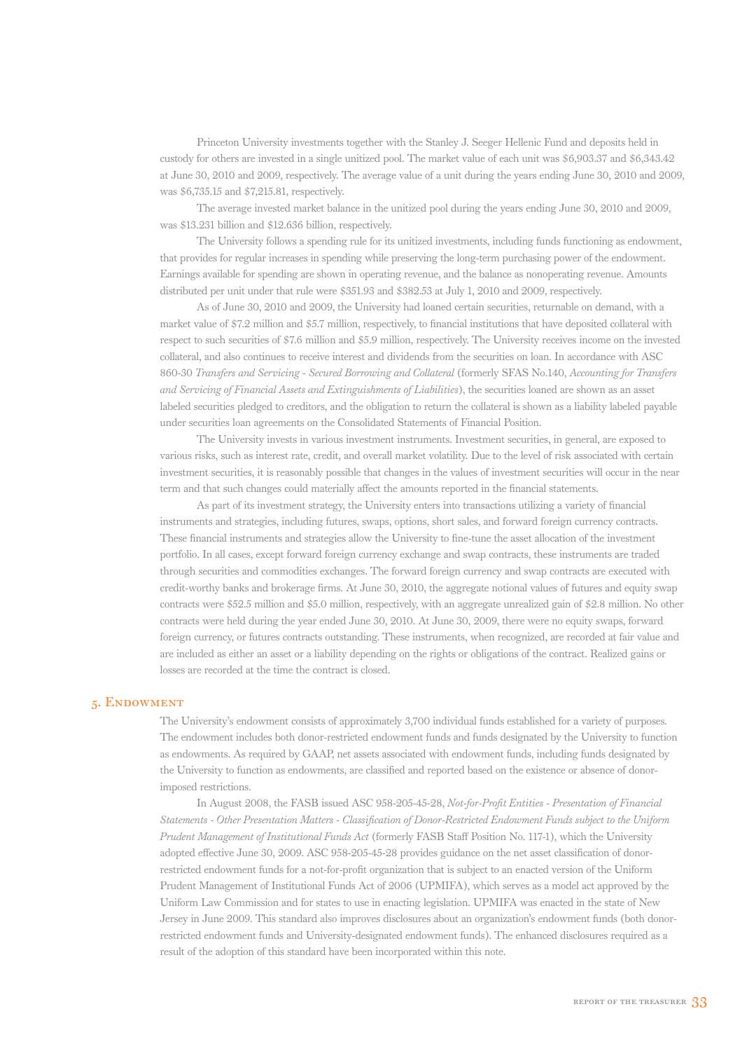Princeton University investments together with the Stanley J. Seeger Hellenic Fund and deposits held in custody for others are invested in a single unitized pool. The market value of each unit was $6,903.37 and $6,343.42 at June 30, 2010 and 2009, respectively. The average value of a unit during the years ending June 30, 2010 and 2009, was $6,735.15 and $7,215.81, respectively.

The average invested market balance in the unitized pool during the years ending June 30, 2010 and 2009, was $13.231 billion and $12.636 billion, respectively.

The University follows a spending rule for its unitized investments, including funds functioning as endowment, that provides for regular increases in spending while preserving the long-term purchasing power of the endowment. Earnings available for spending are shown in operating revenue, and the balance as nonoperating revenue. Amounts distributed per unit under that rule were $351.93 and $382.53 at July 1, 2010 and 2009, respectively.

As of June 30, 2010 and 2009, the University had loaned certain securities, returnable on demand, with a market value of $7.2 million and $5.7 million, respectively, to financial institutions that have deposited collateral with respect to such securities of $7.6 million and $5.9 million, respectively. The University receives income on the invested collateral, and also continues to receive interest and dividends from the securities on loan. In accordance with ASC 860-30 *Transfers and Servicing - Secured Borrowing and Collateral* (formerly SFAS No.140, *Accounting for Transfers and Servicing of Financial Assets and Extinguishments of Liabilities*), the securities loaned are shown as an asset labeled securities pledged to creditors, and the obligation to return the collateral is shown as a liability labeled payable under securities loan agreements on the Consolidated Statements of Financial Position.

The University invests in various investment instruments. Investment securities, in general, are exposed to various risks, such as interest rate, credit, and overall market volatility. Due to the level of risk associated with certain investment securities, it is reasonably possible that changes in the values of investment securities will occur in the near term and that such changes could materially affect the amounts reported in the financial statements.

As part of its investment strategy, the University enters into transactions utilizing a variety of financial instruments and strategies, including futures, swaps, options, short sales, and forward foreign currency contracts. These financial instruments and strategies allow the University to fine-tune the asset allocation of the investment portfolio. In all cases, except forward foreign currency exchange and swap contracts, these instruments are traded through securities and commodities exchanges. The forward foreign currency and swap contracts are executed with credit-worthy banks and brokerage firms. At June 30, 2010, the aggregate notional values of futures and equity swap contracts were $52.5 million and $5.0 million, respectively, with an aggregate unrealized gain of $2.8 million. No other contracts were held during the year ended June 30, 2010. At June 30, 2009, there were no equity swaps, forward foreign currency, or futures contracts outstanding. These instruments, when recognized, are recorded at fair value and are included as either an asset or a liability depending on the rights or obligations of the contract. Realized gains or losses are recorded at the time the contract is closed.

## 5. Endowment

The University's endowment consists of approximately 3,700 individual funds established for a variety of purposes. The endowment includes both donor-restricted endowment funds and funds designated by the University to function as endowments. As required by GAAP, net assets associated with endowment funds, including funds designated by the University to function as endowments, are classified and reported based on the existence or absence of donor-imposed restrictions.

In August 2008, the FASB issued ASC 958-205-45-28, *Not-for-Profit Entities - Presentation of Financial Statements - Other Presentation Matters - Classification of Donor-Restricted Endowment Funds subject to the Uniform Prudent Management of Institutional Funds Act* (formerly FASB Staff Position No. 117-1), which the University adopted effective June 30, 2009. ASC 958-205-45-28 provides guidance on the net asset classification of donor-restricted endowment funds for a not-for-profit organization that is subject to an enacted version of the Uniform Prudent Management of Institutional Funds Act of 2006 (UPMIFA), which serves as a model act approved by the Uniform Law Commission and for states to use in enacting legislation. UPMIFA was enacted in the state of New Jersey in June 2009. This standard also improves disclosures about an organization's endowment funds (both donor-restricted endowment funds and University-designated endowment funds). The enhanced disclosures required as a result of the adoption of this standard have been incorporated within this note.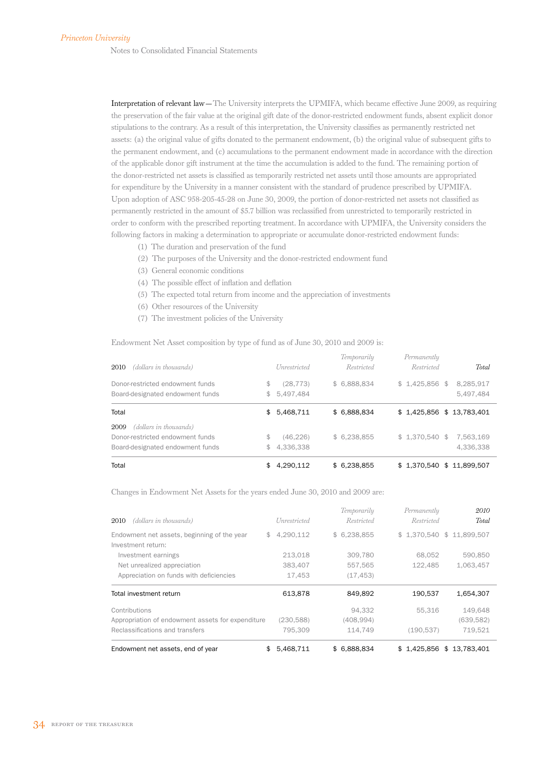**Interpretation of relevant law**—The University interprets the UPMIFA, which became effective June 2009, as requiring the preservation of the fair value at the original gift date of the donor-restricted endowment funds, absent explicit donor stipulations to the contrary. As a result of this interpretation, the University classifies as permanently restricted net assets: (a) the original value of gifts donated to the permanent endowment, (b) the original value of subsequent gifts to the permanent endowment, and (c) accumulations to the permanent endowment made in accordance with the direction of the applicable donor gift instrument at the time the accumulation is added to the fund. The remaining portion of the donor-restricted net assets is classified as temporarily restricted net assets until those amounts are appropriated for expenditure by the University in a manner consistent with the standard of prudence prescribed by UPMIFA. Upon adoption of ASC 958-205-45-28 on June 30, 2009, the portion of donor-restricted net assets not classified as permanently restricted in the amount of $5.7 billion was reclassified from unrestricted to temporarily restricted in order to conform with the prescribed reporting treatment. In accordance with UPMIFA, the University considers the following factors in making a determination to appropriate or accumulate donor-restricted endowment funds:

(1) The duration and preservation of the fund
(2) The purposes of the University and the donor-restricted endowment fund
(3) General economic conditions
(4) The possible effect of inflation and deflation
(5) The expected total return from income and the appreciation of investments
(6) Other resources of the University
(7) The investment policies of the University

Endowment Net Asset composition by type of fund as of June 30, 2010 and 2009 is:

| 2010 *(dollars in thousands)* | *Unrestricted* | *Temporarily Restricted* | *Permanently Restricted* | *Total* |
|---|---|---|---|---|
| Donor-restricted endowment funds | $ (28,773) | $ 6,888,834 | $ 1,425,856 | $ 8,285,917 |
| Board-designated endowment funds | $ 5,497,484 | | | 5,497,484 |
| Total | $ 5,468,711 | $ 6,888,834 | $ 1,425,856 | $ 13,783,401 |
| 2009 *(dollars in thousands)* | | | | |
| Donor-restricted endowment funds | $ (46,226) | $ 6,238,855 | $ 1,370,540 | $ 7,563,169 |
| Board-designated endowment funds | $ 4,336,338 | | | 4,336,338 |
| Total | $ 4,290,112 | $ 6,238,855 | $ 1,370,540 | $ 11,899,507 |

Changes in Endowment Net Assets for the years ended June 30, 2010 and 2009 are:

| 2010 *(dollars in thousands)* | *Unrestricted* | *Temporarily Restricted* | *Permanently Restricted* | *2010 Total* |
|---|---|---|---|---|
| Endowment net assets, beginning of the year | $ 4,290,112 | $ 6,238,855 | $ 1,370,540 | $ 11,899,507 |
| Investment return: | | | | |
| Investment earnings | 213,018 | 309,780 | 68,052 | 590,850 |
| Net unrealized appreciation | 383,407 | 557,565 | 122,485 | 1,063,457 |
| Appreciation on funds with deficiencies | 17,453 | (17,453) | | |
| Total investment return | 613,878 | 849,892 | 190,537 | 1,654,307 |
| Contributions | | 94,332 | 55,316 | 149,648 |
| Appropriation of endowment assets for expenditure | (230,588) | (408,994) | | (639,582) |
| Reclassifications and transfers | 795,309 | 114,749 | (190,537) | 719,521 |
| Endowment net assets, end of year | $ 5,468,711 | $ 6,888,834 | $ 1,425,856 | $ 13,783,401 |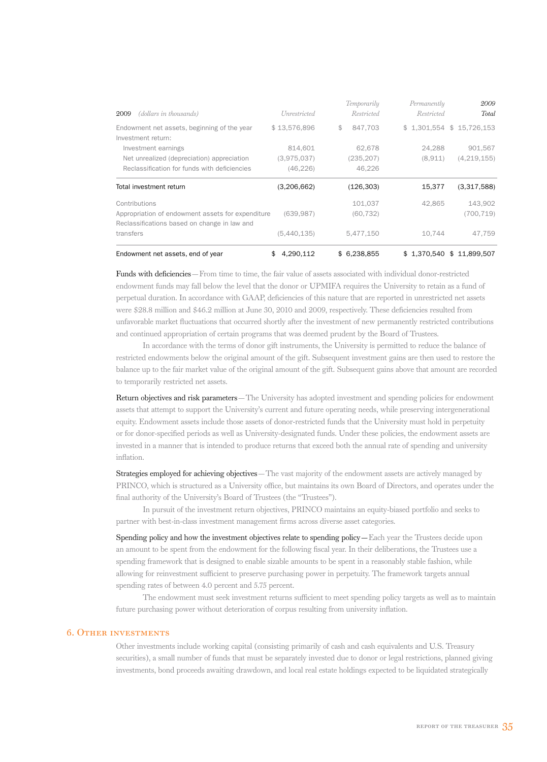| 2009 *(dollars in thousands)* | *Unrestricted* | *Temporarily Restricted* | *Permanently Restricted* | *2009 Total* |
|---|---|---|---|---|
| Endowment net assets, beginning of the year | $ 13,576,896 | $ 847,703 | $ 1,301,554 | $ 15,726,153 |
| Investment return: | | | | |
| Investment earnings | 814,601 | 62,678 | 24,288 | 901,567 |
| Net unrealized (depreciation) appreciation | (3,975,037) | (235,207) | (8,911) | (4,219,155) |
| Reclassification for funds with deficiencies | (46,226) | 46,226 | | |
| Total investment return | (3,206,662) | (126,303) | 15,377 | (3,317,588) |
| Contributions | | 101,037 | 42,865 | 143,902 |
| Appropriation of endowment assets for expenditure | (639,987) | (60,732) | | (700,719) |
| Reclassifications based on change in law and transfers | (5,440,135) | 5,477,150 | 10,744 | 47,759 |
| Endowment net assets, end of year | $ 4,290,112 | $ 6,238,855 | $ 1,370,540 | $ 11,899,507 |

Funds with deficiencies—From time to time, the fair value of assets associated with individual donor-restricted endowment funds may fall below the level that the donor or UPMIFA requires the University to retain as a fund of perpetual duration. In accordance with GAAP, deficiencies of this nature that are reported in unrestricted net assets were $28.8 million and $46.2 million at June 30, 2010 and 2009, respectively. These deficiencies resulted from unfavorable market fluctuations that occurred shortly after the investment of new permanently restricted contributions and continued appropriation of certain programs that was deemed prudent by the Board of Trustees.

In accordance with the terms of donor gift instruments, the University is permitted to reduce the balance of restricted endowments below the original amount of the gift. Subsequent investment gains are then used to restore the balance up to the fair market value of the original amount of the gift. Subsequent gains above that amount are recorded to temporarily restricted net assets.

Return objectives and risk parameters—The University has adopted investment and spending policies for endowment assets that attempt to support the University's current and future operating needs, while preserving intergenerational equity. Endowment assets include those assets of donor-restricted funds that the University must hold in perpetuity or for donor-specified periods as well as University-designated funds. Under these policies, the endowment assets are invested in a manner that is intended to produce returns that exceed both the annual rate of spending and university inflation.

Strategies employed for achieving objectives—The vast majority of the endowment assets are actively managed by PRINCO, which is structured as a University office, but maintains its own Board of Directors, and operates under the final authority of the University's Board of Trustees (the "Trustees").

In pursuit of the investment return objectives, PRINCO maintains an equity-biased portfolio and seeks to partner with best-in-class investment management firms across diverse asset categories.

Spending policy and how the investment objectives relate to spending policy—Each year the Trustees decide upon an amount to be spent from the endowment for the following fiscal year. In their deliberations, the Trustees use a spending framework that is designed to enable sizable amounts to be spent in a reasonably stable fashion, while allowing for reinvestment sufficient to preserve purchasing power in perpetuity. The framework targets annual spending rates of between 4.0 percent and 5.75 percent.

The endowment must seek investment returns sufficient to meet spending policy targets as well as to maintain future purchasing power without deterioration of corpus resulting from university inflation.

## 6. Other investments

Other investments include working capital (consisting primarily of cash and cash equivalents and U.S. Treasury securities), a small number of funds that must be separately invested due to donor or legal restrictions, planned giving investments, bond proceeds awaiting drawdown, and local real estate holdings expected to be liquidated strategically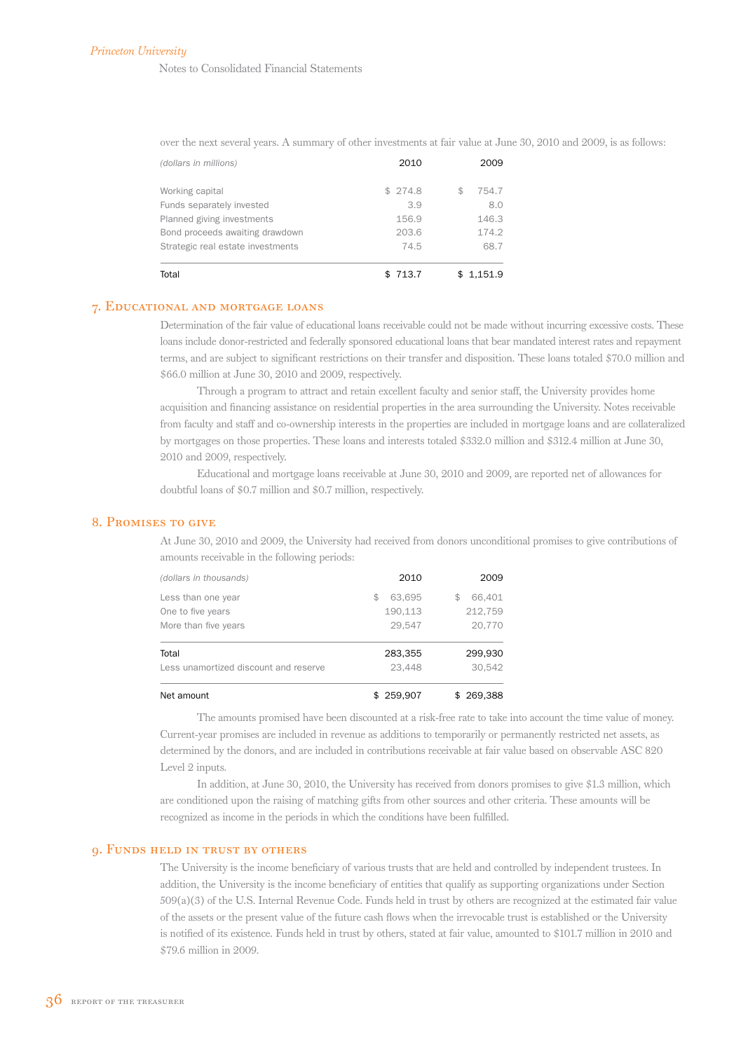over the next several years. A summary of other investments at fair value at June 30, 2010 and 2009, is as follows:

| *(dollars in millions)* | 2010 | 2009 |
|---|---|---|
| Working capital | $ 274.8 | $ 754.7 |
| Funds separately invested | 3.9 | 8.0 |
| Planned giving investments | 156.9 | 146.3 |
| Bond proceeds awaiting drawdown | 203.6 | 174.2 |
| Strategic real estate investments | 74.5 | 68.7 |
| Total | $ 713.7 | $ 1,151.9 |

## 7. Educational and mortgage loans

Determination of the fair value of educational loans receivable could not be made without incurring excessive costs. These loans include donor-restricted and federally sponsored educational loans that bear mandated interest rates and repayment terms, and are subject to significant restrictions on their transfer and disposition. These loans totaled $70.0 million and $66.0 million at June 30, 2010 and 2009, respectively.

Through a program to attract and retain excellent faculty and senior staff, the University provides home acquisition and financing assistance on residential properties in the area surrounding the University. Notes receivable from faculty and staff and co-ownership interests in the properties are included in mortgage loans and are collateralized by mortgages on those properties. These loans and interests totaled $332.0 million and $312.4 million at June 30, 2010 and 2009, respectively.

Educational and mortgage loans receivable at June 30, 2010 and 2009, are reported net of allowances for doubtful loans of $0.7 million and $0.7 million, respectively.

## 8. Promises to give

At June 30, 2010 and 2009, the University had received from donors unconditional promises to give contributions of amounts receivable in the following periods:

| *(dollars in thousands)* | 2010 | 2009 |
|---|---|---|
| Less than one year | $ 63,695 | $ 66,401 |
| One to five years | 190,113 | 212,759 |
| More than five years | 29,547 | 20,770 |
| Total | 283,355 | 299,930 |
| Less unamortized discount and reserve | 23,448 | 30,542 |
| Net amount | $ 259,907 | $ 269,388 |

The amounts promised have been discounted at a risk-free rate to take into account the time value of money. Current-year promises are included in revenue as additions to temporarily or permanently restricted net assets, as determined by the donors, and are included in contributions receivable at fair value based on observable ASC 820 Level 2 inputs.

In addition, at June 30, 2010, the University has received from donors promises to give $1.3 million, which are conditioned upon the raising of matching gifts from other sources and other criteria. These amounts will be recognized as income in the periods in which the conditions have been fulfilled.

## 9. Funds held in trust by others

The University is the income beneficiary of various trusts that are held and controlled by independent trustees. In addition, the University is the income beneficiary of entities that qualify as supporting organizations under Section 509(a)(3) of the U.S. Internal Revenue Code. Funds held in trust by others are recognized at the estimated fair value of the assets or the present value of the future cash flows when the irrevocable trust is established or the University is notified of its existence. Funds held in trust by others, stated at fair value, amounted to $101.7 million in 2010 and $79.6 million in 2009.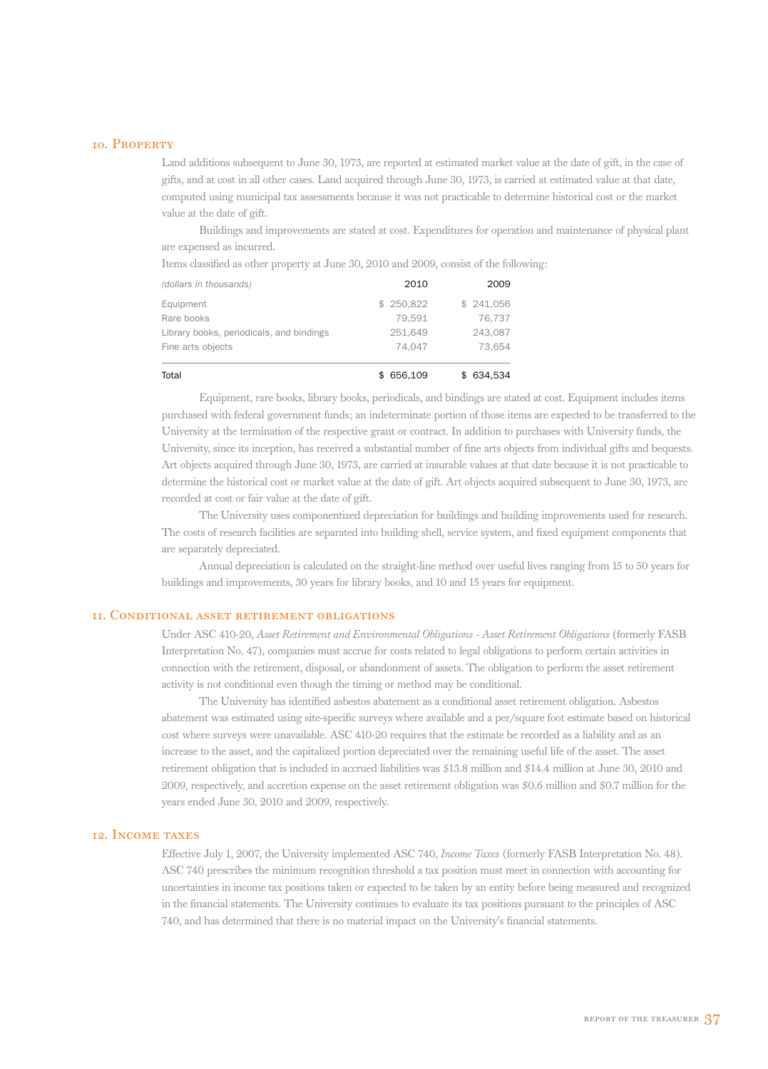## 10. Property

Land additions subsequent to June 30, 1973, are reported at estimated market value at the date of gift, in the case of gifts, and at cost in all other cases. Land acquired through June 30, 1973, is carried at estimated value at that date, computed using municipal tax assessments because it was not practicable to determine historical cost or the market value at the date of gift.

Buildings and improvements are stated at cost. Expenditures for operation and maintenance of physical plant are expensed as incurred.

Items classified as other property at June 30, 2010 and 2009, consist of the following:

| *(dollars in thousands)* | 2010 | 2009 |
|---|---|---|
| Equipment | $ 250,822 | $ 241,056 |
| Rare books | 79,591 | 76,737 |
| Library books, periodicals, and bindings | 251,649 | 243,087 |
| Fine arts objects | 74,047 | 73,654 |
| Total | $ 656,109 | $ 634,534 |

Equipment, rare books, library books, periodicals, and bindings are stated at cost. Equipment includes items purchased with federal government funds; an indeterminate portion of those items are expected to be transferred to the University at the termination of the respective grant or contract. In addition to purchases with University funds, the University, since its inception, has received a substantial number of fine arts objects from individual gifts and bequests. Art objects acquired through June 30, 1973, are carried at insurable values at that date because it is not practicable to determine the historical cost or market value at the date of gift. Art objects acquired subsequent to June 30, 1973, are recorded at cost or fair value at the date of gift.

The University uses componentized depreciation for buildings and building improvements used for research. The costs of research facilities are separated into building shell, service system, and fixed equipment components that are separately depreciated.

Annual depreciation is calculated on the straight-line method over useful lives ranging from 15 to 50 years for buildings and improvements, 30 years for library books, and 10 and 15 years for equipment.

## 11. Conditional asset retirement obligations

Under ASC 410-20, *Asset Retirement and Environmental Obligations - Asset Retirement Obligations* (formerly FASB Interpretation No. 47), companies must accrue for costs related to legal obligations to perform certain activities in connection with the retirement, disposal, or abandonment of assets. The obligation to perform the asset retirement activity is not conditional even though the timing or method may be conditional.

The University has identified asbestos abatement as a conditional asset retirement obligation. Asbestos abatement was estimated using site-specific surveys where available and a per/square foot estimate based on historical cost where surveys were unavailable. ASC 410-20 requires that the estimate be recorded as a liability and as an increase to the asset, and the capitalized portion depreciated over the remaining useful life of the asset. The asset retirement obligation that is included in accrued liabilities was $13.8 million and $14.4 million at June 30, 2010 and 2009, respectively, and accretion expense on the asset retirement obligation was $0.6 million and $0.7 million for the years ended June 30, 2010 and 2009, respectively.

## 12. Income taxes

Effective July 1, 2007, the University implemented ASC 740, *Income Taxes* (formerly FASB Interpretation No. 48). ASC 740 prescribes the minimum recognition threshold a tax position must meet in connection with accounting for uncertainties in income tax positions taken or expected to be taken by an entity before being measured and recognized in the financial statements. The University continues to evaluate its tax positions pursuant to the principles of ASC 740, and has determined that there is no material impact on the University's financial statements.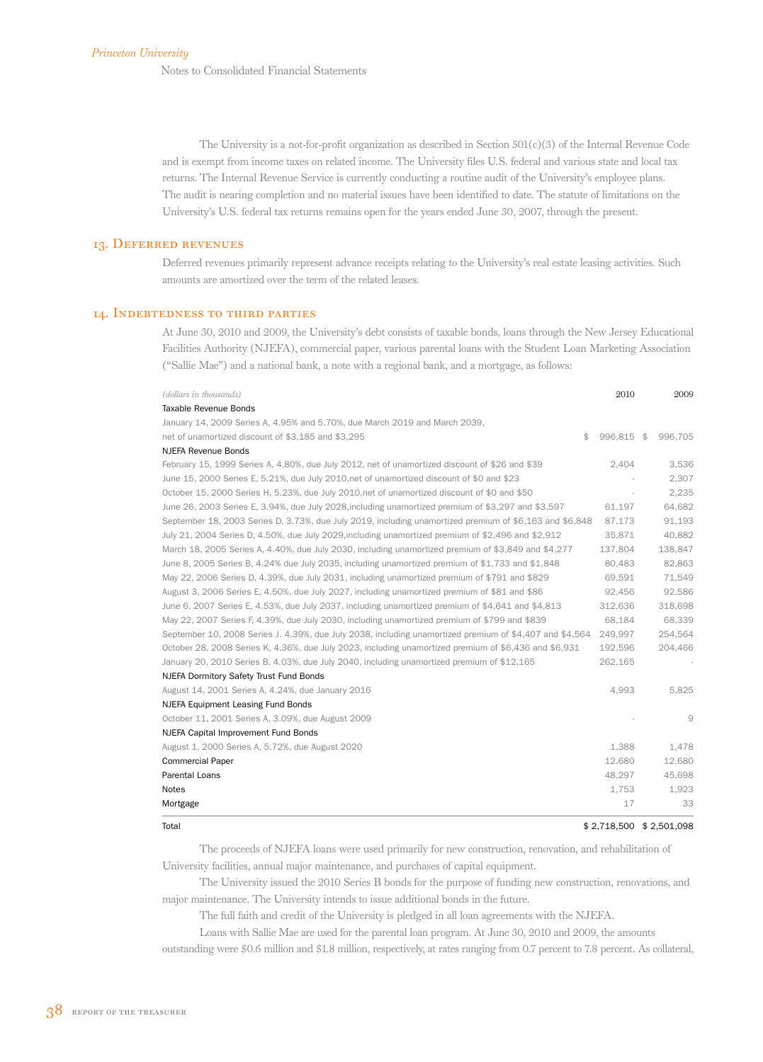The University is a not-for-profit organization as described in Section 501(c)(3) of the Internal Revenue Code and is exempt from income taxes on related income. The University files U.S. federal and various state and local tax returns. The Internal Revenue Service is currently conducting a routine audit of the University's employee plans. The audit is nearing completion and no material issues have been identified to date. The statute of limitations on the University's U.S. federal tax returns remains open for the years ended June 30, 2007, through the present.

## 13. Deferred revenues

Deferred revenues primarily represent advance receipts relating to the University's real estate leasing activities. Such amounts are amortized over the term of the related leases.

## 14. Indebtedness to third parties

At June 30, 2010 and 2009, the University's debt consists of taxable bonds, loans through the New Jersey Educational Facilities Authority (NJEFA), commercial paper, various parental loans with the Student Loan Marketing Association ("Sallie Mae") and a national bank, a note with a regional bank, and a mortgage, as follows:

| *(dollars in thousands)* | 2010 | 2009 |
|---|---|---|
| Taxable Revenue Bonds | | |
| January 14, 2009 Series A, 4.95% and 5.70%, due March 2019 and March 2039, net of unamortized discount of $3,185 and $3,295 | $ 996,815 | $ 996,705 |
| NJEFA Revenue Bonds | | |
| February 15, 1999 Series A, 4.80%, due July 2012, net of unamortized discount of $26 and $39 | 2,404 | 3,536 |
| June 15, 2000 Series E, 5.21%, due July 2010,net of unamortized discount of $0 and $23 | - | 2,307 |
| October 15, 2000 Series H, 5.23%, due July 2010,net of unamortized discount of $0 and $50 | - | 2,235 |
| June 26, 2003 Series E, 3.94%, due July 2028,including unamortized premium of $3,297 and $3,597 | 61,197 | 64,682 |
| September 18, 2003 Series D, 3.73%, due July 2019, including unamortized premium of $6,163 and $6,848 | 87,173 | 91,193 |
| July 21, 2004 Series D, 4.50%, due July 2029,including unamortized premium of $2,496 and $2,912 | 35,871 | 40,882 |
| March 18, 2005 Series A, 4.40%, due July 2030, including unamortized premium of $3,849 and $4,277 | 137,804 | 138,847 |
| June 8, 2005 Series B, 4.24% due July 2035, including unamortized premium of $1,733 and $1,848 | 80,483 | 82,863 |
| May 22, 2006 Series D, 4.39%, due July 2031, including unamortized premium of $791 and $829 | 69,591 | 71,549 |
| August 3, 2006 Series E, 4.50%, due July 2027, including unamortized premium of $81 and $86 | 92,456 | 92,586 |
| June 6, 2007 Series E, 4.53%, due July 2037, including unamortized premium of $4,641 and $4,813 | 312,636 | 318,698 |
| May 22, 2007 Series F, 4.39%, due July 2030, including unamortized premium of $799 and $839 | 68,184 | 68,339 |
| September 10, 2008 Series J. 4.39%, due July 2038, including unamortized premium of $4,407 and $4,564 | 249,997 | 254,564 |
| October 28, 2008 Series K, 4.36%, due July 2023, including unamortized premium of $6,436 and $6,931 | 192,596 | 204,466 |
| January 20, 2010 Series B, 4.03%, due July 2040, including unamortized premium of $12,165 | 262,165 | - |
| NJEFA Dormitory Safety Trust Fund Bonds | | |
| August 14, 2001 Series A, 4.24%, due January 2016 | 4,993 | 5,825 |
| NJEFA Equipment Leasing Fund Bonds | | |
| October 11, 2001 Series A, 3.09%, due August 2009 | - | 9 |
| NJEFA Capital Improvement Fund Bonds | | |
| August 1, 2000 Series A, 5.72%, due August 2020 | 1,388 | 1,478 |
| Commercial Paper | 12,680 | 12,680 |
| Parental Loans | 48,297 | 45,698 |
| Notes | 1,753 | 1,923 |
| Mortgage | 17 | 33 |
| Total | $ 2,718,500 | $ 2,501,098 |

The proceeds of NJEFA loans were used primarily for new construction, renovation, and rehabilitation of University facilities, annual major maintenance, and purchases of capital equipment.

The University issued the 2010 Series B bonds for the purpose of funding new construction, renovations, and major maintenance. The University intends to issue additional bonds in the future.

The full faith and credit of the University is pledged in all loan agreements with the NJEFA.

Loans with Sallie Mae are used for the parental loan program. At June 30, 2010 and 2009, the amounts outstanding were $0.6 million and $1.8 million, respectively, at rates ranging from 0.7 percent to 7.8 percent. As collateral,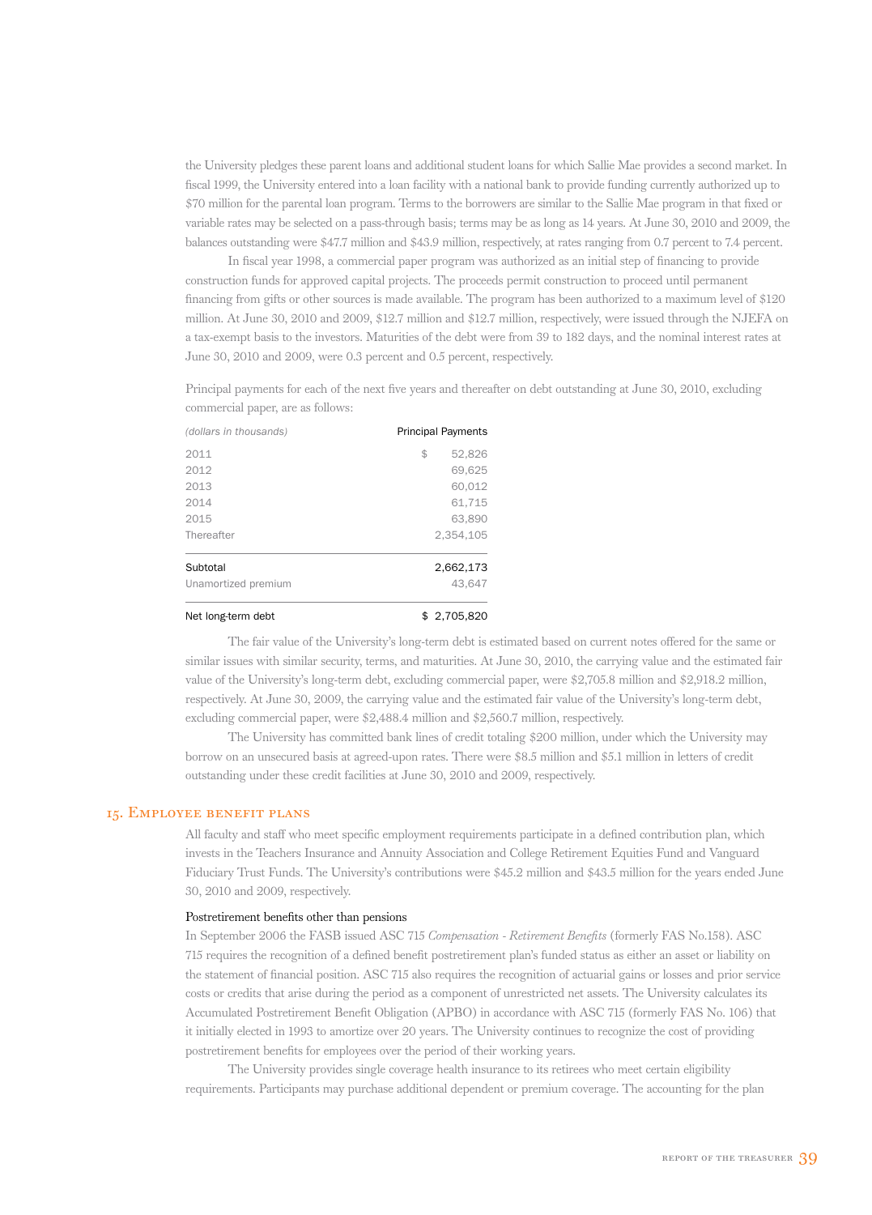the University pledges these parent loans and additional student loans for which Sallie Mae provides a second market. In fiscal 1999, the University entered into a loan facility with a national bank to provide funding currently authorized up to $70 million for the parental loan program. Terms to the borrowers are similar to the Sallie Mae program in that fixed or variable rates may be selected on a pass-through basis; terms may be as long as 14 years. At June 30, 2010 and 2009, the balances outstanding were $47.7 million and $43.9 million, respectively, at rates ranging from 0.7 percent to 7.4 percent.

In fiscal year 1998, a commercial paper program was authorized as an initial step of financing to provide construction funds for approved capital projects. The proceeds permit construction to proceed until permanent financing from gifts or other sources is made available. The program has been authorized to a maximum level of $120 million. At June 30, 2010 and 2009, $12.7 million and $12.7 million, respectively, were issued through the NJEFA on a tax-exempt basis to the investors. Maturities of the debt were from 39 to 182 days, and the nominal interest rates at June 30, 2010 and 2009, were 0.3 percent and 0.5 percent, respectively.

Principal payments for each of the next five years and thereafter on debt outstanding at June 30, 2010, excluding commercial paper, are as follows:

| *(dollars in thousands)* | Principal Payments |
|---|---|
| 2011 | $ 52,826 |
| 2012 | 69,625 |
| 2013 | 60,012 |
| 2014 | 61,715 |
| 2015 | 63,890 |
| Thereafter | 2,354,105 |
| Subtotal | 2,662,173 |
| Unamortized premium | 43,647 |
| Net long-term debt | $ 2,705,820 |

The fair value of the University's long-term debt is estimated based on current notes offered for the same or similar issues with similar security, terms, and maturities. At June 30, 2010, the carrying value and the estimated fair value of the University's long-term debt, excluding commercial paper, were $2,705.8 million and $2,918.2 million, respectively. At June 30, 2009, the carrying value and the estimated fair value of the University's long-term debt, excluding commercial paper, were $2,488.4 million and $2,560.7 million, respectively.

The University has committed bank lines of credit totaling $200 million, under which the University may borrow on an unsecured basis at agreed-upon rates. There were $8.5 million and $5.1 million in letters of credit outstanding under these credit facilities at June 30, 2010 and 2009, respectively.

## 15. Employee benefit plans

All faculty and staff who meet specific employment requirements participate in a defined contribution plan, which invests in the Teachers Insurance and Annuity Association and College Retirement Equities Fund and Vanguard Fiduciary Trust Funds. The University's contributions were $45.2 million and $43.5 million for the years ended June 30, 2010 and 2009, respectively.

### Postretirement benefits other than pensions

In September 2006 the FASB issued ASC 715 *Compensation - Retirement Benefits* (formerly FAS No.158). ASC 715 requires the recognition of a defined benefit postretirement plan's funded status as either an asset or liability on the statement of financial position. ASC 715 also requires the recognition of actuarial gains or losses and prior service costs or credits that arise during the period as a component of unrestricted net assets. The University calculates its Accumulated Postretirement Benefit Obligation (APBO) in accordance with ASC 715 (formerly FAS No. 106) that it initially elected in 1993 to amortize over 20 years. The University continues to recognize the cost of providing postretirement benefits for employees over the period of their working years.

The University provides single coverage health insurance to its retirees who meet certain eligibility requirements. Participants may purchase additional dependent or premium coverage. The accounting for the plan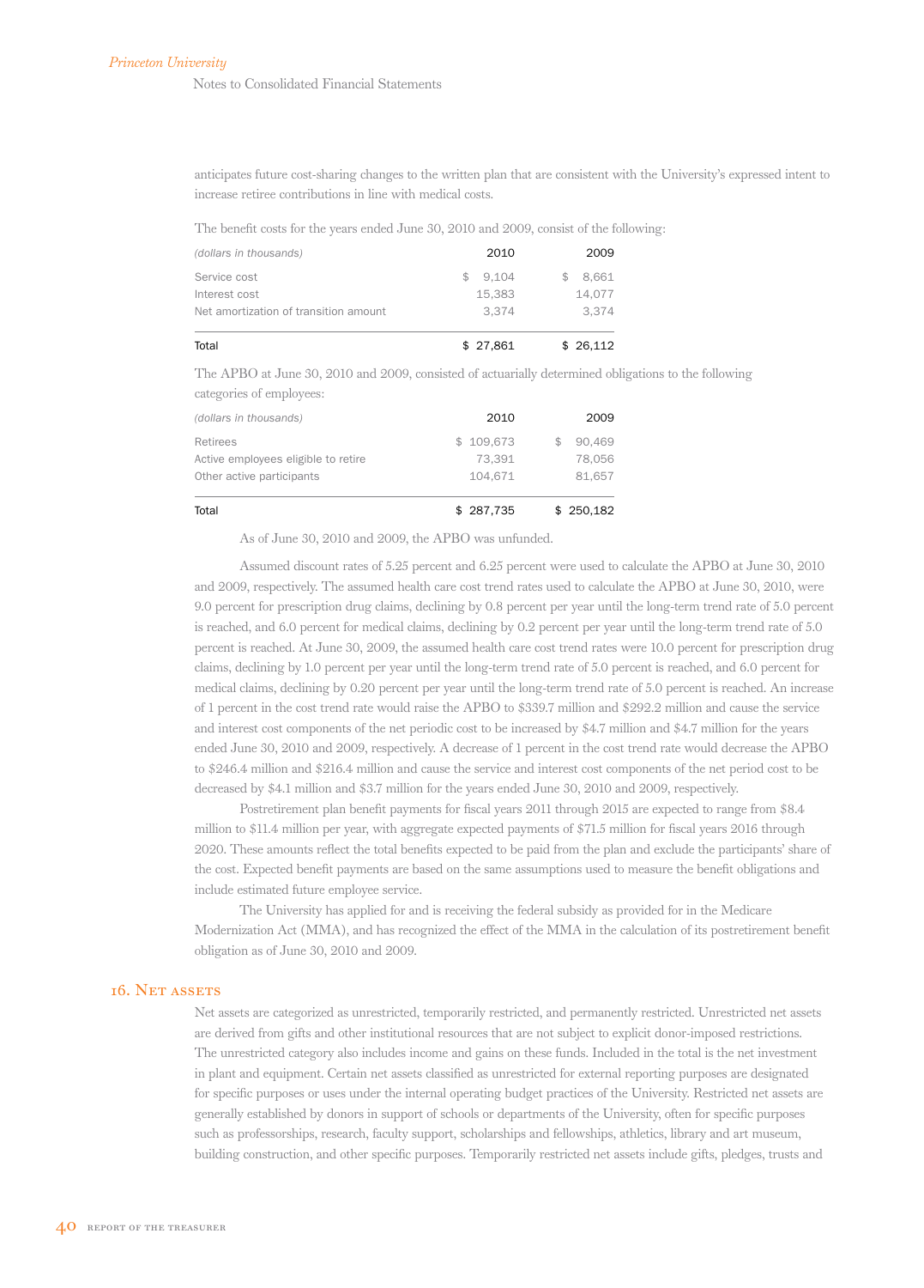anticipates future cost-sharing changes to the written plan that are consistent with the University's expressed intent to increase retiree contributions in line with medical costs.

The benefit costs for the years ended June 30, 2010 and 2009, consist of the following:

| *(dollars in thousands)* | 2010 | 2009 |
|---|---|---|
| Service cost | $ 9,104 | $ 8,661 |
| Interest cost | 15,383 | 14,077 |
| Net amortization of transition amount | 3,374 | 3,374 |
| Total | $ 27,861 | $ 26,112 |

The APBO at June 30, 2010 and 2009, consisted of actuarially determined obligations to the following categories of employees:

| *(dollars in thousands)* | 2010 | 2009 |
|---|---|---|
| Retirees | $ 109,673 | $ 90,469 |
| Active employees eligible to retire | 73,391 | 78,056 |
| Other active participants | 104,671 | 81,657 |
| Total | $ 287,735 | $ 250,182 |

As of June 30, 2010 and 2009, the APBO was unfunded.

Assumed discount rates of 5.25 percent and 6.25 percent were used to calculate the APBO at June 30, 2010 and 2009, respectively. The assumed health care cost trend rates used to calculate the APBO at June 30, 2010, were 9.0 percent for prescription drug claims, declining by 0.8 percent per year until the long-term trend rate of 5.0 percent is reached, and 6.0 percent for medical claims, declining by 0.2 percent per year until the long-term trend rate of 5.0 percent is reached. At June 30, 2009, the assumed health care cost trend rates were 10.0 percent for prescription drug claims, declining by 1.0 percent per year until the long-term trend rate of 5.0 percent is reached, and 6.0 percent for medical claims, declining by 0.20 percent per year until the long-term trend rate of 5.0 percent is reached. An increase of 1 percent in the cost trend rate would raise the APBO to $339.7 million and $292.2 million and cause the service and interest cost components of the net periodic cost to be increased by $4.7 million and $4.7 million for the years ended June 30, 2010 and 2009, respectively. A decrease of 1 percent in the cost trend rate would decrease the APBO to $246.4 million and $216.4 million and cause the service and interest cost components of the net period cost to be decreased by $4.1 million and $3.7 million for the years ended June 30, 2010 and 2009, respectively.

Postretirement plan benefit payments for fiscal years 2011 through 2015 are expected to range from $8.4 million to $11.4 million per year, with aggregate expected payments of $71.5 million for fiscal years 2016 through 2020. These amounts reflect the total benefits expected to be paid from the plan and exclude the participants' share of the cost. Expected benefit payments are based on the same assumptions used to measure the benefit obligations and include estimated future employee service.

The University has applied for and is receiving the federal subsidy as provided for in the Medicare Modernization Act (MMA), and has recognized the effect of the MMA in the calculation of its postretirement benefit obligation as of June 30, 2010 and 2009.

## 16. Net Assets

Net assets are categorized as unrestricted, temporarily restricted, and permanently restricted. Unrestricted net assets are derived from gifts and other institutional resources that are not subject to explicit donor-imposed restrictions. The unrestricted category also includes income and gains on these funds. Included in the total is the net investment in plant and equipment. Certain net assets classified as unrestricted for external reporting purposes are designated for specific purposes or uses under the internal operating budget practices of the University. Restricted net assets are generally established by donors in support of schools or departments of the University, often for specific purposes such as professorships, research, faculty support, scholarships and fellowships, athletics, library and art museum, building construction, and other specific purposes. Temporarily restricted net assets include gifts, pledges, trusts and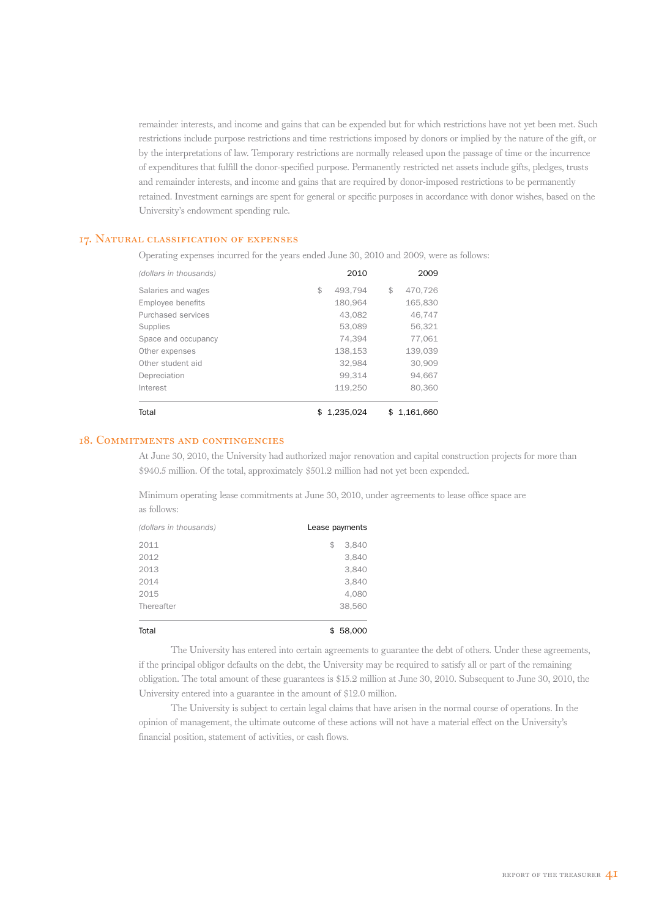remainder interests, and income and gains that can be expended but for which restrictions have not yet been met. Such restrictions include purpose restrictions and time restrictions imposed by donors or implied by the nature of the gift, or by the interpretations of law. Temporary restrictions are normally released upon the passage of time or the incurrence of expenditures that fulfill the donor-specified purpose. Permanently restricted net assets include gifts, pledges, trusts and remainder interests, and income and gains that are required by donor-imposed restrictions to be permanently retained. Investment earnings are spent for general or specific purposes in accordance with donor wishes, based on the University's endowment spending rule.

## 17. Natural classification of expenses

Operating expenses incurred for the years ended June 30, 2010 and 2009, were as follows:

| *(dollars in thousands)* | 2010 | 2009 |
|---|---|---|
| Salaries and wages | $ 493,794 | $ 470,726 |
| Employee benefits | 180,964 | 165,830 |
| Purchased services | 43,082 | 46,747 |
| Supplies | 53,089 | 56,321 |
| Space and occupancy | 74,394 | 77,061 |
| Other expenses | 138,153 | 139,039 |
| Other student aid | 32,984 | 30,909 |
| Depreciation | 99,314 | 94,667 |
| Interest | 119,250 | 80,360 |
| Total | $ 1,235,024 | $ 1,161,660 |

## 18. Commitments and contingencies

At June 30, 2010, the University had authorized major renovation and capital construction projects for more than $940.5 million. Of the total, approximately $501.2 million had not yet been expended.

Minimum operating lease commitments at June 30, 2010, under agreements to lease office space are as follows:

| *(dollars in thousands)* | Lease payments |
|---|---|
| 2011 | $ 3,840 |
| 2012 | 3,840 |
| 2013 | 3,840 |
| 2014 | 3,840 |
| 2015 | 4,080 |
| Thereafter | 38,560 |
| Total | $ 58,000 |

The University has entered into certain agreements to guarantee the debt of others. Under these agreements, if the principal obligor defaults on the debt, the University may be required to satisfy all or part of the remaining obligation. The total amount of these guarantees is $15.2 million at June 30, 2010. Subsequent to June 30, 2010, the University entered into a guarantee in the amount of $12.0 million.

The University is subject to certain legal claims that have arisen in the normal course of operations. In the opinion of management, the ultimate outcome of these actions will not have a material effect on the University's financial position, statement of activities, or cash flows.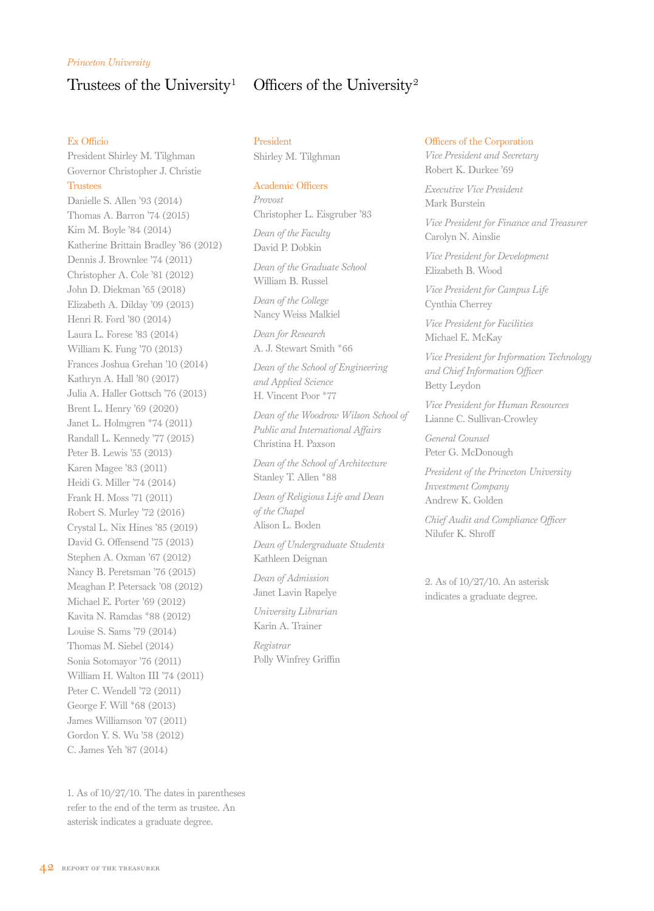*Princeton University*

# Trustees of the University[1]

### Ex Officio

President Shirley M. Tilghman
Governor Christopher J. Christie

### Trustees

Danielle S. Allen ’93 (2014)
Thomas A. Barron ’74 (2015)
Kim M. Boyle ’84 (2014)
Katherine Brittain Bradley ’86 (2012)
Dennis J. Brownlee ’74 (2011)
Christopher A. Cole ’81 (2012)
John D. Diekman ’65 (2018)
Elizabeth A. Dilday ’09 (2013)
Henri R. Ford ’80 (2014)
Laura L. Forese ’83 (2014)
William K. Fung ’70 (2013)
Frances Joshua Grehan ’10 (2014)
Kathryn A. Hall ’80 (2017)
Julia A. Haller Gottsch ’76 (2013)
Brent L. Henry ’69 (2020)
Janet L. Holmgren *74 (2011)
Randall L. Kennedy ’77 (2015)
Peter B. Lewis ’55 (2013)
Karen Magee ’83 (2011)
Heidi G. Miller ’74 (2014)
Frank H. Moss ’71 (2011)
Robert S. Murley ’72 (2016)
Crystal L. Nix Hines ’85 (2019)
David G. Offensend ’75 (2013)
Stephen A. Oxman ’67 (2012)
Nancy B. Peretsman ’76 (2015)
Meaghan P. Petersack ’08 (2012)
Michael E. Porter ’69 (2012)
Kavita N. Ramdas *88 (2012)
Louise S. Sams ’79 (2014)
Thomas M. Siebel (2014)
Sonia Sotomayor ’76 (2011)
William H. Walton III ’74 (2011)
Peter C. Wendell ’72 (2011)
George F. Will *68 (2013)
James Williamson ’07 (2011)
Gordon Y. S. Wu ’58 (2012)
C. James Yeh ’87 (2014)

1. As of 10/27/10. The dates in parentheses refer to the end of the term as trustee. An asterisk indicates a graduate degree.

# Officers of the University[2]

### President

Shirley M. Tilghman

### Academic Officers

*Provost*
Christopher L. Eisgruber ’83

*Dean of the Faculty*
David P. Dobkin

*Dean of the Graduate School*
William B. Russel

*Dean of the College*
Nancy Weiss Malkiel

*Dean for Research*
A. J. Stewart Smith *66

*Dean of the School of Engineering and Applied Science*
H. Vincent Poor *77

*Dean of the Woodrow Wilson School of Public and International Affairs*
Christina H. Paxson

*Dean of the School of Architecture*
Stanley T. Allen *88

*Dean of Religious Life and Dean of the Chapel*
Alison L. Boden

*Dean of Undergraduate Students*
Kathleen Deignan

*Dean of Admission*
Janet Lavin Rapelye

*University Librarian*
Karin A. Trainer

*Registrar*
Polly Winfrey Griffin

### Officers of the Corporation

*Vice President and Secretary*
Robert K. Durkee ’69

*Executive Vice President*
Mark Burstein

*Vice President for Finance and Treasurer*
Carolyn N. Ainslie

*Vice President for Development*
Elizabeth B. Wood

*Vice President for Campus Life*
Cynthia Cherrey

*Vice President for Facilities*
Michael E. McKay

*Vice President for Information Technology and Chief Information Officer*
Betty Leydon

*Vice President for Human Resources*
Lianne C. Sullivan-Crowley

*General Counsel*
Peter G. McDonough

*President of the Princeton University Investment Company*
Andrew K. Golden

*Chief Audit and Compliance Officer*
Nilufer K. Shroff

2. As of 10/27/10. An asterisk indicates a graduate degree.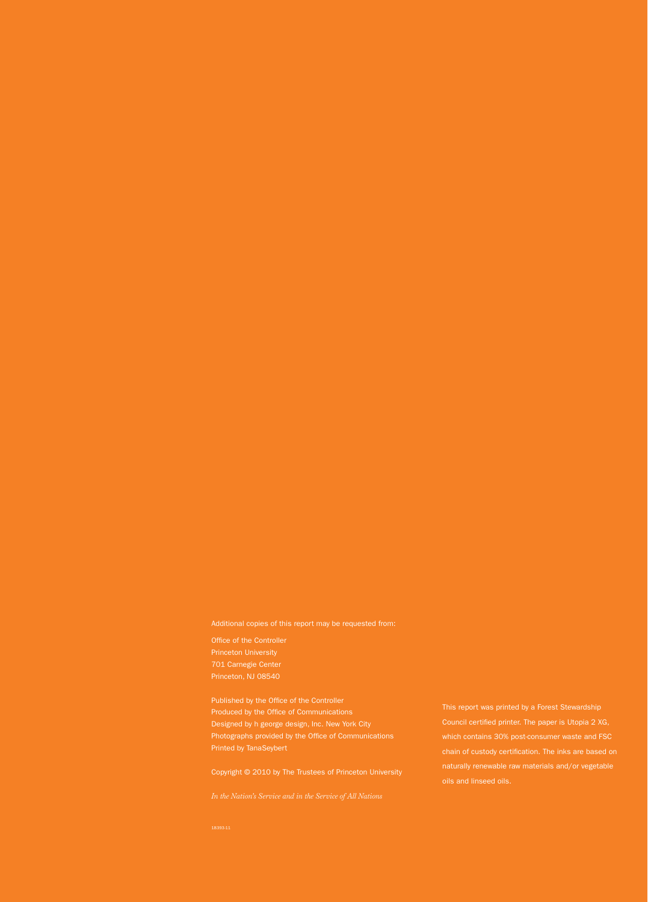Additional copies of this report may be requested from:

Office of the Controller
Princeton University
701 Carnegie Center
Princeton, NJ 08540

Published by the Office of the Controller
Produced by the Office of Communications
Designed by h george design, Inc. New York City
Photographs provided by the Office of Communications
Printed by TanaSeybert

Copyright © 2010 by The Trustees of Princeton University

*In the Nation's Service and in the Service of All Nations*

18393-11

This report was printed by a Forest Stewardship Council certified printer. The paper is Utopia 2 XG, which contains 30% post-consumer waste and FSC chain of custody certification. The inks are based on naturally renewable raw materials and/or vegetable oils and linseed oils.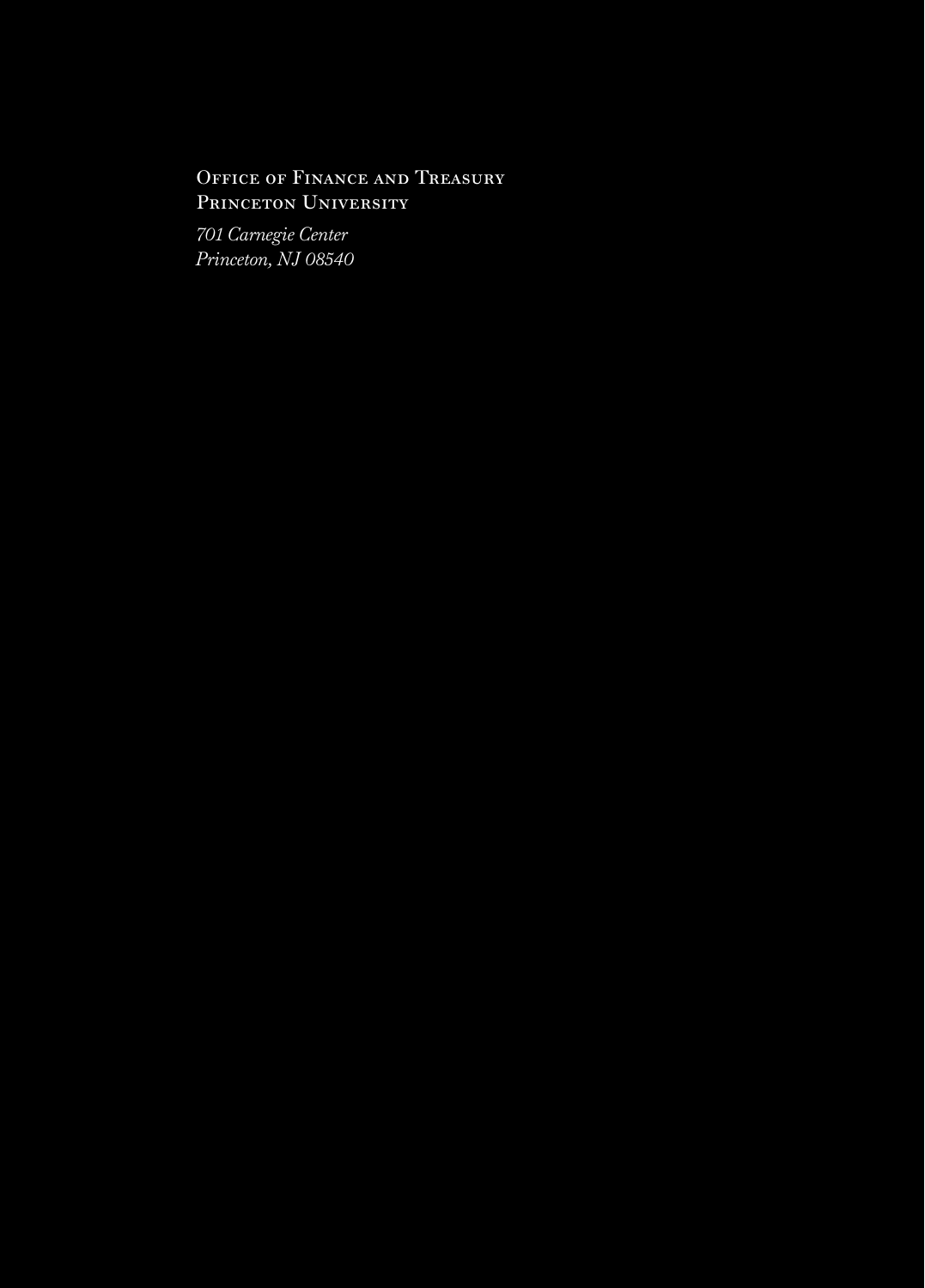Office of Finance and Treasury
Princeton University

*701 Carnegie Center*
*Princeton, NJ 08540*